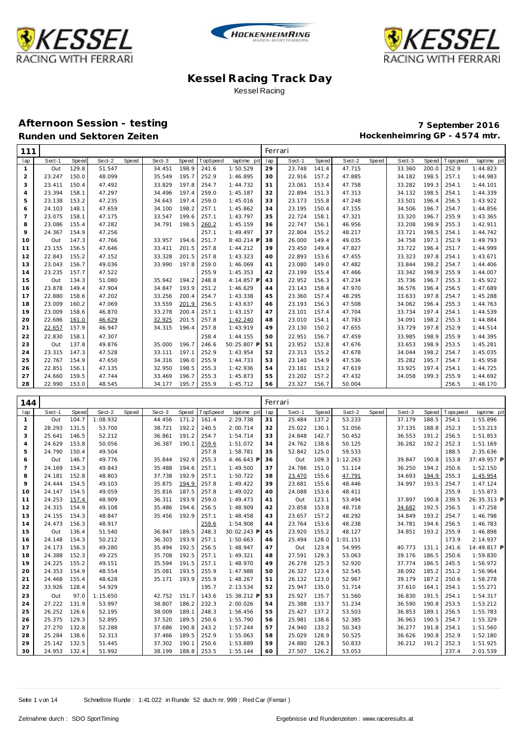# Kessel Racing Track Day

Kessel Racing

## Afternoon Session - testing

**7 September 2016**

## Runden und Sektoren Zeiten

**Hockenheimring GP - 4574 mtr.**

**111** — Ferrari

| lap | Sect-1 | Speed | Sect-2 | Speed | Sect-3 | Speed | TopSpeed | laptime pit | lap | Sect-1 | Speed | Sect-2 | Speed | Sect-3 | Speed | Topspeed | laptime pit |
|---|---|---|---|---|---|---|---|---|---|---|---|---|---|---|---|---|---|
| 1 | Out | 129.8 | 51.547 | | 34.451 | 198.9 | 241.6 | 1:50.529 | 29 | 23.748 | 141.4 | 47.715 | | 33.360 | 200.0 | 252.9 | 1:44.823 |
| 2 | 23.247 | 150.0 | 48.099 | | 35.549 | 195.7 | 252.9 | 1:46.895 | 30 | 22.916 | 157.2 | 47.885 | | 34.182 | 198.5 | 257.1 | 1:44.983 |
| 3 | 23.411 | 150.4 | 47.492 | | 33.829 | 197.8 | 254.7 | 1:44.732 | 31 | 23.061 | 153.4 | 47.758 | | 33.282 | 199.3 | 254.1 | 1:44.101 |
| 4 | 23.394 | 158.1 | 47.297 | | 34.496 | 197.4 | 259.0 | 1:45.187 | 32 | 22.894 | 151.3 | 47.313 | | 34.132 | 198.5 | 254.1 | 1:44.339 |
| 5 | 23.138 | 153.2 | 47.235 | | 34.643 | 197.4 | 259.0 | 1:45.016 | 33 | 23.173 | 155.8 | 47.248 | | 33.501 | 196.4 | 256.5 | 1:43.922 |
| 6 | 24.103 | 148.1 | 47.659 | | 34.100 | 198.2 | 257.1 | 1:45.862 | 34 | 23.195 | 150.4 | 47.155 | | 34.506 | 196.7 | 254.7 | 1:44.856 |
| 7 | 23.075 | 158.1 | 47.175 | | 33.547 | 199.6 | 257.1 | 1:43.797 | 35 | 22.724 | 158.1 | 47.321 | | 33.320 | 196.7 | 255.9 | 1:43.365 |
| 8 | 23.086 | 155.4 | 47.282 | | 34.791 | 198.5 | 260.2 | 1:45.159 | 36 | 22.747 | 156.1 | 46.956 | | 33.208 | 198.9 | 255.3 | 1:42.911 |
| 9 | 24.367 | 154.9 | 47.256 | | | | 257.1 | 1:49.497 | 37 | 22.804 | 155.2 | 48.217 | | 33.721 | 198.5 | 254.1 | 1:44.742 |
| 10 | Out | 147.3 | 47.766 | | 33.957 | 194.6 | 251.7 | 8:40.214 P | 38 | 26.000 | 149.4 | 49.035 | | 34.758 | 197.1 | 252.9 | 1:49.793 |
| 11 | 23.155 | 156.5 | 47.646 | | 33.411 | 201.5 | 257.8 | 1:44.212 | 39 | 23.450 | 149.4 | 47.827 | | 33.722 | 196.4 | 251.7 | 1:44.999 |
| 12 | 22.843 | 155.2 | 47.152 | | 33.328 | 201.5 | 257.8 | 1:43.323 | 40 | 22.893 | 153.6 | 47.455 | | 33.323 | 197.8 | 254.1 | 1:43.671 |
| 13 | 23.043 | 156.7 | 49.036 | | 33.990 | 197.8 | 259.0 | 1:46.069 | 41 | 23.080 | 149.0 | 47.482 | | 33.844 | 198.2 | 254.7 | 1:44.406 |
| 14 | 23.235 | 157.7 | 47.522 | | | | 255.9 | 1:45.353 | 42 | 23.199 | 155.4 | 47.466 | | 33.342 | 198.9 | 255.9 | 1:44.007 |
| 15 | Out | 134.3 | 51.080 | | 35.942 | 194.2 | 248.8 | 4:14.857 P | 43 | 22.952 | 156.3 | 47.234 | | 35.736 | 196.7 | 255.3 | 1:45.922 |
| 16 | 23.878 | 149.4 | 47.904 | | 34.847 | 193.9 | 251.2 | 1:46.629 | 44 | 23.143 | 158.4 | 47.970 | | 36.576 | 196.4 | 256.5 | 1:47.689 |
| 17 | 22.880 | 158.6 | 47.202 | | 33.256 | 200.4 | 254.7 | 1:43.338 | 45 | 23.360 | 157.4 | 48.295 | | 33.633 | 197.8 | 254.7 | 1:45.288 |
| 18 | 23.009 | 160.2 | 47.069 | | 33.559 | 201.9 | 256.5 | 1:43.637 | 46 | 23.193 | 156.3 | 47.508 | | 34.062 | 196.4 | 255.3 | 1:44.763 |
| 19 | 23.009 | 158.6 | 46.870 | | 33.278 | 200.4 | 257.1 | 1:43.157 | 47 | 23.101 | 157.4 | 47.704 | | 33.734 | 197.4 | 254.1 | 1:44.539 |
| 20 | 22.686 | 161.0 | 46.629 | | 32.925 | 201.5 | 257.8 | 1:42.240 | 48 | 23.010 | 154.1 | 47.783 | | 34.091 | 198.2 | 255.3 | 1:44.884 |
| 21 | 22.657 | 157.9 | 46.947 | | 34.315 | 196.4 | 257.8 | 1:43.919 | 49 | 23.130 | 150.2 | 47.655 | | 33.729 | 197.8 | 252.9 | 1:44.514 |
| 22 | 22.830 | 158.1 | 47.307 | | | | 258.4 | 1:44.155 | 50 | 22.951 | 156.7 | 47.459 | | 33.985 | 198.9 | 255.9 | 1:44.395 |
| 23 | Out | 137.8 | 49.876 | | 35.000 | 196.7 | 246.6 | 50:25.807 P | 51 | 23.952 | 152.8 | 47.676 | | 33.653 | 198.9 | 253.5 | 1:45.281 |
| 24 | 23.315 | 147.3 | 47.528 | | 33.111 | 197.1 | 252.9 | 1:43.954 | 52 | 23.313 | 155.2 | 47.678 | | 34.044 | 198.2 | 254.7 | 1:45.035 |
| 25 | 22.767 | 154.9 | 47.650 | | 34.316 | 196.0 | 255.9 | 1:44.733 | 53 | 23.140 | 154.9 | 47.536 | | 35.282 | 195.7 | 254.7 | 1:45.958 |
| 26 | 22.851 | 156.1 | 47.135 | | 32.950 | 198.5 | 255.3 | 1:42.936 | 54 | 23.181 | 153.2 | 47.619 | | 33.925 | 197.4 | 254.1 | 1:44.725 |
| 27 | 24.660 | 159.5 | 47.744 | | 33.469 | 196.7 | 255.3 | 1:45.873 | 55 | 23.202 | 157.2 | 47.432 | | 34.058 | 199.3 | 255.9 | 1:44.692 |
| 28 | 22.990 | 153.0 | 48.545 | | 34.177 | 195.7 | 255.9 | 1:45.712 | 56 | 23.327 | 156.7 | 50.004 | | | | 256.5 | 1:48.170 |

**144** — Ferrari

| lap | Sect-1 | Speed | Sect-2 | Speed | Sect-3 | Speed | TopSpeed | laptime pit | lap | Sect-1 | Speed | Sect-2 | Speed | Sect-3 | Speed | Topspeed | laptime pit |
|---|---|---|---|---|---|---|---|---|---|---|---|---|---|---|---|---|---|
| 1 | Out | 104.7 | 1:08.932 | | 44.456 | 171.2 | 161.4 | 2:29.738 | 31 | 25.484 | 137.2 | 53.233 | | 37.179 | 188.5 | 254.1 | 1:55.896 |
| 2 | 28.293 | 131.5 | 53.700 | | 38.721 | 192.2 | 240.5 | 2:00.714 | 32 | 25.022 | 130.1 | 51.056 | | 37.135 | 188.8 | 252.3 | 1:53.213 |
| 3 | 25.641 | 146.5 | 52.212 | | 36.861 | 191.2 | 254.7 | 1:54.714 | 33 | 24.848 | 142.7 | 50.452 | | 36.553 | 191.2 | 256.5 | 1:51.853 |
| 4 | 24.629 | 153.8 | 50.056 | | 36.387 | 190.1 | 259.6 | 1:51.072 | 34 | 24.762 | 138.6 | 50.125 | | 36.282 | 192.2 | 252.3 | 1:51.169 |
| 5 | 24.790 | 150.4 | 49.504 | | | | 257.8 | 1:58.781 | 35 | 52.842 | 125.0 | 59.533 | | | | 188.5 | 2:35.636 |
| 6 | Out | 146.7 | 49.776 | | 35.844 | 192.9 | 255.3 | 4:46.643 P | 36 | Out | 109.3 | 1:12.263 | | 39.847 | 190.8 | 153.8 | 37:49.957 P |
| 7 | 24.169 | 154.3 | 49.843 | | 35.488 | 194.6 | 257.1 | 1:49.500 | 37 | 24.786 | 151.0 | 51.114 | | 36.250 | 194.2 | 250.6 | 1:52.150 |
| 8 | 24.181 | 152.8 | 48.803 | | 37.738 | 192.9 | 257.1 | 1:50.722 | 38 | 23.470 | 155.6 | 47.791 | | 34.693 | 194.9 | 255.3 | 1:45.954 |
| 9 | 24.444 | 154.5 | 49.103 | | 35.875 | 194.9 | 257.8 | 1:49.422 | 39 | 23.681 | 155.6 | 48.446 | | 34.997 | 193.5 | 254.7 | 1:47.124 |
| 10 | 24.147 | 154.5 | 49.059 | | 35.816 | 187.5 | 257.8 | 1:49.022 | 40 | 24.088 | 153.6 | 48.411 | | | | 255.9 | 1:55.873 |
| 11 | 24.253 | 157.4 | 48.909 | | 36.311 | 193.9 | 259.0 | 1:49.473 | 41 | Out | 123.1 | 53.494 | | 37.897 | 190.8 | 239.5 | 26:35.313 P |
| 12 | 24.315 | 154.9 | 49.108 | | 35.486 | 194.6 | 256.5 | 1:48.909 | 42 | 23.858 | 153.8 | 48.718 | | 34.682 | 192.5 | 256.5 | 1:47.258 |
| 13 | 24.155 | 154.3 | 48.847 | | 35.456 | 192.9 | 257.1 | 1:48.458 | 43 | 23.657 | 157.2 | 48.292 | | 34.849 | 193.2 | 254.7 | 1:46.798 |
| 14 | 24.473 | 156.3 | 48.917 | | | | 259.6 | 1:54.908 | 44 | 23.764 | 153.6 | 48.238 | | 34.781 | 194.6 | 256.5 | 1:46.783 |
| 15 | Out | 136.4 | 51.540 | | 36.847 | 189.5 | 248.3 | 30:02.243 P | 45 | 23.920 | 155.2 | 48.127 | | 34.851 | 193.2 | 255.9 | 1:46.898 |
| 16 | 24.148 | 154.3 | 50.212 | | 36.303 | 193.9 | 257.1 | 1:50.663 | 46 | 25.494 | 128.0 | 1:01.151 | | | | 173.9 | 2:14.937 |
| 17 | 24.173 | 156.3 | 49.280 | | 35.494 | 192.5 | 256.5 | 1:48.947 | 47 | Out | 123.4 | 54.995 | | 40.773 | 131.1 | 241.6 | 14:49.817 P |
| 18 | 24.388 | 152.3 | 49.225 | | 35.708 | 192.5 | 257.1 | 1:49.321 | 48 | 27.591 | 129.3 | 53.063 | | 39.176 | 186.5 | 250.6 | 1:59.830 |
| 19 | 24.225 | 155.2 | 49.151 | | 35.594 | 191.5 | 257.1 | 1:48.970 | 49 | 26.278 | 125.3 | 52.920 | | 37.774 | 186.5 | 245.5 | 1:56.972 |
| 20 | 24.353 | 154.9 | 48.554 | | 35.081 | 193.5 | 255.9 | 1:47.988 | 50 | 26.327 | 123.4 | 52.545 | | 38.092 | 185.2 | 251.2 | 1:56.964 |
| 21 | 24.468 | 155.4 | 48.628 | | 35.171 | 193.9 | 255.9 | 1:48.267 | 51 | 26.132 | 123.0 | 52.967 | | 39.179 | 187.2 | 250.6 | 1:58.278 |
| 22 | 33.926 | 128.4 | 54.929 | | | | 195.7 | 2:13.534 | 52 | 25.947 | 135.0 | 51.714 | | 37.610 | 164.1 | 254.1 | 1:55.271 |
| 23 | Out | 97.0 | 1:15.650 | | 42.752 | 151.7 | 143.6 | 15:38.212 P | 53 | 25.927 | 135.7 | 51.560 | | 36.830 | 191.5 | 254.1 | 1:54.317 |
| 24 | 27.222 | 131.9 | 53.997 | | 38.807 | 186.2 | 232.3 | 2:00.026 | 54 | 25.388 | 133.7 | 51.234 | | 36.590 | 190.8 | 253.5 | 1:53.212 |
| 25 | 26.252 | 126.6 | 52.195 | | 38.009 | 189.1 | 248.3 | 1:56.456 | 55 | 25.427 | 137.2 | 53.503 | | 36.853 | 189.1 | 256.5 | 1:55.783 |
| 26 | 25.375 | 129.3 | 52.895 | | 37.520 | 189.5 | 250.6 | 1:55.790 | 56 | 25.981 | 138.6 | 52.385 | | 36.963 | 190.5 | 254.7 | 1:55.329 |
| 27 | 27.270 | 132.8 | 52.288 | | 37.686 | 190.8 | 243.2 | 1:57.244 | 57 | 24.940 | 133.2 | 50.343 | | 36.277 | 191.8 | 254.1 | 1:51.560 |
| 28 | 25.284 | 138.6 | 52.313 | | 37.466 | 189.5 | 252.9 | 1:55.063 | 58 | 25.029 | 128.9 | 50.525 | | 36.626 | 190.8 | 252.9 | 1:52.180 |
| 29 | 25.142 | 132.5 | 51.445 | | 37.302 | 190.1 | 250.6 | 1:53.889 | 59 | 24.880 | 128.3 | 50.833 | | 36.212 | 191.2 | 252.3 | 1:51.925 |
| 30 | 24.953 | 132.4 | 51.992 | | 38.199 | 188.8 | 253.5 | 1:55.144 | 60 | 27.507 | 126.2 | 53.053 | | | | 237.4 | 2:01.539 |

Schnellste Runde : 1:41.022 in Runde 52 duch nr. 999 : Red Car (Ferrari)

Zeitnahme durch : SDO SportTiming

Ergebnisse und Rundenzeiten : www.raceresults.at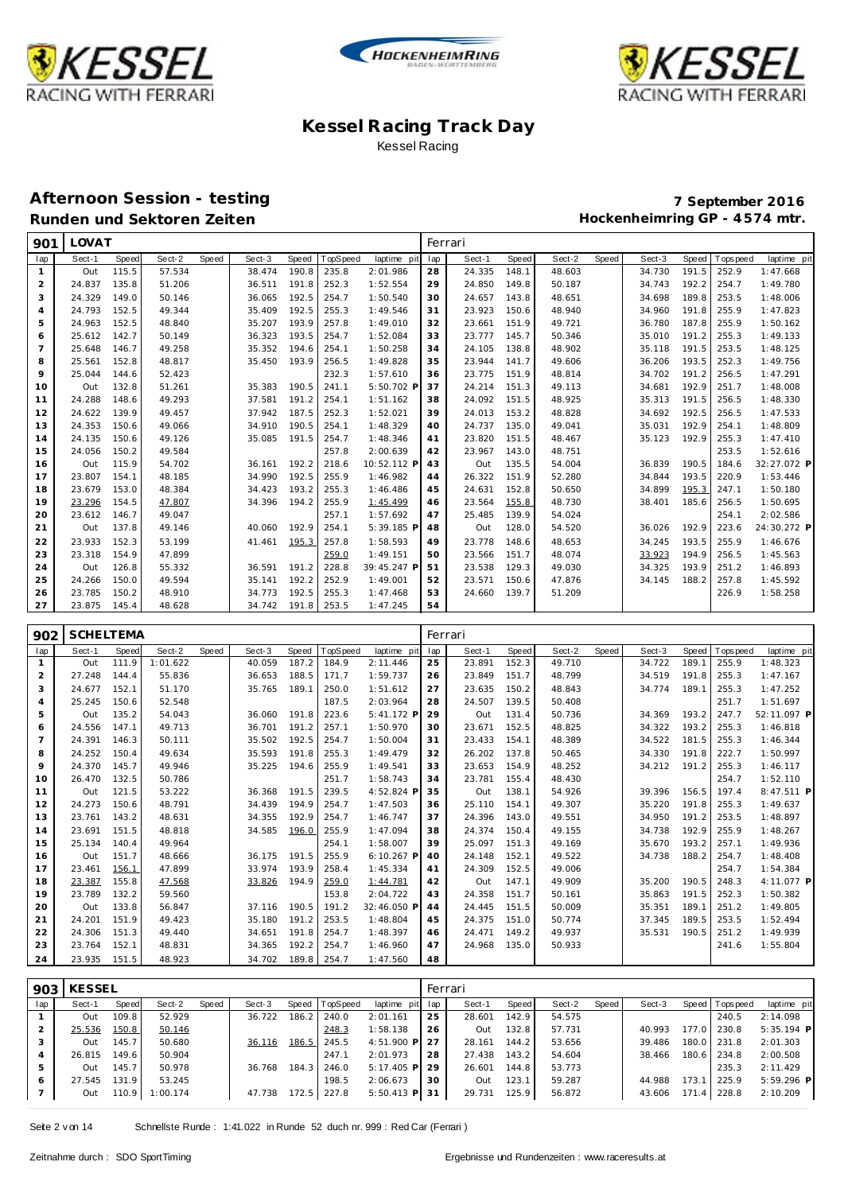# Kessel Racing Track Day

Kessel Racing

## Afternoon Session - testing

**Runden und Sektoren Zeiten**

**7 September 2016**

**Hockenheimring GP - 4574 mtr.**

| 901 | LOVAT | | | | | | | | Ferrari | | | | | | | | |
|---|---|---|---|---|---|---|---|---|---|---|---|---|---|---|---|---|---|
| lap | Sect-1 | Speed | Sect-2 | Speed | Sect-3 | Speed | TopSpeed | laptime pit | lap | Sect-1 | Speed | Sect-2 | Speed | Sect-3 | Speed | Topspeed | laptime pit |
| 1 | Out | 115.5 | 57.534 | | 38.474 | 190.8 | 235.8 | 2:01.986 | 28 | 24.335 | 148.1 | 48.603 | | 34.730 | 191.5 | 252.9 | 1:47.668 |
| 2 | 24.837 | 135.8 | 51.206 | | 36.511 | 191.8 | 252.3 | 1:52.554 | 29 | 24.850 | 149.8 | 50.187 | | 34.743 | 192.2 | 254.7 | 1:49.780 |
| 3 | 24.329 | 149.0 | 50.146 | | 36.065 | 192.5 | 254.7 | 1:50.540 | 30 | 24.657 | 143.8 | 48.651 | | 34.698 | 189.8 | 253.5 | 1:48.006 |
| 4 | 24.793 | 152.5 | 49.344 | | 35.409 | 192.5 | 255.3 | 1:49.546 | 31 | 23.923 | 150.6 | 48.940 | | 34.960 | 191.8 | 255.9 | 1:47.823 |
| 5 | 24.963 | 152.5 | 48.840 | | 35.207 | 193.9 | 257.8 | 1:49.010 | 32 | 23.661 | 151.9 | 49.721 | | 36.780 | 187.8 | 255.9 | 1:50.162 |
| 6 | 25.612 | 142.7 | 50.149 | | 36.323 | 193.5 | 254.7 | 1:52.084 | 33 | 23.777 | 145.7 | 50.346 | | 35.010 | 191.2 | 255.3 | 1:49.133 |
| 7 | 25.648 | 146.7 | 49.258 | | 35.352 | 194.6 | 254.1 | 1:50.258 | 34 | 24.105 | 138.8 | 48.902 | | 35.118 | 191.5 | 253.5 | 1:48.125 |
| 8 | 25.561 | 152.8 | 48.817 | | 35.450 | 193.9 | 256.5 | 1:49.828 | 35 | 23.944 | 141.7 | 49.606 | | 36.206 | 193.5 | 252.3 | 1:49.756 |
| 9 | 25.044 | 144.6 | 52.423 | | | | 232.3 | 1:57.610 | 36 | 23.775 | 151.9 | 48.814 | | 34.702 | 191.2 | 256.5 | 1:47.291 |
| 10 | Out | 132.8 | 51.261 | | 35.383 | 190.5 | 241.1 | 5:50.702 P | 37 | 24.214 | 151.3 | 49.113 | | 34.681 | 192.9 | 251.7 | 1:48.008 |
| 11 | 24.288 | 148.6 | 49.293 | | 37.581 | 191.2 | 254.1 | 1:51.162 | 38 | 24.092 | 151.5 | 48.925 | | 35.313 | 191.5 | 256.5 | 1:48.330 |
| 12 | 24.622 | 139.9 | 49.457 | | 37.942 | 187.5 | 252.3 | 1:52.021 | 39 | 24.013 | 153.2 | 48.828 | | 34.692 | 192.5 | 256.5 | 1:47.533 |
| 13 | 24.353 | 150.6 | 49.066 | | 34.910 | 190.5 | 254.1 | 1:48.329 | 40 | 24.737 | 135.0 | 49.041 | | 35.031 | 192.9 | 254.1 | 1:48.809 |
| 14 | 24.135 | 150.6 | 49.126 | | 35.085 | 191.5 | 254.7 | 1:48.346 | 41 | 23.820 | 151.5 | 48.467 | | 35.123 | 192.9 | 255.3 | 1:47.410 |
| 15 | 24.056 | 150.2 | 49.584 | | | | 257.8 | 2:00.639 | 42 | 23.967 | 143.0 | 48.751 | | | | 253.5 | 1:52.616 |
| 16 | Out | 115.9 | 54.702 | | 36.161 | 192.2 | 218.6 | 10:52.112 P | 43 | Out | 135.5 | 54.004 | | 36.839 | 190.5 | 184.6 | 32:27.072 P |
| 17 | 23.807 | 154.1 | 48.185 | | 34.990 | 192.5 | 255.9 | 1:46.982 | 44 | 26.322 | 151.9 | 52.280 | | 34.844 | 193.5 | 220.9 | 1:53.446 |
| 18 | 23.679 | 153.0 | 48.384 | | 34.423 | 193.2 | 255.3 | 1:46.486 | 45 | 24.631 | 152.8 | 50.650 | | 34.899 | 195.3 | 247.1 | 1:50.180 |
| 19 | 23.296 | 154.5 | 47.807 | | 34.396 | 194.2 | 255.9 | 1:45.499 | 46 | 23.564 | 155.8 | 48.730 | | 38.401 | 185.6 | 256.5 | 1:50.695 |
| 20 | 23.612 | 146.7 | 49.047 | | | | 257.1 | 1:57.692 | 47 | 25.485 | 139.9 | 54.024 | | | | 254.1 | 2:02.586 |
| 21 | Out | 137.8 | 49.146 | | 40.060 | 192.9 | 254.1 | 5:39.185 P | 48 | Out | 128.0 | 54.520 | | 36.026 | 192.9 | 223.6 | 24:30.272 P |
| 22 | 23.933 | 152.3 | 53.199 | | 41.461 | 195.3 | 257.8 | 1:58.593 | 49 | 23.778 | 148.6 | 48.653 | | 34.245 | 193.5 | 255.9 | 1:46.676 |
| 23 | 23.318 | 154.9 | 47.899 | | | | 259.0 | 1:49.151 | 50 | 23.566 | 151.7 | 48.074 | | 33.923 | 194.9 | 256.5 | 1:45.563 |
| 24 | Out | 126.8 | 55.332 | | 36.591 | 191.2 | 228.8 | 39:45.247 P | 51 | 23.538 | 129.3 | 49.030 | | 34.325 | 193.9 | 251.2 | 1:46.893 |
| 25 | 24.266 | 150.0 | 49.594 | | 35.141 | 192.2 | 252.9 | 1:49.001 | 52 | 23.571 | 150.6 | 47.876 | | 34.145 | 188.2 | 257.8 | 1:45.592 |
| 26 | 23.785 | 150.2 | 48.910 | | 34.773 | 192.5 | 255.3 | 1:47.468 | 53 | 24.660 | 139.7 | 51.209 | | | | 226.9 | 1:58.258 |
| 27 | 23.875 | 145.4 | 48.628 | | 34.742 | 191.8 | 253.5 | 1:47.245 | 54 | | | | | | | | |

| 902 | SCHELTEMA | | | | | | | | Ferrari | | | | | | | | |
|---|---|---|---|---|---|---|---|---|---|---|---|---|---|---|---|---|---|
| lap | Sect-1 | Speed | Sect-2 | Speed | Sect-3 | Speed | TopSpeed | laptime pit | lap | Sect-1 | Speed | Sect-2 | Speed | Sect-3 | Speed | Topspeed | laptime pit |
| 1 | Out | 111.9 | 1:01.622 | | 40.059 | 187.2 | 184.9 | 2:11.446 | 25 | 23.891 | 152.3 | 49.710 | | 34.722 | 189.1 | 255.9 | 1:48.323 |
| 2 | 27.248 | 144.4 | 55.836 | | 36.653 | 188.5 | 171.7 | 1:59.737 | 26 | 23.849 | 151.7 | 48.799 | | 34.519 | 191.8 | 255.3 | 1:47.167 |
| 3 | 24.677 | 152.1 | 51.170 | | 35.765 | 189.1 | 250.0 | 1:51.612 | 27 | 23.635 | 150.2 | 48.843 | | 34.774 | 189.1 | 255.3 | 1:47.252 |
| 4 | 25.245 | 150.6 | 52.548 | | | | 187.5 | 2:03.964 | 28 | 24.507 | 139.5 | 50.408 | | | | 251.7 | 1:51.697 |
| 5 | Out | 135.2 | 54.043 | | 36.060 | 191.8 | 223.6 | 5:41.172 P | 29 | Out | 131.4 | 50.736 | | 34.369 | 193.2 | 247.7 | 52:11.097 P |
| 6 | 24.556 | 147.1 | 49.713 | | 36.701 | 191.2 | 257.1 | 1:50.970 | 30 | 23.671 | 152.5 | 48.825 | | 34.322 | 193.2 | 255.3 | 1:46.818 |
| 7 | 24.391 | 146.3 | 50.111 | | 35.502 | 192.5 | 254.7 | 1:50.004 | 31 | 23.433 | 154.1 | 48.389 | | 34.522 | 181.5 | 255.3 | 1:46.344 |
| 8 | 24.252 | 150.4 | 49.634 | | 35.593 | 191.8 | 255.3 | 1:49.479 | 32 | 26.202 | 137.8 | 50.465 | | 34.330 | 191.8 | 222.7 | 1:50.997 |
| 9 | 24.370 | 145.7 | 49.946 | | 35.225 | 194.6 | 255.9 | 1:49.541 | 33 | 23.653 | 154.9 | 48.252 | | 34.212 | 191.2 | 255.3 | 1:46.117 |
| 10 | 26.470 | 132.5 | 50.786 | | | | 251.7 | 1:58.743 | 34 | 23.781 | 155.4 | 48.430 | | | | 254.7 | 1:52.110 |
| 11 | Out | 121.5 | 53.222 | | 36.368 | 191.5 | 239.5 | 4:52.824 P | 35 | Out | 138.1 | 54.926 | | 39.396 | 156.5 | 197.4 | 8:47.511 P |
| 12 | 24.273 | 150.6 | 48.791 | | 34.439 | 194.9 | 254.7 | 1:47.503 | 36 | 25.110 | 154.1 | 49.307 | | 35.220 | 191.8 | 255.3 | 1:49.637 |
| 13 | 23.761 | 143.2 | 48.631 | | 34.355 | 192.9 | 254.7 | 1:46.747 | 37 | 24.396 | 143.0 | 49.551 | | 34.950 | 191.2 | 253.5 | 1:48.897 |
| 14 | 23.691 | 151.5 | 48.818 | | 34.585 | 196.0 | 255.9 | 1:47.094 | 38 | 24.374 | 150.4 | 49.155 | | 34.738 | 192.9 | 255.9 | 1:48.267 |
| 15 | 25.134 | 140.4 | 49.964 | | | | 254.1 | 1:58.007 | 39 | 25.097 | 151.3 | 49.169 | | 35.670 | 193.2 | 257.1 | 1:49.936 |
| 16 | Out | 151.7 | 48.666 | | 36.175 | 191.5 | 255.9 | 6:10.267 P | 40 | 24.148 | 152.1 | 49.522 | | 34.738 | 188.2 | 254.7 | 1:48.408 |
| 17 | 23.461 | 156.1 | 47.899 | | 33.974 | 193.9 | 258.4 | 1:45.334 | 41 | 24.309 | 152.5 | 49.006 | | | | 254.7 | 1:54.384 |
| 18 | 23.387 | 155.8 | 47.568 | | 33.826 | 194.9 | 259.0 | 1:44.781 | 42 | Out | 147.1 | 49.909 | | 35.200 | 190.5 | 248.3 | 4:11.077 P |
| 19 | 23.789 | 132.2 | 59.560 | | | | 153.8 | 2:04.722 | 43 | 24.358 | 151.7 | 50.161 | | 35.863 | 191.5 | 252.3 | 1:50.382 |
| 20 | Out | 133.8 | 56.847 | | 37.116 | 190.5 | 191.2 | 32:46.050 P | 44 | 24.445 | 151.5 | 50.009 | | 35.351 | 189.1 | 251.2 | 1:49.805 |
| 21 | 24.201 | 151.9 | 49.423 | | 35.180 | 191.2 | 253.5 | 1:48.804 | 45 | 24.375 | 151.0 | 50.774 | | 37.345 | 189.5 | 253.5 | 1:52.494 |
| 22 | 24.306 | 151.3 | 49.440 | | 34.651 | 191.8 | 254.7 | 1:48.397 | 46 | 24.471 | 149.2 | 49.937 | | 35.531 | 190.5 | 251.2 | 1:49.939 |
| 23 | 23.764 | 152.1 | 48.831 | | 34.365 | 192.2 | 254.7 | 1:46.960 | 47 | 24.968 | 135.0 | 50.933 | | | | 241.6 | 1:55.804 |
| 24 | 23.935 | 151.5 | 48.923 | | 34.702 | 189.8 | 254.7 | 1:47.560 | 48 | | | | | | | | |

| 903 | KESSEL | | | | | | | | Ferrari | | | | | | | | |
|---|---|---|---|---|---|---|---|---|---|---|---|---|---|---|---|---|---|
| lap | Sect-1 | Speed | Sect-2 | Speed | Sect-3 | Speed | TopSpeed | laptime pit | lap | Sect-1 | Speed | Sect-2 | Speed | Sect-3 | Speed | Topspeed | laptime pit |
| 1 | Out | 109.8 | 52.929 | | 36.722 | 186.2 | 240.0 | 2:01.161 | 25 | 28.601 | 142.9 | 54.575 | | | | 240.5 | 2:14.098 |
| 2 | 25.536 | 150.8 | 50.146 | | | | 248.3 | 1:58.138 | 26 | Out | 132.8 | 57.731 | | 40.993 | 177.0 | 230.8 | 5:35.194 P |
| 3 | Out | 145.7 | 50.680 | | 36.116 | 186.5 | 245.5 | 4:51.900 P | 27 | 28.161 | 144.2 | 53.656 | | 39.486 | 180.0 | 231.8 | 2:01.303 |
| 4 | 26.815 | 149.6 | 50.904 | | | | 247.1 | 2:01.973 | 28 | 27.438 | 143.2 | 54.604 | | 38.466 | 180.6 | 234.8 | 2:00.508 |
| 5 | Out | 145.7 | 50.978 | | 36.768 | 184.3 | 246.0 | 5:17.405 P | 29 | 26.601 | 144.8 | 53.773 | | | | 235.3 | 2:11.429 |
| 6 | 27.545 | 131.9 | 53.245 | | | | 198.5 | 2:06.673 | 30 | Out | 123.1 | 59.287 | | 44.988 | 173.1 | 225.9 | 5:59.296 P |
| 7 | Out | 110.9 | 1:00.174 | | 47.738 | 172.5 | 227.8 | 5:50.413 P | 31 | 29.731 | 125.9 | 56.872 | | 43.606 | 171.4 | 228.8 | 2:10.209 |

Schnellste Runde : 1:41.022 in Runde 52 duch nr. 999 : Red Car (Ferrari )

Zeitnahme durch : SDO SportTiming

Ergebnisse und Rundenzeiten : www.raceresults.at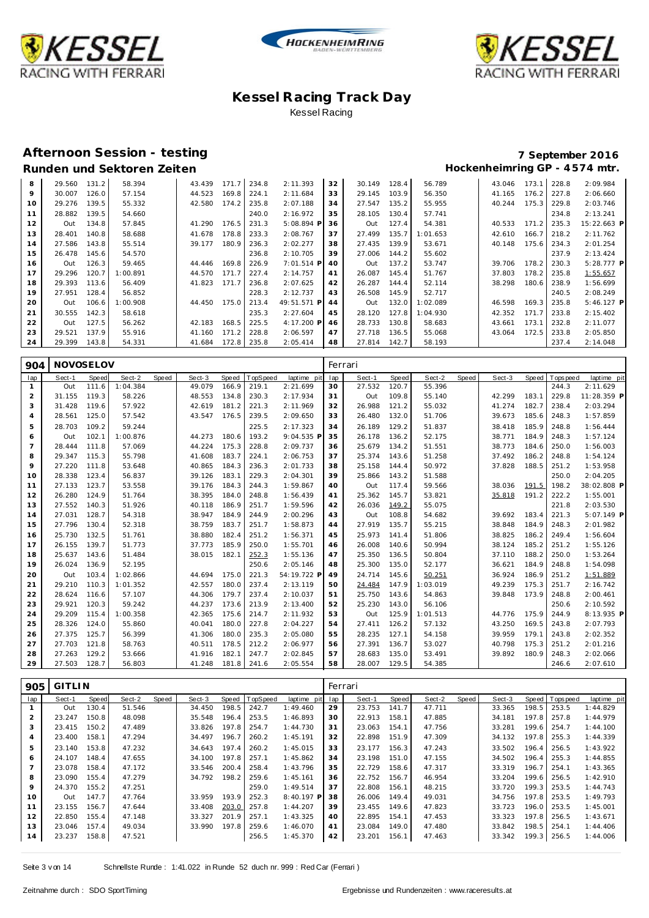# Kessel Racing Track Day

Kessel Racing

## Afternoon Session - testing

**7 September 2016**

### Runden und Sektoren Zeiten

**Hockenheimring GP - 4574 mtr.**

| lap | Sect-1 | Speed | Sect-2 | Speed | Sect-3 | Speed | TopSpeed | laptime pit | lap | Sect-1 | Speed | Sect-2 | Speed | Sect-3 | Speed | Topspeed | laptime pit |
|---|---|---|---|---|---|---|---|---|---|---|---|---|---|---|---|---|---|
| 8 | 29.560 | 131.2 | 58.394 | | 43.439 | 171.7 | 234.8 | 2:11.393 | 32 | 30.149 | 128.4 | 56.789 | | 43.046 | 173.1 | 228.8 | 2:09.984 |
| 9 | 30.007 | 126.0 | 57.154 | | 44.523 | 169.8 | 224.1 | 2:11.684 | 33 | 29.145 | 103.9 | 56.350 | | 41.165 | 176.2 | 227.8 | 2:06.660 |
| 10 | 29.276 | 139.5 | 55.332 | | 42.580 | 174.2 | 235.8 | 2:07.188 | 34 | 27.547 | 135.2 | 55.955 | | 40.244 | 175.3 | 229.8 | 2:03.746 |
| 11 | 28.882 | 139.5 | 54.660 | | | | 240.0 | 2:16.972 | 35 | 28.105 | 130.4 | 57.741 | | | | 234.8 | 2:13.241 |
| 12 | Out | 134.8 | 57.845 | | 41.290 | 176.5 | 231.3 | 5:08.894 P | 36 | Out | 127.4 | 54.381 | | 40.533 | 171.2 | 235.3 | 15:22.663 P |
| 13 | 28.401 | 140.8 | 58.688 | | 41.678 | 178.8 | 233.3 | 2:08.767 | 37 | 27.499 | 135.7 | 1:01.653 | | 42.610 | 166.7 | 218.2 | 2:11.762 |
| 14 | 27.586 | 143.8 | 55.514 | | 39.177 | 180.9 | 236.3 | 2:02.277 | 38 | 27.435 | 139.9 | 53.671 | | 40.148 | 175.6 | 234.3 | 2:01.254 |
| 15 | 26.478 | 145.6 | 54.570 | | | | 236.8 | 2:10.705 | 39 | 27.006 | 144.2 | 55.602 | | | | 237.9 | 2:13.424 |
| 16 | Out | 126.3 | 59.465 | | 44.446 | 169.8 | 226.9 | 7:01.514 P | 40 | Out | 137.2 | 53.747 | | 39.706 | 178.2 | 230.3 | 5:28.777 P |
| 17 | 29.296 | 120.7 | 1:00.891 | | 44.570 | 171.7 | 227.4 | 2:14.757 | 41 | 26.087 | 145.4 | 51.767 | | 37.803 | 178.2 | 235.8 | 1:55.657 |
| 18 | 29.393 | 113.6 | 56.409 | | 41.823 | 171.7 | 236.8 | 2:07.625 | 42 | 26.287 | 144.4 | 52.114 | | 38.298 | 180.6 | 238.9 | 1:56.699 |
| 19 | 27.951 | 128.4 | 56.852 | | | | 228.3 | 2:12.737 | 43 | 26.508 | 145.9 | 52.717 | | | | 240.5 | 2:08.249 |
| 20 | Out | 106.6 | 1:00.908 | | 44.450 | 175.0 | 213.4 | 49:51.571 P | 44 | Out | 132.0 | 1:02.089 | | 46.598 | 169.3 | 235.8 | 5:46.127 P |
| 21 | 30.555 | 142.3 | 58.618 | | | | 235.3 | 2:27.604 | 45 | 28.120 | 127.8 | 1:04.930 | | 42.352 | 171.7 | 233.8 | 2:15.402 |
| 22 | Out | 127.5 | 56.262 | | 42.183 | 168.5 | 225.5 | 4:17.200 P | 46 | 28.733 | 130.8 | 58.683 | | 43.661 | 173.1 | 232.8 | 2:11.077 |
| 23 | 29.521 | 137.9 | 55.916 | | 41.160 | 171.2 | 228.8 | 2:06.597 | 47 | 27.718 | 136.5 | 55.068 | | 43.064 | 172.5 | 233.8 | 2:05.850 |
| 24 | 29.399 | 143.8 | 54.331 | | 41.684 | 172.8 | 235.8 | 2:05.414 | 48 | 27.814 | 142.7 | 58.193 | | | | 237.4 | 2:14.048 |

**904 NOVOSELOV** — Ferrari

| lap | Sect-1 | Speed | Sect-2 | Speed | Sect-3 | Speed | TopSpeed | laptime pit | lap | Sect-1 | Speed | Sect-2 | Speed | Sect-3 | Speed | Topspeed | laptime pit |
|---|---|---|---|---|---|---|---|---|---|---|---|---|---|---|---|---|---|
| 1 | Out | 111.6 | 1:04.384 | | 49.079 | 166.9 | 219.1 | 2:21.699 | 30 | 27.532 | 120.7 | 55.396 | | | | 244.3 | 2:11.629 |
| 2 | 31.155 | 119.3 | 58.226 | | 48.553 | 134.8 | 230.3 | 2:17.934 | 31 | Out | 109.8 | 55.140 | | 42.299 | 183.1 | 229.8 | 11:28.359 P |
| 3 | 31.428 | 119.6 | 57.922 | | 42.619 | 181.2 | 221.3 | 2:11.969 | 32 | 26.988 | 121.2 | 55.032 | | 41.274 | 182.7 | 238.4 | 2:03.294 |
| 4 | 28.561 | 125.0 | 57.542 | | 43.547 | 176.5 | 239.5 | 2:09.650 | 33 | 26.480 | 132.0 | 51.706 | | 39.673 | 185.6 | 248.3 | 1:57.859 |
| 5 | 28.703 | 109.2 | 59.244 | | | | 225.5 | 2:17.323 | 34 | 26.189 | 129.2 | 51.837 | | 38.418 | 185.9 | 248.8 | 1:56.444 |
| 6 | Out | 102.1 | 1:00.876 | | 44.273 | 180.6 | 193.2 | 9:04.535 P | 35 | 26.178 | 136.2 | 52.175 | | 38.771 | 184.9 | 248.3 | 1:57.124 |
| 7 | 28.444 | 111.8 | 57.069 | | 44.224 | 175.3 | 228.8 | 2:09.737 | 36 | 25.679 | 134.2 | 51.551 | | 38.773 | 184.6 | 250.0 | 1:56.003 |
| 8 | 29.347 | 115.3 | 55.798 | | 41.608 | 183.7 | 224.1 | 2:06.753 | 37 | 25.374 | 143.6 | 51.258 | | 37.492 | 186.2 | 248.8 | 1:54.124 |
| 9 | 27.220 | 111.8 | 53.648 | | 40.865 | 184.3 | 236.3 | 2:01.733 | 38 | 25.158 | 144.4 | 50.972 | | 37.828 | 188.5 | 251.2 | 1:53.958 |
| 10 | 28.338 | 123.4 | 56.837 | | 39.126 | 183.1 | 229.3 | 2:04.301 | 39 | 25.866 | 143.2 | 51.588 | | | | 250.0 | 2:04.205 |
| 11 | 27.133 | 123.7 | 53.558 | | 39.176 | 184.3 | 244.3 | 1:59.867 | 40 | Out | 117.4 | 59.566 | | 38.036 | 191.5 | 198.2 | 38:02.808 P |
| 12 | 26.280 | 124.9 | 51.764 | | 38.395 | 184.0 | 248.8 | 1:56.439 | 41 | 25.362 | 145.7 | 53.821 | | 35.818 | 191.2 | 222.2 | 1:55.001 |
| 13 | 27.552 | 140.3 | 51.926 | | 40.118 | 186.9 | 251.7 | 1:59.596 | 42 | 26.036 | 149.2 | 55.075 | | | | 221.8 | 2:03.530 |
| 14 | 27.031 | 128.7 | 54.318 | | 38.947 | 184.9 | 244.9 | 2:00.296 | 43 | Out | 108.8 | 54.682 | | 39.692 | 183.4 | 221.3 | 5:07.149 P |
| 15 | 27.796 | 130.4 | 52.318 | | 38.759 | 183.7 | 251.7 | 1:58.873 | 44 | 27.919 | 135.7 | 55.215 | | 38.848 | 184.9 | 248.3 | 2:01.982 |
| 16 | 25.730 | 132.5 | 51.761 | | 38.880 | 182.4 | 251.2 | 1:56.371 | 45 | 25.973 | 141.4 | 51.806 | | 38.825 | 186.2 | 249.4 | 1:56.604 |
| 17 | 26.155 | 139.7 | 51.773 | | 37.773 | 185.9 | 250.0 | 1:55.701 | 46 | 26.008 | 140.6 | 50.994 | | 38.124 | 185.2 | 251.2 | 1:55.126 |
| 18 | 25.637 | 143.6 | 51.484 | | 38.015 | 182.1 | 252.3 | 1:55.136 | 47 | 25.350 | 136.5 | 50.804 | | 37.110 | 188.2 | 250.0 | 1:53.264 |
| 19 | 26.024 | 136.9 | 52.195 | | | | 250.6 | 2:05.146 | 48 | 25.300 | 135.0 | 52.177 | | 36.621 | 184.9 | 248.8 | 1:54.098 |
| 20 | Out | 103.4 | 1:02.866 | | 44.694 | 175.0 | 221.3 | 54:19.722 P | 49 | 24.714 | 145.6 | 50.251 | | 36.924 | 186.9 | 251.2 | 1:51.889 |
| 21 | 29.210 | 110.3 | 1:01.352 | | 42.557 | 180.0 | 237.4 | 2:13.119 | 50 | 24.484 | 147.9 | 1:03.019 | | 49.239 | 175.3 | 251.7 | 2:16.742 |
| 22 | 28.624 | 116.6 | 57.107 | | 44.306 | 179.7 | 237.4 | 2:10.037 | 51 | 25.750 | 143.6 | 54.863 | | 39.848 | 173.9 | 248.8 | 2:00.461 |
| 23 | 29.921 | 120.3 | 59.242 | | 44.237 | 173.6 | 213.9 | 2:13.400 | 52 | 25.230 | 143.0 | 56.106 | | | | 250.6 | 2:10.592 |
| 24 | 29.209 | 115.4 | 1:00.358 | | 42.365 | 175.6 | 214.7 | 2:11.932 | 53 | Out | 125.9 | 1:01.513 | | 44.776 | 175.9 | 244.9 | 8:13.935 P |
| 25 | 28.326 | 124.0 | 55.860 | | 40.041 | 180.0 | 227.8 | 2:04.227 | 54 | 27.411 | 126.2 | 57.132 | | 43.250 | 169.5 | 243.8 | 2:07.793 |
| 26 | 27.375 | 125.7 | 56.399 | | 41.306 | 180.0 | 235.3 | 2:05.080 | 55 | 28.235 | 127.1 | 54.158 | | 39.959 | 179.1 | 243.8 | 2:02.352 |
| 27 | 27.703 | 121.8 | 58.763 | | 40.511 | 178.5 | 212.2 | 2:06.977 | 56 | 27.391 | 136.7 | 53.027 | | 40.798 | 175.3 | 251.2 | 2:01.216 |
| 28 | 27.263 | 129.2 | 53.666 | | 41.916 | 182.1 | 247.7 | 2:02.845 | 57 | 28.683 | 135.0 | 53.491 | | 39.892 | 180.9 | 248.3 | 2:02.066 |
| 29 | 27.503 | 128.7 | 56.803 | | 41.248 | 181.8 | 241.6 | 2:05.554 | 58 | 28.007 | 129.5 | 54.385 | | | | 246.6 | 2:07.610 |

**905 GITLIN** — Ferrari

| lap | Sect-1 | Speed | Sect-2 | Speed | Sect-3 | Speed | TopSpeed | laptime pit | lap | Sect-1 | Speed | Sect-2 | Speed | Sect-3 | Speed | Topspeed | laptime pit |
|---|---|---|---|---|---|---|---|---|---|---|---|---|---|---|---|---|---|
| 1 | Out | 130.4 | 51.546 | | 34.450 | 198.5 | 242.7 | 1:49.460 | 29 | 23.753 | 141.7 | 47.711 | | 33.365 | 198.5 | 253.5 | 1:44.829 |
| 2 | 23.247 | 150.8 | 48.098 | | 35.548 | 196.4 | 253.5 | 1:46.893 | 30 | 22.913 | 158.1 | 47.885 | | 34.181 | 197.8 | 257.8 | 1:44.979 |
| 3 | 23.415 | 150.2 | 47.489 | | 33.826 | 197.8 | 254.7 | 1:44.730 | 31 | 23.063 | 154.1 | 47.756 | | 33.281 | 199.6 | 254.7 | 1:44.100 |
| 4 | 23.400 | 158.1 | 47.294 | | 34.497 | 196.7 | 260.2 | 1:45.191 | 32 | 22.898 | 151.9 | 47.309 | | 34.132 | 197.8 | 255.3 | 1:44.339 |
| 5 | 23.140 | 153.8 | 47.232 | | 34.643 | 197.4 | 260.2 | 1:45.015 | 33 | 23.177 | 156.3 | 47.243 | | 33.502 | 196.4 | 256.5 | 1:43.922 |
| 6 | 24.107 | 148.4 | 47.655 | | 34.100 | 197.8 | 257.1 | 1:45.862 | 34 | 23.198 | 151.0 | 47.155 | | 34.502 | 196.4 | 255.3 | 1:44.855 |
| 7 | 23.078 | 158.4 | 47.172 | | 33.546 | 200.4 | 258.4 | 1:43.796 | 35 | 22.729 | 158.6 | 47.317 | | 33.319 | 196.7 | 254.1 | 1:43.365 |
| 8 | 23.090 | 155.4 | 47.279 | | 34.792 | 198.2 | 259.6 | 1:45.161 | 36 | 22.752 | 156.7 | 46.954 | | 33.204 | 199.6 | 256.5 | 1:42.910 |
| 9 | 24.370 | 155.2 | 47.251 | | | | 259.0 | 1:49.514 | 37 | 22.808 | 156.1 | 48.215 | | 33.720 | 199.3 | 253.5 | 1:44.743 |
| 10 | Out | 147.7 | 47.764 | | 33.959 | 193.9 | 252.3 | 8:40.197 P | 38 | 26.006 | 149.4 | 49.031 | | 34.756 | 197.8 | 253.5 | 1:49.793 |
| 11 | 23.155 | 156.7 | 47.644 | | 33.408 | 203.0 | 257.8 | 1:44.207 | 39 | 23.455 | 149.6 | 47.823 | | 33.723 | 196.0 | 253.5 | 1:45.001 |
| 12 | 22.850 | 155.4 | 47.148 | | 33.327 | 201.9 | 257.1 | 1:43.325 | 40 | 22.895 | 154.1 | 47.453 | | 33.323 | 197.8 | 256.5 | 1:43.671 |
| 13 | 23.046 | 157.4 | 49.034 | | 33.990 | 197.8 | 259.6 | 1:46.070 | 41 | 23.084 | 149.0 | 47.480 | | 33.842 | 198.5 | 254.1 | 1:44.406 |
| 14 | 23.237 | 158.8 | 47.521 | | | | 256.5 | 1:45.370 | 42 | 23.201 | 156.1 | 47.463 | | 33.342 | 199.3 | 256.5 | 1:44.006 |

Schnellste Runde : 1:41.022 in Runde 52 duch nr. 999 : Red Car (Ferrari)

Zeitnahme durch : SDO SportTiming

Ergebnisse und Rundenzeiten : www.raceresults.at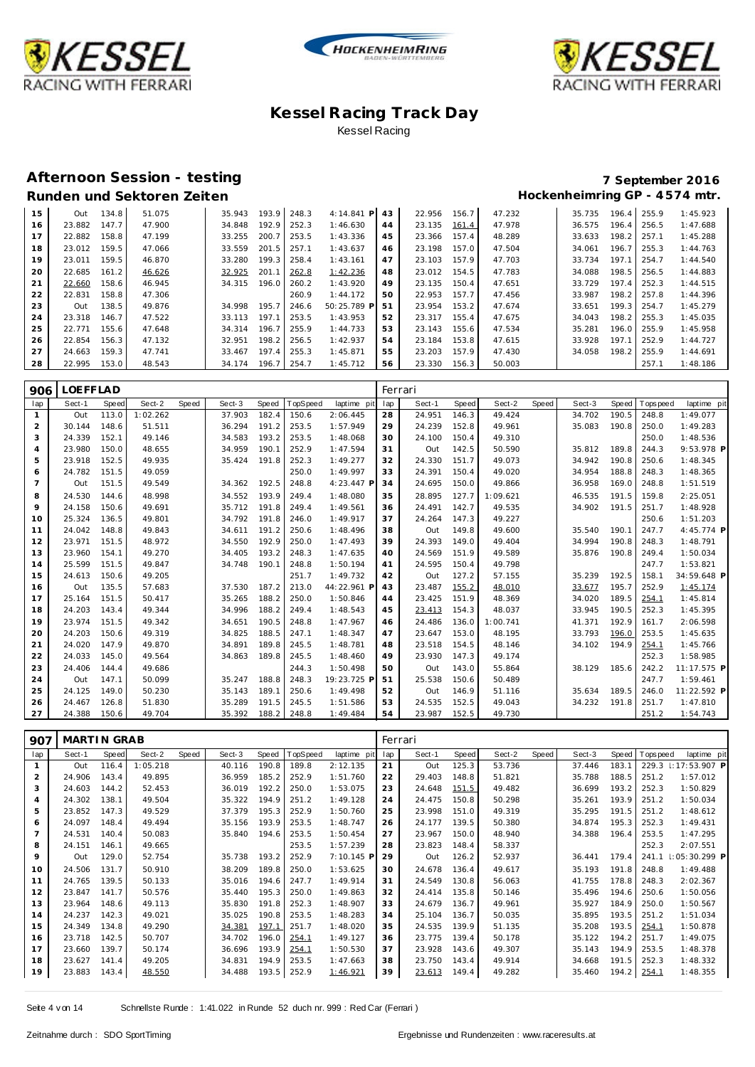# Kessel Racing Track Day

Kessel Racing

## Afternoon Session - testing

**7 September 2016**

### Runden und Sektoren Zeiten

**Hockenheimring GP - 4574 mtr.**

| lap | Sect-1 | Speed | Sect-2 | Speed | Sect-3 | Speed | TopSpeed | laptime pit | lap | Sect-1 | Speed | Sect-2 | Speed | Sect-3 | Speed | Topspeed | laptime pit |
|---|---|---|---|---|---|---|---|---|---|---|---|---|---|---|---|---|---|
| 15 | Out | 134.8 | 51.075 | | 35.943 | 193.9 | 248.3 | 4:14.841 P | 43 | 22.956 | 156.7 | 47.232 | | 35.735 | 196.4 | 255.9 | 1:45.923 |
| 16 | 23.882 | 147.7 | 47.900 | | 34.848 | 192.9 | 252.3 | 1:46.630 | 44 | 23.135 | 161.4 | 47.978 | | 36.575 | 196.4 | 256.5 | 1:47.688 |
| 17 | 22.882 | 158.8 | 47.199 | | 33.255 | 200.7 | 253.5 | 1:43.336 | 45 | 23.366 | 157.4 | 48.289 | | 33.633 | 198.2 | 257.1 | 1:45.288 |
| 18 | 23.012 | 159.5 | 47.066 | | 33.559 | 201.5 | 257.1 | 1:43.637 | 46 | 23.198 | 157.0 | 47.504 | | 34.061 | 196.7 | 255.3 | 1:44.763 |
| 19 | 23.011 | 159.5 | 46.870 | | 33.280 | 199.3 | 258.4 | 1:43.161 | 47 | 23.103 | 157.9 | 47.703 | | 33.734 | 197.1 | 254.7 | 1:44.540 |
| 20 | 22.685 | 161.2 | 46.626 | | 32.925 | 201.1 | 262.8 | 1:42.236 | 48 | 23.012 | 154.5 | 47.783 | | 34.088 | 198.5 | 256.5 | 1:44.883 |
| 21 | 22.660 | 158.6 | 46.945 | | 34.315 | 196.0 | 260.2 | 1:43.920 | 49 | 23.135 | 150.4 | 47.651 | | 33.729 | 197.4 | 252.3 | 1:44.515 |
| 22 | 22.831 | 158.8 | 47.306 | | | | 260.9 | 1:44.172 | 50 | 22.953 | 157.7 | 47.456 | | 33.987 | 198.2 | 257.8 | 1:44.396 |
| 23 | Out | 138.5 | 49.876 | | 34.998 | 195.7 | 246.6 | 50:25.789 P | 51 | 23.954 | 153.2 | 47.674 | | 33.651 | 199.3 | 254.7 | 1:45.279 |
| 24 | 23.318 | 146.7 | 47.522 | | 33.113 | 197.1 | 253.5 | 1:43.953 | 52 | 23.317 | 155.4 | 47.675 | | 34.043 | 198.2 | 255.3 | 1:45.035 |
| 25 | 22.771 | 155.6 | 47.648 | | 34.314 | 196.7 | 255.9 | 1:44.733 | 53 | 23.143 | 155.6 | 47.534 | | 35.281 | 196.0 | 255.9 | 1:45.958 |
| 26 | 22.854 | 156.3 | 47.132 | | 32.951 | 198.2 | 256.5 | 1:42.937 | 54 | 23.184 | 153.8 | 47.615 | | 33.928 | 197.1 | 252.9 | 1:44.727 |
| 27 | 24.663 | 159.3 | 47.741 | | 33.467 | 197.4 | 255.3 | 1:45.871 | 55 | 23.203 | 157.9 | 47.430 | | 34.058 | 198.2 | 255.9 | 1:44.691 |
| 28 | 22.995 | 153.0 | 48.543 | | 34.174 | 196.7 | 254.7 | 1:45.712 | 56 | 23.330 | 156.3 | 50.003 | | | | 257.1 | 1:48.186 |

**906 LOEFFLAD** — Ferrari

| lap | Sect-1 | Speed | Sect-2 | Speed | Sect-3 | Speed | TopSpeed | laptime pit | lap | Sect-1 | Speed | Sect-2 | Speed | Sect-3 | Speed | Topspeed | laptime pit |
|---|---|---|---|---|---|---|---|---|---|---|---|---|---|---|---|---|---|
| 1 | Out | 113.0 | 1:02.262 | | 37.903 | 182.4 | 150.6 | 2:06.445 | 28 | 24.951 | 146.3 | 49.424 | | 34.702 | 190.5 | 248.8 | 1:49.077 |
| 2 | 30.144 | 148.6 | 51.511 | | 36.294 | 191.2 | 253.5 | 1:57.949 | 29 | 24.239 | 152.8 | 49.961 | | 35.083 | 190.8 | 250.0 | 1:49.283 |
| 3 | 24.339 | 152.1 | 49.146 | | 34.583 | 193.2 | 253.5 | 1:48.068 | 30 | 24.100 | 150.4 | 49.310 | | | | 250.0 | 1:48.536 |
| 4 | 23.980 | 150.0 | 48.655 | | 34.959 | 190.1 | 252.9 | 1:47.594 | 31 | Out | 142.5 | 50.590 | | 35.812 | 189.8 | 244.3 | 9:53.978 P |
| 5 | 23.918 | 152.5 | 49.935 | | 35.424 | 191.8 | 252.3 | 1:49.277 | 32 | 24.330 | 151.7 | 49.073 | | 34.942 | 190.8 | 250.6 | 1:48.345 |
| 6 | 24.782 | 151.5 | 49.059 | | | | 250.0 | 1:49.997 | 33 | 24.391 | 150.4 | 49.020 | | 34.954 | 188.8 | 248.3 | 1:48.365 |
| 7 | Out | 151.5 | 49.549 | | 34.362 | 192.5 | 248.8 | 4:23.447 P | 34 | 24.695 | 150.0 | 49.866 | | 36.958 | 169.0 | 248.8 | 1:51.519 |
| 8 | 24.530 | 144.6 | 48.998 | | 34.552 | 193.9 | 249.4 | 1:48.080 | 35 | 28.895 | 127.7 | 1:09.621 | | 46.535 | 191.5 | 159.8 | 2:25.051 |
| 9 | 24.158 | 150.6 | 49.691 | | 35.712 | 191.8 | 249.4 | 1:49.561 | 36 | 24.491 | 142.7 | 49.535 | | 34.902 | 191.5 | 251.7 | 1:48.928 |
| 10 | 25.324 | 136.5 | 49.801 | | 34.792 | 191.8 | 246.0 | 1:49.917 | 37 | 24.264 | 147.3 | 49.227 | | | | 250.6 | 1:51.203 |
| 11 | 24.042 | 148.8 | 49.843 | | 34.611 | 191.2 | 250.6 | 1:48.496 | 38 | Out | 149.8 | 49.600 | | 35.540 | 190.1 | 247.7 | 4:45.774 P |
| 12 | 23.971 | 151.5 | 48.972 | | 34.550 | 192.9 | 250.0 | 1:47.493 | 39 | 24.393 | 149.0 | 49.404 | | 34.994 | 190.8 | 248.3 | 1:48.791 |
| 13 | 23.960 | 154.1 | 49.270 | | 34.405 | 193.2 | 248.3 | 1:47.635 | 40 | 24.569 | 151.9 | 49.589 | | 35.876 | 190.8 | 249.4 | 1:50.034 |
| 14 | 25.599 | 151.5 | 49.847 | | 34.748 | 190.1 | 248.8 | 1:50.194 | 41 | 24.595 | 150.4 | 49.798 | | | | 247.7 | 1:53.821 |
| 15 | 24.613 | 150.6 | 49.205 | | | | 251.7 | 1:49.732 | 42 | Out | 127.2 | 57.155 | | 35.239 | 192.5 | 158.1 | 34:59.648 P |
| 16 | Out | 135.5 | 57.683 | | 37.530 | 187.2 | 213.0 | 44:22.961 P | 43 | 23.487 | 155.2 | 48.010 | | 33.677 | 195.7 | 252.9 | 1:45.174 |
| 17 | 25.164 | 151.5 | 50.417 | | 35.265 | 188.2 | 250.0 | 1:50.846 | 44 | 23.425 | 151.9 | 48.369 | | 34.020 | 189.5 | 254.1 | 1:45.814 |
| 18 | 24.203 | 143.4 | 49.344 | | 34.996 | 188.2 | 249.4 | 1:48.543 | 45 | 23.413 | 154.3 | 48.037 | | 33.945 | 190.5 | 252.3 | 1:45.395 |
| 19 | 23.974 | 151.5 | 49.342 | | 34.651 | 190.5 | 248.8 | 1:47.967 | 46 | 24.486 | 136.0 | 1:00.741 | | 41.371 | 192.9 | 161.7 | 2:06.598 |
| 20 | 24.203 | 150.6 | 49.319 | | 34.825 | 188.5 | 247.1 | 1:48.347 | 47 | 23.647 | 153.0 | 48.195 | | 33.793 | 196.0 | 253.5 | 1:45.635 |
| 21 | 24.020 | 147.9 | 49.870 | | 34.891 | 189.8 | 245.5 | 1:48.781 | 48 | 23.518 | 154.5 | 48.146 | | 34.102 | 194.9 | 254.1 | 1:45.766 |
| 22 | 24.033 | 145.0 | 49.564 | | 34.863 | 189.8 | 245.5 | 1:48.460 | 49 | 23.930 | 147.3 | 49.174 | | | | 252.3 | 1:58.985 |
| 23 | 24.406 | 144.4 | 49.686 | | | | 244.3 | 1:50.498 | 50 | Out | 143.0 | 55.864 | | 38.129 | 185.6 | 242.2 | 11:17.575 P |
| 24 | Out | 147.1 | 50.099 | | 35.247 | 188.8 | 248.3 | 19:23.725 P | 51 | 25.538 | 150.6 | 50.489 | | | | 247.7 | 1:59.461 |
| 25 | 24.125 | 149.0 | 50.230 | | 35.143 | 189.1 | 250.6 | 1:49.498 | 52 | Out | 146.9 | 51.116 | | 35.634 | 189.5 | 246.0 | 11:22.592 P |
| 26 | 24.467 | 126.8 | 51.830 | | 35.289 | 191.5 | 245.5 | 1:51.586 | 53 | 24.535 | 152.5 | 49.043 | | 34.232 | 191.8 | 251.7 | 1:47.810 |
| 27 | 24.388 | 150.6 | 49.704 | | 35.392 | 188.2 | 248.8 | 1:49.484 | 54 | 23.987 | 152.5 | 49.730 | | | | 251.2 | 1:54.743 |

**907 MARTIN GRAB** — Ferrari

| lap | Sect-1 | Speed | Sect-2 | Speed | Sect-3 | Speed | TopSpeed | laptime pit | lap | Sect-1 | Speed | Sect-2 | Speed | Sect-3 | Speed | Topspeed | laptime pit |
|---|---|---|---|---|---|---|---|---|---|---|---|---|---|---|---|---|---|
| 1 | Out | 116.4 | 1:05.218 | | 40.116 | 190.8 | 189.8 | 2:12.135 | 21 | Out | 125.3 | 53.736 | | 37.446 | 183.1 | 229.3 | 1:17:53.907 P |
| 2 | 24.906 | 143.4 | 49.895 | | 36.959 | 185.2 | 252.9 | 1:51.760 | 22 | 29.403 | 148.8 | 51.821 | | 35.788 | 188.5 | 251.2 | 1:57.012 |
| 3 | 24.603 | 144.2 | 52.453 | | 36.019 | 192.2 | 250.0 | 1:53.075 | 23 | 24.648 | 151.5 | 49.482 | | 36.699 | 193.2 | 252.3 | 1:50.829 |
| 4 | 24.302 | 138.1 | 49.504 | | 35.322 | 194.9 | 251.2 | 1:49.128 | 24 | 24.475 | 150.8 | 50.298 | | 35.261 | 193.9 | 251.2 | 1:50.034 |
| 5 | 23.852 | 147.3 | 49.529 | | 37.379 | 195.3 | 252.9 | 1:50.760 | 25 | 23.998 | 151.0 | 49.319 | | 35.295 | 191.5 | 251.2 | 1:48.612 |
| 6 | 24.097 | 148.4 | 49.494 | | 35.156 | 193.9 | 253.5 | 1:48.747 | 26 | 24.177 | 139.5 | 50.380 | | 34.874 | 195.3 | 252.3 | 1:49.431 |
| 7 | 24.531 | 140.4 | 50.083 | | 35.840 | 194.6 | 253.5 | 1:50.454 | 27 | 23.967 | 150.0 | 48.940 | | 34.388 | 196.4 | 253.5 | 1:47.295 |
| 8 | 24.151 | 146.1 | 49.665 | | | | 253.5 | 1:57.239 | 28 | 23.823 | 148.4 | 58.337 | | | | 252.3 | 2:07.551 |
| 9 | Out | 129.0 | 52.754 | | 35.738 | 193.2 | 252.9 | 7:10.145 P | 29 | Out | 126.2 | 52.937 | | 36.441 | 179.4 | 241.1 | 1:05:30.299 P |
| 10 | 24.506 | 131.7 | 50.910 | | 38.209 | 189.8 | 250.0 | 1:53.625 | 30 | 24.678 | 136.4 | 49.617 | | 35.193 | 191.8 | 248.8 | 1:49.488 |
| 11 | 24.765 | 139.5 | 50.133 | | 35.016 | 194.6 | 247.7 | 1:49.914 | 31 | 24.549 | 130.8 | 56.063 | | 41.755 | 178.8 | 248.3 | 2:02.367 |
| 12 | 23.847 | 141.7 | 50.576 | | 35.440 | 195.3 | 250.0 | 1:49.863 | 32 | 24.414 | 135.8 | 50.146 | | 35.496 | 194.6 | 250.6 | 1:50.056 |
| 13 | 23.964 | 148.6 | 49.113 | | 35.830 | 191.8 | 252.3 | 1:48.907 | 33 | 24.679 | 136.7 | 49.961 | | 35.927 | 184.9 | 250.0 | 1:50.567 |
| 14 | 24.237 | 142.3 | 49.021 | | 35.025 | 190.8 | 253.5 | 1:48.283 | 34 | 25.104 | 136.7 | 50.035 | | 35.895 | 193.5 | 251.2 | 1:51.034 |
| 15 | 24.349 | 134.8 | 49.290 | | 34.381 | 197.1 | 251.7 | 1:48.020 | 35 | 24.535 | 139.9 | 51.135 | | 35.208 | 193.5 | 254.1 | 1:50.878 |
| 16 | 23.718 | 142.5 | 50.707 | | 34.702 | 196.0 | 254.1 | 1:49.127 | 36 | 23.775 | 139.4 | 50.178 | | 35.122 | 194.2 | 251.7 | 1:49.075 |
| 17 | 23.660 | 139.7 | 50.174 | | 36.696 | 193.9 | 254.1 | 1:50.530 | 37 | 23.928 | 143.6 | 49.307 | | 35.143 | 194.9 | 253.5 | 1:48.378 |
| 18 | 23.627 | 141.4 | 49.205 | | 34.831 | 194.9 | 253.5 | 1:47.663 | 38 | 23.750 | 143.4 | 49.914 | | 34.668 | 191.5 | 252.3 | 1:48.332 |
| 19 | 23.883 | 143.4 | 48.550 | | 34.488 | 193.5 | 252.9 | 1:46.921 | 39 | 23.613 | 149.4 | 49.282 | | 35.460 | 194.2 | 254.1 | 1:48.355 |

Schnellste Runde : 1:41.022 in Runde 52 duch nr. 999 : Red Car (Ferrari)

Zeitnahme durch : SDO SportTiming — Ergebnisse und Rundenzeiten : www.raceresults.at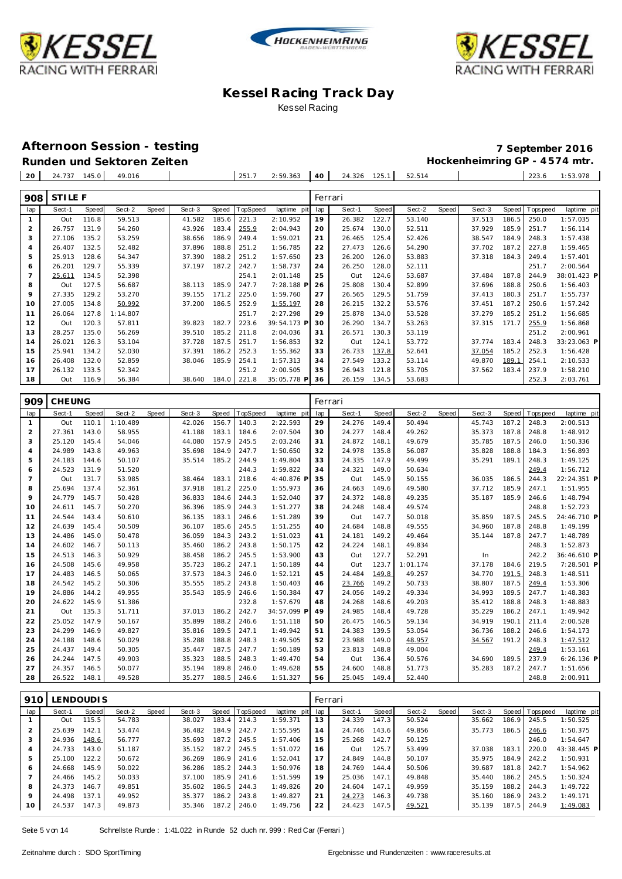# Kessel Racing Track Day

Kessel Racing

## Afternoon Session - testing

**7 September 2016**

### Runden und Sektoren Zeiten

**Hockenheimring GP - 4574 mtr.**

| 20 | 24.737 | 145.0 | 49.016 | | | | 251.7 | 2:59.363 | 40 | 24.326 | 125.1 | 52.514 | | | | 223.6 | 1:53.978 |
|---|---|---|---|---|---|---|---|---|---|---|---|---|---|---|---|---|---|

**908 STILE F** — Ferrari

| lap | Sect-1 | Speed | Sect-2 | Speed | Sect-3 | Speed | TopSpeed | laptime pit | lap | Sect-1 | Speed | Sect-2 | Speed | Sect-3 | Speed | Topspeed | laptime pit |
|---|---|---|---|---|---|---|---|---|---|---|---|---|---|---|---|---|---|
| 1 | Out | 116.8 | 59.513 | | 41.582 | 185.6 | 221.3 | 2:10.952 | 19 | 26.382 | 122.7 | 53.140 | | 37.513 | 186.5 | 250.0 | 1:57.035 |
| 2 | 26.757 | 131.9 | 54.260 | | 43.926 | 183.4 | 255.9 | 2:04.943 | 20 | 25.674 | 130.0 | 52.511 | | 37.929 | 185.9 | 251.7 | 1:56.114 |
| 3 | 27.106 | 135.2 | 53.259 | | 38.656 | 186.9 | 249.4 | 1:59.021 | 21 | 26.465 | 125.4 | 52.426 | | 38.547 | 184.9 | 248.3 | 1:57.438 |
| 4 | 26.407 | 132.5 | 52.482 | | 37.896 | 188.8 | 251.2 | 1:56.785 | 22 | 27.473 | 126.6 | 54.290 | | 37.702 | 187.2 | 227.8 | 1:59.465 |
| 5 | 25.913 | 128.6 | 54.347 | | 37.390 | 188.2 | 251.2 | 1:57.650 | 23 | 26.200 | 126.0 | 53.883 | | 37.318 | 184.3 | 249.4 | 1:57.401 |
| 6 | 26.201 | 129.7 | 55.339 | | 37.197 | 187.2 | 242.7 | 1:58.737 | 24 | 26.250 | 128.0 | 52.111 | | | | 251.7 | 2:00.564 |
| 7 | 25.611 | 134.5 | 52.398 | | | | 254.1 | 2:01.148 | 25 | Out | 124.6 | 53.687 | | 37.484 | 187.8 | 244.9 | 38:01.423 P |
| 8 | Out | 127.5 | 56.687 | | 38.113 | 185.9 | 247.7 | 7:28.188 P | 26 | 25.808 | 130.4 | 52.899 | | 37.696 | 188.8 | 250.6 | 1:56.403 |
| 9 | 27.335 | 129.2 | 53.270 | | 39.155 | 171.2 | 225.0 | 1:59.760 | 27 | 26.565 | 129.5 | 51.759 | | 37.413 | 180.3 | 251.7 | 1:55.737 |
| 10 | 27.005 | 134.8 | 50.992 | | 37.200 | 186.5 | 252.9 | 1:55.197 | 28 | 26.215 | 132.2 | 53.576 | | 37.451 | 187.2 | 250.6 | 1:57.242 |
| 11 | 26.064 | 127.8 | 1:14.807 | | | | 251.7 | 2:27.298 | 29 | 25.878 | 134.0 | 53.528 | | 37.279 | 185.2 | 251.2 | 1:56.685 |
| 12 | Out | 120.3 | 57.811 | | 39.823 | 182.7 | 223.6 | 39:54.173 P | 30 | 26.290 | 134.7 | 53.263 | | 37.315 | 171.7 | 255.9 | 1:56.868 |
| 13 | 28.257 | 135.0 | 56.269 | | 39.510 | 185.2 | 211.8 | 2:04.036 | 31 | 26.571 | 130.3 | 53.119 | | | | 251.2 | 2:00.961 |
| 14 | 26.021 | 126.3 | 53.104 | | 37.728 | 187.5 | 251.7 | 1:56.853 | 32 | Out | 124.1 | 53.772 | | 37.774 | 183.4 | 248.3 | 33:23.063 P |
| 15 | 25.941 | 134.2 | 52.030 | | 37.391 | 186.2 | 252.3 | 1:55.362 | 33 | 26.733 | 137.8 | 52.641 | | 37.054 | 185.2 | 252.3 | 1:56.428 |
| 16 | 26.408 | 132.0 | 52.859 | | 38.046 | 185.9 | 254.1 | 1:57.313 | 34 | 27.549 | 133.2 | 53.114 | | 49.870 | 189.1 | 254.1 | 2:10.533 |
| 17 | 26.132 | 133.5 | 52.342 | | | | 251.2 | 2:00.505 | 35 | 26.943 | 121.8 | 53.705 | | 37.562 | 183.4 | 237.9 | 1:58.210 |
| 18 | Out | 116.9 | 56.384 | | 38.640 | 184.0 | 221.8 | 35:05.778 P | 36 | 26.159 | 134.5 | 53.683 | | | | 252.3 | 2:03.761 |

**909 CHEUNG** — Ferrari

| lap | Sect-1 | Speed | Sect-2 | Speed | Sect-3 | Speed | TopSpeed | laptime pit | lap | Sect-1 | Speed | Sect-2 | Speed | Sect-3 | Speed | Topspeed | laptime pit |
|---|---|---|---|---|---|---|---|---|---|---|---|---|---|---|---|---|---|
| 1 | Out | 110.1 | 1:10.489 | | 42.026 | 156.7 | 140.3 | 2:22.593 | 29 | 24.276 | 149.4 | 50.494 | | 45.743 | 187.2 | 248.3 | 2:00.513 |
| 2 | 27.361 | 143.0 | 58.955 | | 41.188 | 183.1 | 184.6 | 2:07.504 | 30 | 24.277 | 148.4 | 49.262 | | 35.373 | 187.8 | 248.8 | 1:48.912 |
| 3 | 25.120 | 145.4 | 54.046 | | 44.080 | 157.9 | 245.5 | 2:03.246 | 31 | 24.872 | 148.1 | 49.679 | | 35.785 | 187.5 | 246.0 | 1:50.336 |
| 4 | 24.989 | 143.8 | 49.963 | | 35.698 | 184.9 | 247.7 | 1:50.650 | 32 | 24.978 | 135.8 | 56.087 | | 35.828 | 188.8 | 184.3 | 1:56.893 |
| 5 | 24.183 | 144.6 | 50.107 | | 35.514 | 185.2 | 244.9 | 1:49.804 | 33 | 24.335 | 147.9 | 49.499 | | 35.291 | 189.1 | 248.3 | 1:49.125 |
| 6 | 24.523 | 131.9 | 51.520 | | | | 244.3 | 1:59.822 | 34 | 24.321 | 149.0 | 50.634 | | | | 249.4 | 1:56.712 |
| 7 | Out | 131.7 | 53.985 | | 38.464 | 183.1 | 218.6 | 4:40.876 P | 35 | Out | 145.9 | 50.155 | | 36.035 | 186.5 | 244.3 | 22:24.351 P |
| 8 | 25.694 | 137.4 | 52.361 | | 37.918 | 181.2 | 225.0 | 1:55.973 | 36 | 24.663 | 149.6 | 49.580 | | 37.712 | 185.9 | 247.1 | 1:51.955 |
| 9 | 24.779 | 145.7 | 50.428 | | 36.833 | 184.6 | 244.3 | 1:52.040 | 37 | 24.372 | 148.8 | 49.235 | | 35.187 | 185.9 | 246.6 | 1:48.794 |
| 10 | 24.611 | 145.7 | 50.270 | | 36.396 | 185.9 | 244.3 | 1:51.277 | 38 | 24.248 | 148.4 | 49.574 | | | | 248.8 | 1:52.723 |
| 11 | 24.544 | 143.4 | 50.610 | | 36.135 | 183.1 | 246.6 | 1:51.289 | 39 | Out | 147.7 | 50.018 | | 35.859 | 187.5 | 245.5 | 24:46.710 P |
| 12 | 24.639 | 145.4 | 50.509 | | 36.107 | 185.6 | 245.5 | 1:51.255 | 40 | 24.684 | 148.8 | 49.555 | | 34.960 | 187.8 | 248.8 | 1:49.199 |
| 13 | 24.486 | 145.0 | 50.478 | | 36.059 | 184.3 | 243.2 | 1:51.023 | 41 | 24.181 | 149.2 | 49.464 | | 35.144 | 187.8 | 247.7 | 1:48.789 |
| 14 | 24.602 | 146.7 | 50.113 | | 35.460 | 186.2 | 243.8 | 1:50.175 | 42 | 24.224 | 148.1 | 49.834 | | | | 248.3 | 1:52.873 |
| 15 | 24.513 | 146.3 | 50.929 | | 38.458 | 186.2 | 245.5 | 1:53.900 | 43 | Out | 127.7 | 52.291 | | In | | 242.2 | 36:46.610 P |
| 16 | 24.508 | 145.6 | 49.958 | | 35.723 | 186.2 | 247.1 | 1:50.189 | 44 | Out | 123.7 | 1:01.174 | | 37.178 | 184.6 | 219.5 | 7:28.501 P |
| 17 | 24.483 | 146.5 | 50.065 | | 37.573 | 184.3 | 246.0 | 1:52.121 | 45 | 24.484 | 149.8 | 49.257 | | 34.770 | 191.5 | 248.3 | 1:48.511 |
| 18 | 24.542 | 145.2 | 50.306 | | 35.555 | 185.2 | 243.8 | 1:50.403 | 46 | 23.766 | 149.2 | 50.733 | | 38.807 | 187.5 | 249.4 | 1:53.306 |
| 19 | 24.886 | 144.2 | 49.955 | | 35.543 | 185.9 | 246.6 | 1:50.384 | 47 | 24.056 | 149.2 | 49.334 | | 34.993 | 189.5 | 247.7 | 1:48.383 |
| 20 | 24.622 | 145.9 | 51.386 | | | | 232.8 | 1:57.679 | 48 | 24.268 | 148.6 | 49.203 | | 35.412 | 188.8 | 248.3 | 1:48.883 |
| 21 | Out | 135.3 | 51.711 | | 37.013 | 186.2 | 242.7 | 34:57.099 P | 49 | 24.985 | 148.4 | 49.728 | | 35.229 | 186.2 | 247.1 | 1:49.942 |
| 22 | 25.052 | 147.9 | 50.167 | | 35.899 | 188.2 | 246.6 | 1:51.118 | 50 | 26.475 | 146.5 | 59.134 | | 34.919 | 190.1 | 211.4 | 2:00.528 |
| 23 | 24.299 | 146.9 | 49.827 | | 35.816 | 189.5 | 247.1 | 1:49.942 | 51 | 24.383 | 139.5 | 53.054 | | 36.736 | 188.2 | 246.6 | 1:54.173 |
| 24 | 24.188 | 148.6 | 50.029 | | 35.288 | 188.8 | 248.3 | 1:49.505 | 52 | 23.988 | 149.0 | 48.957 | | 34.567 | 191.2 | 248.3 | 1:47.512 |
| 25 | 24.437 | 149.4 | 50.305 | | 35.447 | 187.5 | 247.7 | 1:50.189 | 53 | 23.813 | 148.8 | 49.004 | | | | 249.4 | 1:53.161 |
| 26 | 24.244 | 147.5 | 49.903 | | 35.323 | 188.5 | 248.3 | 1:49.470 | 54 | Out | 136.4 | 50.576 | | 34.690 | 189.5 | 237.9 | 6:26.136 P |
| 27 | 24.357 | 146.5 | 50.077 | | 35.194 | 189.8 | 246.0 | 1:49.628 | 55 | 24.600 | 148.8 | 51.773 | | 35.283 | 187.2 | 247.7 | 1:51.656 |
| 28 | 26.522 | 148.1 | 49.528 | | 35.277 | 188.5 | 246.6 | 1:51.327 | 56 | 25.045 | 149.4 | 52.440 | | | | 248.8 | 2:00.911 |

**910 LENDOUDIS** — Ferrari

| lap | Sect-1 | Speed | Sect-2 | Speed | Sect-3 | Speed | TopSpeed | laptime pit | lap | Sect-1 | Speed | Sect-2 | Speed | Sect-3 | Speed | Topspeed | laptime pit |
|---|---|---|---|---|---|---|---|---|---|---|---|---|---|---|---|---|---|
| 1 | Out | 115.5 | 54.783 | | 38.027 | 183.4 | 214.3 | 1:59.371 | 13 | 24.339 | 147.3 | 50.524 | | 35.662 | 186.9 | 245.5 | 1:50.525 |
| 2 | 25.639 | 142.1 | 53.474 | | 36.482 | 184.9 | 242.7 | 1:55.595 | 14 | 24.746 | 143.6 | 49.856 | | 35.773 | 186.5 | 246.6 | 1:50.375 |
| 3 | 24.936 | 148.6 | 56.777 | | 35.693 | 187.2 | 245.5 | 1:57.406 | 15 | 25.268 | 142.7 | 50.125 | | | | 246.0 | 1:54.647 |
| 4 | 24.733 | 143.0 | 51.187 | | 35.152 | 187.2 | 245.5 | 1:51.072 | 16 | Out | 125.7 | 53.499 | | 37.038 | 183.1 | 220.0 | 43:38.445 P |
| 5 | 25.100 | 122.2 | 50.672 | | 36.269 | 186.9 | 241.6 | 1:52.041 | 17 | 24.849 | 144.8 | 50.107 | | 35.975 | 184.9 | 242.2 | 1:50.931 |
| 6 | 24.668 | 145.9 | 50.022 | | 36.286 | 185.2 | 244.3 | 1:50.976 | 18 | 24.769 | 144.4 | 50.506 | | 39.687 | 181.8 | 242.7 | 1:54.962 |
| 7 | 24.466 | 145.2 | 50.033 | | 37.100 | 185.9 | 241.6 | 1:51.599 | 19 | 25.036 | 147.1 | 49.848 | | 35.440 | 186.2 | 245.5 | 1:50.324 |
| 8 | 24.373 | 146.7 | 49.851 | | 35.602 | 186.5 | 244.3 | 1:49.826 | 20 | 24.604 | 147.1 | 49.959 | | 35.159 | 188.2 | 244.3 | 1:49.722 |
| 9 | 24.498 | 137.1 | 49.952 | | 35.377 | 186.2 | 243.8 | 1:49.827 | 21 | 24.273 | 146.3 | 49.738 | | 35.160 | 186.9 | 243.2 | 1:49.171 |
| 10 | 24.537 | 147.3 | 49.873 | | 35.346 | 187.2 | 246.0 | 1:49.756 | 22 | 24.423 | 147.5 | 49.521 | | 35.139 | 187.5 | 244.9 | 1:49.083 |

Schnellste Runde : 1:41.022 in Runde 52 duch nr. 999 : Red Car (Ferrari)

Zeitnahme durch : SDO SportTiming

Ergebnisse und Rundenzeiten : www.raceresults.at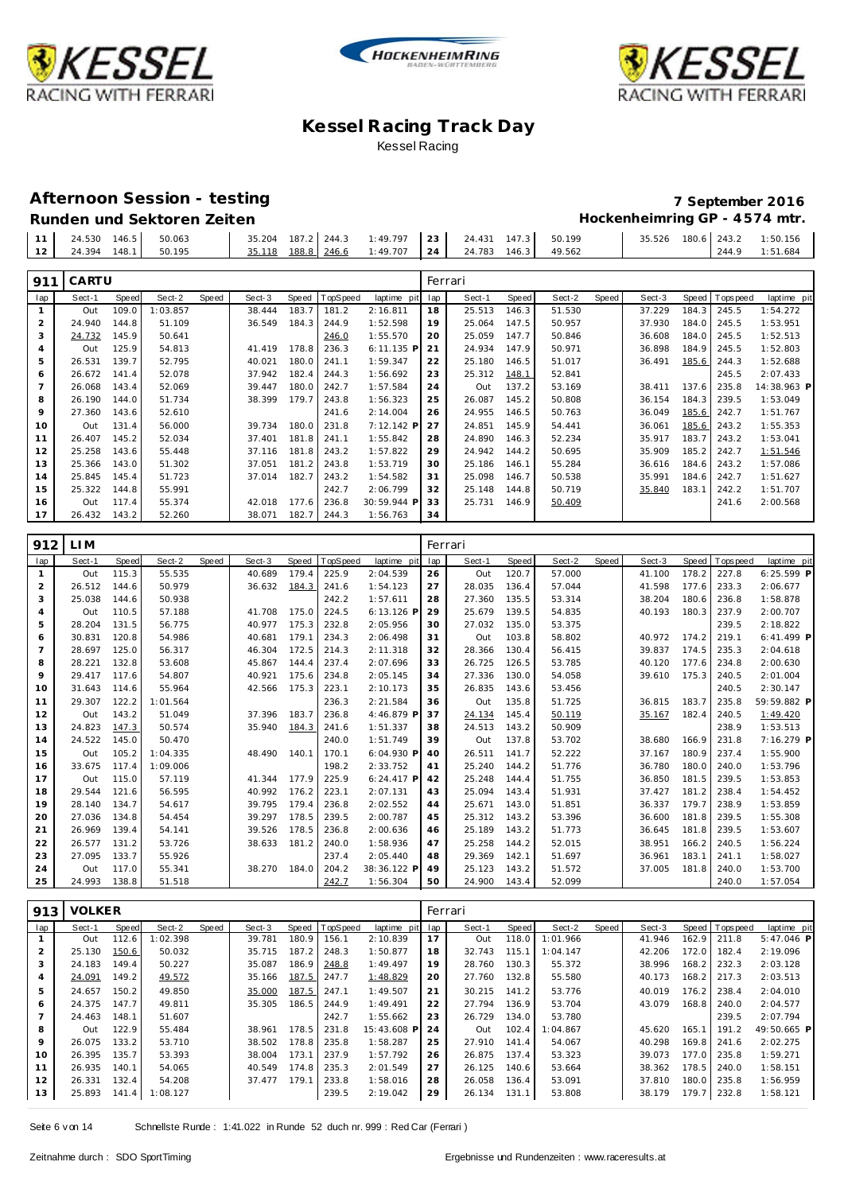# Kessel Racing Track Day

Kessel Racing

## Afternoon Session - testing

**7 September 2016**

**Runden und Sektoren Zeiten**

**Hockenheimring GP - 4574 mtr.**

| lap | Sect-1 | Speed | Sect-2 | Speed | Sect-3 | Speed | TopSpeed | laptime pit | lap | Sect-1 | Speed | Sect-2 | Speed | Sect-3 | Speed | Topspeed | laptime pit |
|---|---|---|---|---|---|---|---|---|---|---|---|---|---|---|---|---|---|
| 11 | 24.530 | 146.5 | 50.063 | | 35.204 | 187.2 | 244.3 | 1:49.797 | 23 | 24.431 | 147.3 | 50.199 | | 35.526 | 180.6 | 243.2 | 1:50.156 |
| 12 | 24.394 | 148.1 | 50.195 | | 35.118 | 188.8 | 246.6 | 1:49.707 | 24 | 24.783 | 146.3 | 49.562 | | | | 244.9 | 1:51.684 |

### 911 CARTU — Ferrari

| lap | Sect-1 | Speed | Sect-2 | Speed | Sect-3 | Speed | TopSpeed | laptime pit | lap | Sect-1 | Speed | Sect-2 | Speed | Sect-3 | Speed | Topspeed | laptime pit |
|---|---|---|---|---|---|---|---|---|---|---|---|---|---|---|---|---|---|
| 1 | Out | 109.0 | 1:03.857 | | 38.444 | 183.7 | 181.2 | 2:16.811 | 18 | 25.513 | 146.3 | 51.530 | | 37.229 | 184.3 | 245.5 | 1:54.272 |
| 2 | 24.940 | 144.8 | 51.109 | | 36.549 | 184.3 | 244.9 | 1:52.598 | 19 | 25.064 | 147.5 | 50.957 | | 37.930 | 184.0 | 245.5 | 1:53.951 |
| 3 | 24.732 | 145.9 | 50.641 | | | | 246.0 | 1:55.570 | 20 | 25.059 | 147.7 | 50.846 | | 36.608 | 184.0 | 245.5 | 1:52.513 |
| 4 | Out | 125.9 | 54.813 | | 41.419 | 178.8 | 236.3 | 6:11.135 P | 21 | 24.934 | 147.9 | 50.971 | | 36.898 | 184.9 | 245.5 | 1:52.803 |
| 5 | 26.531 | 139.7 | 52.795 | | 40.021 | 180.0 | 241.1 | 1:59.347 | 22 | 25.180 | 146.5 | 51.017 | | 36.491 | 185.6 | 244.3 | 1:52.688 |
| 6 | 26.672 | 141.4 | 52.078 | | 37.942 | 182.4 | 244.3 | 1:56.692 | 23 | 25.312 | 148.1 | 52.841 | | | | 245.5 | 2:07.433 |
| 7 | 26.068 | 143.4 | 52.069 | | 39.447 | 180.0 | 242.7 | 1:57.584 | 24 | Out | 137.2 | 53.169 | | 38.411 | 137.6 | 235.8 | 14:38.963 P |
| 8 | 26.190 | 144.0 | 51.734 | | 38.399 | 179.7 | 243.8 | 1:56.323 | 25 | 26.087 | 145.2 | 50.808 | | 36.154 | 184.3 | 239.5 | 1:53.049 |
| 9 | 27.360 | 143.6 | 52.610 | | | | 241.6 | 2:14.004 | 26 | 24.955 | 146.5 | 50.763 | | 36.049 | 185.6 | 242.7 | 1:51.767 |
| 10 | Out | 131.4 | 56.000 | | 39.734 | 180.0 | 231.8 | 7:12.142 P | 27 | 24.851 | 145.9 | 54.441 | | 36.061 | 185.6 | 243.2 | 1:55.353 |
| 11 | 26.407 | 145.2 | 52.034 | | 37.401 | 181.8 | 241.1 | 1:55.842 | 28 | 24.890 | 146.3 | 52.234 | | 35.917 | 183.7 | 243.2 | 1:53.041 |
| 12 | 25.258 | 143.6 | 55.448 | | 37.116 | 181.8 | 243.2 | 1:57.822 | 29 | 24.942 | 144.2 | 50.695 | | 35.909 | 185.2 | 242.7 | 1:51.546 |
| 13 | 25.366 | 143.0 | 51.302 | | 37.051 | 181.2 | 243.8 | 1:53.719 | 30 | 25.186 | 146.1 | 55.284 | | 36.616 | 184.6 | 243.2 | 1:57.086 |
| 14 | 25.845 | 145.4 | 51.723 | | 37.014 | 182.7 | 243.2 | 1:54.582 | 31 | 25.098 | 146.7 | 50.538 | | 35.991 | 184.6 | 242.7 | 1:51.627 |
| 15 | 25.322 | 144.8 | 55.991 | | | | 242.7 | 2:06.799 | 32 | 25.148 | 144.8 | 50.719 | | 35.840 | 183.1 | 242.2 | 1:51.707 |
| 16 | Out | 117.4 | 55.374 | | 42.018 | 177.6 | 236.8 | 30:59.944 P | 33 | 25.731 | 146.9 | 50.409 | | | | 241.6 | 2:00.568 |
| 17 | 26.432 | 143.2 | 52.260 | | 38.071 | 182.7 | 244.3 | 1:56.763 | 34 | | | | | | | | |

### 912 LIM — Ferrari

| lap | Sect-1 | Speed | Sect-2 | Speed | Sect-3 | Speed | TopSpeed | laptime pit | lap | Sect-1 | Speed | Sect-2 | Speed | Sect-3 | Speed | Topspeed | laptime pit |
|---|---|---|---|---|---|---|---|---|---|---|---|---|---|---|---|---|---|
| 1 | Out | 115.3 | 55.535 | | 40.689 | 179.4 | 225.9 | 2:04.539 | 26 | Out | 120.7 | 57.000 | | 41.100 | 178.2 | 227.8 | 6:25.599 P |
| 2 | 26.512 | 144.6 | 50.979 | | 36.632 | 184.3 | 241.6 | 1:54.123 | 27 | 28.035 | 136.4 | 57.044 | | 41.598 | 177.6 | 233.3 | 2:06.677 |
| 3 | 25.038 | 144.6 | 50.938 | | | | 242.2 | 1:57.611 | 28 | 27.360 | 135.5 | 53.314 | | 38.204 | 180.6 | 236.8 | 1:58.878 |
| 4 | Out | 110.5 | 57.188 | | 41.708 | 175.0 | 224.5 | 6:13.126 P | 29 | 25.679 | 139.5 | 54.835 | | 40.193 | 180.3 | 237.9 | 2:00.707 |
| 5 | 28.204 | 131.5 | 56.775 | | 40.977 | 175.3 | 232.8 | 2:05.956 | 30 | 27.032 | 135.0 | 53.375 | | | | 239.5 | 2:18.822 |
| 6 | 30.831 | 120.8 | 54.986 | | 40.681 | 179.1 | 234.3 | 2:06.498 | 31 | Out | 103.8 | 58.802 | | 40.972 | 174.2 | 219.1 | 6:41.499 P |
| 7 | 28.697 | 125.0 | 56.317 | | 46.304 | 172.5 | 214.3 | 2:11.318 | 32 | 28.366 | 130.4 | 56.415 | | 39.837 | 174.5 | 235.3 | 2:04.618 |
| 8 | 28.221 | 132.8 | 53.608 | | 45.867 | 144.4 | 237.4 | 2:07.696 | 33 | 26.725 | 126.5 | 53.785 | | 40.120 | 177.6 | 234.8 | 2:00.630 |
| 9 | 29.417 | 117.6 | 54.807 | | 40.921 | 175.6 | 234.8 | 2:05.145 | 34 | 27.336 | 130.0 | 54.058 | | 39.610 | 175.3 | 240.5 | 2:01.004 |
| 10 | 31.643 | 114.6 | 55.964 | | 42.566 | 175.3 | 223.1 | 2:10.173 | 35 | 26.835 | 143.6 | 53.456 | | | | 240.5 | 2:30.147 |
| 11 | 29.307 | 122.2 | 1:01.564 | | | | 236.3 | 2:21.584 | 36 | Out | 135.8 | 51.725 | | 36.815 | 183.7 | 235.8 | 59:59.882 P |
| 12 | Out | 143.2 | 51.049 | | 37.396 | 183.7 | 236.8 | 4:46.879 P | 37 | 24.134 | 145.4 | 50.119 | | 35.167 | 182.4 | 240.5 | 1:49.420 |
| 13 | 24.823 | 147.3 | 50.574 | | 35.940 | 184.3 | 241.6 | 1:51.337 | 38 | 24.513 | 143.2 | 50.909 | | | | 238.9 | 1:53.513 |
| 14 | 24.522 | 145.0 | 50.470 | | | | 240.0 | 1:51.749 | 39 | Out | 137.8 | 53.702 | | 38.680 | 166.9 | 231.8 | 7:16.279 P |
| 15 | Out | 105.2 | 1:04.335 | | 48.490 | 140.1 | 170.1 | 6:04.930 P | 40 | 26.511 | 141.7 | 52.222 | | 37.167 | 180.9 | 237.4 | 1:55.900 |
| 16 | 33.675 | 117.4 | 1:09.006 | | | | 198.2 | 2:33.752 | 41 | 25.240 | 144.2 | 51.776 | | 36.780 | 180.0 | 240.0 | 1:53.796 |
| 17 | Out | 115.0 | 57.119 | | 41.344 | 177.9 | 225.9 | 6:24.417 P | 42 | 25.248 | 144.4 | 51.755 | | 36.850 | 181.5 | 239.5 | 1:53.853 |
| 18 | 29.544 | 121.6 | 56.595 | | 40.992 | 176.2 | 223.1 | 2:07.131 | 43 | 25.094 | 143.4 | 51.931 | | 37.427 | 181.2 | 238.4 | 1:54.452 |
| 19 | 28.140 | 134.7 | 54.617 | | 39.795 | 179.4 | 236.8 | 2:02.552 | 44 | 25.671 | 143.0 | 51.851 | | 36.337 | 179.7 | 238.9 | 1:53.859 |
| 20 | 27.036 | 134.8 | 54.454 | | 39.297 | 178.5 | 239.5 | 2:00.787 | 45 | 25.312 | 143.2 | 53.396 | | 36.600 | 181.8 | 239.5 | 1:55.308 |
| 21 | 26.969 | 139.4 | 54.141 | | 39.526 | 178.5 | 236.8 | 2:00.636 | 46 | 25.189 | 143.2 | 51.773 | | 36.645 | 181.8 | 239.5 | 1:53.607 |
| 22 | 26.577 | 131.2 | 53.726 | | 38.633 | 181.2 | 240.0 | 1:58.936 | 47 | 25.258 | 144.2 | 52.015 | | 38.951 | 166.2 | 240.5 | 1:56.224 |
| 23 | 27.095 | 133.7 | 55.926 | | | | 237.4 | 2:05.440 | 48 | 29.369 | 142.1 | 51.697 | | 36.961 | 183.1 | 241.1 | 1:58.027 |
| 24 | Out | 117.0 | 55.341 | | 38.270 | 184.0 | 204.2 | 38:36.122 P | 49 | 25.123 | 143.2 | 51.572 | | 37.005 | 181.8 | 240.0 | 1:53.700 |
| 25 | 24.993 | 138.8 | 51.518 | | | | 242.7 | 1:56.304 | 50 | 24.900 | 143.4 | 52.099 | | | | 240.0 | 1:57.054 |

### 913 VOLKER — Ferrari

| lap | Sect-1 | Speed | Sect-2 | Speed | Sect-3 | Speed | TopSpeed | laptime pit | lap | Sect-1 | Speed | Sect-2 | Speed | Sect-3 | Speed | Topspeed | laptime pit |
|---|---|---|---|---|---|---|---|---|---|---|---|---|---|---|---|---|---|
| 1 | Out | 112.6 | 1:02.398 | | 39.781 | 180.9 | 156.1 | 2:10.839 | 17 | Out | 118.0 | 1:01.966 | | 41.946 | 162.9 | 211.8 | 5:47.046 P |
| 2 | 25.130 | 150.6 | 50.032 | | 35.715 | 187.2 | 248.3 | 1:50.877 | 18 | 32.743 | 115.1 | 1:04.147 | | 42.206 | 172.0 | 182.4 | 2:19.096 |
| 3 | 24.183 | 149.4 | 50.227 | | 35.087 | 186.9 | 248.8 | 1:49.497 | 19 | 28.760 | 130.3 | 55.372 | | 38.996 | 168.2 | 232.3 | 2:03.128 |
| 4 | 24.091 | 149.2 | 49.572 | | 35.166 | 187.5 | 247.7 | 1:48.829 | 20 | 27.760 | 132.8 | 55.580 | | 40.173 | 168.2 | 217.3 | 2:03.513 |
| 5 | 24.657 | 150.2 | 49.850 | | 35.000 | 187.5 | 247.1 | 1:49.507 | 21 | 30.215 | 141.2 | 53.776 | | 40.019 | 176.2 | 238.4 | 2:04.010 |
| 6 | 24.375 | 147.7 | 49.811 | | 35.305 | 186.5 | 244.9 | 1:49.491 | 22 | 27.794 | 136.9 | 53.704 | | 43.079 | 168.8 | 240.0 | 2:04.577 |
| 7 | 24.463 | 148.1 | 51.607 | | | | 242.7 | 1:55.662 | 23 | 26.729 | 134.0 | 53.780 | | | | 239.5 | 2:07.794 |
| 8 | Out | 122.9 | 55.484 | | 38.961 | 178.5 | 231.8 | 15:43.608 P | 24 | Out | 102.4 | 1:04.867 | | 45.620 | 165.1 | 191.2 | 49:50.665 P |
| 9 | 26.075 | 133.2 | 53.710 | | 38.502 | 178.8 | 235.8 | 1:58.287 | 25 | 27.910 | 141.4 | 54.067 | | 40.298 | 169.8 | 241.6 | 2:02.275 |
| 10 | 26.395 | 135.7 | 53.393 | | 38.004 | 173.1 | 237.9 | 1:57.792 | 26 | 26.875 | 137.4 | 53.323 | | 39.073 | 177.0 | 235.8 | 1:59.271 |
| 11 | 26.935 | 140.1 | 54.065 | | 40.549 | 174.8 | 235.3 | 2:01.549 | 27 | 26.125 | 140.6 | 53.664 | | 38.362 | 178.5 | 240.0 | 1:58.151 |
| 12 | 26.331 | 132.4 | 54.208 | | 37.477 | 179.1 | 233.8 | 1:58.016 | 28 | 26.058 | 136.4 | 53.091 | | 37.810 | 180.0 | 235.8 | 1:56.959 |
| 13 | 25.893 | 141.4 | 1:08.127 | | | | 239.5 | 2:19.042 | 29 | 26.134 | 131.1 | 53.808 | | 38.179 | 179.7 | 232.8 | 1:58.121 |

Schnellste Runde : 1:41.022 in Runde 52 duch nr. 999 : Red Car (Ferrari)

Zeitnahme durch : SDO SportTiming — Ergebnisse und Rundenzeiten : www.raceresults.at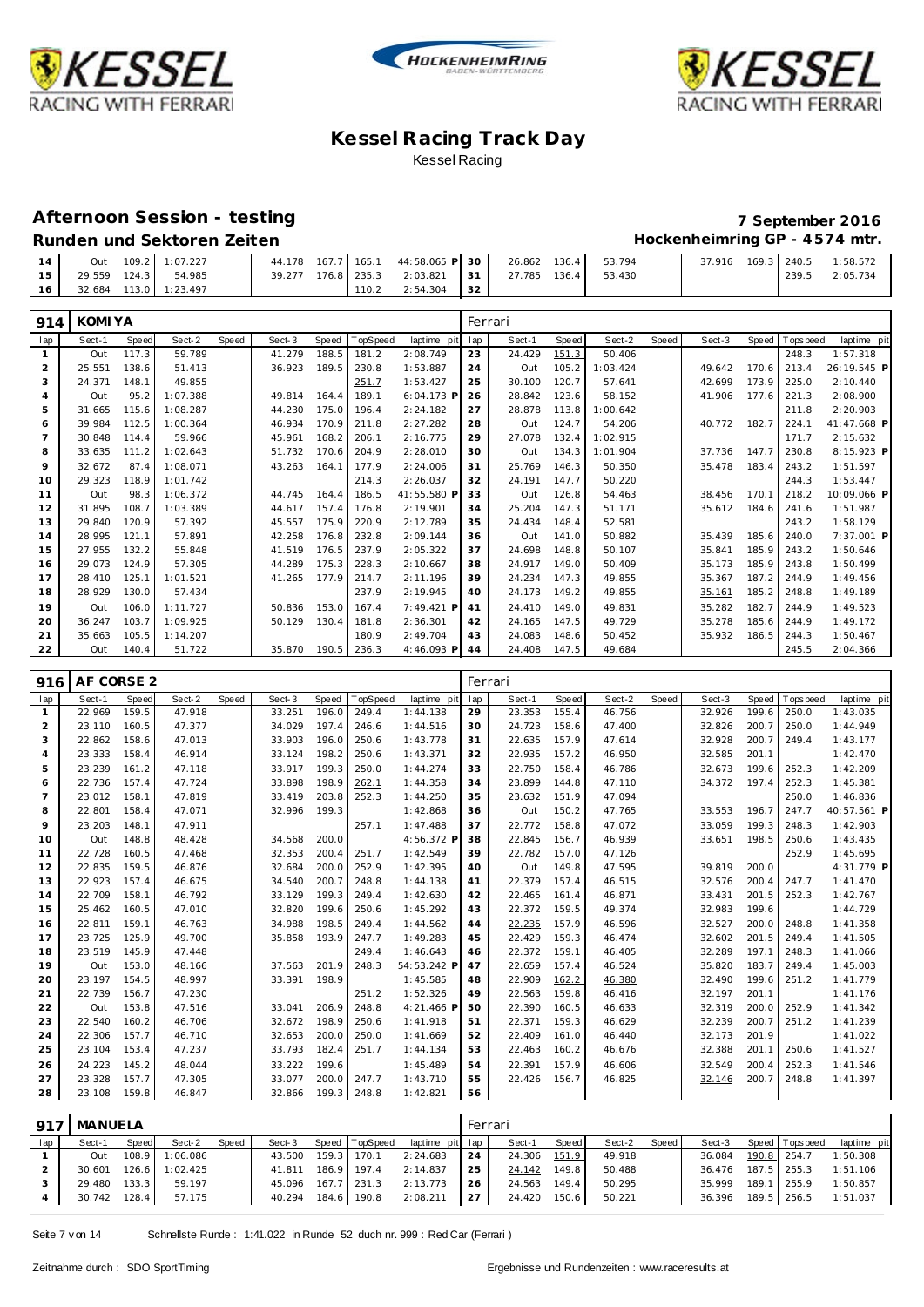# Kessel Racing Track Day

Kessel Racing

## Afternoon Session - testing

**7 September 2016**

### Runden und Sektoren Zeiten

**Hockenheimring GP - 4574 mtr.**

| lap | Sect-1 | Speed | Sect-2 | Speed | Sect-3 | Speed | TopSpeed | laptime pit | lap | Sect-1 | Speed | Sect-2 | Speed | Sect-3 | Speed | Topspeed | laptime pit |
|---|---|---|---|---|---|---|---|---|---|---|---|---|---|---|---|---|---|
| 14 | Out | 109.2 | 1:07.227 | | 44.178 | 167.7 | 165.1 | 44:58.065 P | 30 | 26.862 | 136.4 | 53.794 | | 37.916 | 169.3 | 240.5 | 1:58.572 |
| 15 | 29.559 | 124.3 | 54.985 | | 39.277 | 176.8 | 235.3 | 2:03.821 | 31 | 27.785 | 136.4 | 53.430 | | | | 239.5 | 2:05.734 |
| 16 | 32.684 | 113.0 | 1:23.497 | | | | 110.2 | 2:54.304 | 32 | | | | | | | | |

### 914 KOMIYA — Ferrari

| lap | Sect-1 | Speed | Sect-2 | Speed | Sect-3 | Speed | TopSpeed | laptime pit | lap | Sect-1 | Speed | Sect-2 | Speed | Sect-3 | Speed | Topspeed | laptime pit |
|---|---|---|---|---|---|---|---|---|---|---|---|---|---|---|---|---|---|
| 1 | Out | 117.3 | 59.789 | | 41.279 | 188.5 | 181.2 | 2:08.749 | 23 | 24.429 | 151.3 | 50.406 | | | | 248.3 | 1:57.318 |
| 2 | 25.551 | 138.6 | 51.413 | | 36.923 | 189.5 | 230.8 | 1:53.887 | 24 | Out | 105.2 | 1:03.424 | | 49.642 | 170.6 | 213.4 | 26:19.545 P |
| 3 | 24.371 | 148.1 | 49.855 | | | | 251.7 | 1:53.427 | 25 | 30.100 | 120.7 | 57.641 | | 42.699 | 173.9 | 225.0 | 2:10.440 |
| 4 | Out | 95.2 | 1:07.388 | | 49.814 | 164.4 | 189.1 | 6:04.173 P | 26 | 28.842 | 123.6 | 58.152 | | 41.906 | 177.6 | 221.3 | 2:08.900 |
| 5 | 31.665 | 115.6 | 1:08.287 | | 44.230 | 175.0 | 196.4 | 2:24.182 | 27 | 28.878 | 113.8 | 1:00.642 | | | | 211.8 | 2:20.903 |
| 6 | 39.984 | 112.5 | 1:00.364 | | 46.934 | 170.9 | 211.8 | 2:27.282 | 28 | Out | 124.7 | 54.206 | | 40.772 | 182.7 | 224.1 | 41:47.668 P |
| 7 | 30.848 | 114.4 | 59.966 | | 45.961 | 168.2 | 206.1 | 2:16.775 | 29 | 27.078 | 132.4 | 1:02.915 | | | | 171.7 | 2:15.632 |
| 8 | 33.635 | 111.2 | 1:02.643 | | 51.732 | 170.6 | 204.9 | 2:28.010 | 30 | Out | 134.3 | 1:01.904 | | 37.736 | 147.7 | 230.8 | 8:15.923 P |
| 9 | 32.672 | 87.4 | 1:08.071 | | 43.263 | 164.1 | 177.9 | 2:24.006 | 31 | 25.769 | 146.3 | 50.350 | | 35.478 | 183.4 | 243.2 | 1:51.597 |
| 10 | 29.323 | 118.9 | 1:01.742 | | | | 214.3 | 2:26.037 | 32 | 24.191 | 147.7 | 50.220 | | | | 244.3 | 1:53.447 |
| 11 | Out | 98.3 | 1:06.372 | | 44.745 | 164.4 | 186.5 | 41:55.580 P | 33 | Out | 126.8 | 54.463 | | 38.456 | 170.1 | 218.2 | 10:09.066 P |
| 12 | 31.895 | 108.7 | 1:03.389 | | 44.617 | 157.4 | 176.8 | 2:19.901 | 34 | 25.204 | 147.3 | 51.171 | | 35.612 | 184.6 | 241.6 | 1:51.987 |
| 13 | 29.840 | 120.9 | 57.392 | | 45.557 | 175.9 | 220.9 | 2:12.789 | 35 | 24.434 | 148.4 | 52.581 | | | | 243.2 | 1:58.129 |
| 14 | 28.995 | 121.1 | 57.891 | | 42.258 | 176.8 | 232.8 | 2:09.144 | 36 | Out | 141.0 | 50.882 | | 35.439 | 185.6 | 240.0 | 7:37.001 P |
| 15 | 27.955 | 132.2 | 55.848 | | 41.519 | 176.5 | 237.9 | 2:05.322 | 37 | 24.698 | 148.8 | 50.107 | | 35.841 | 185.9 | 243.2 | 1:50.646 |
| 16 | 29.073 | 124.9 | 57.305 | | 44.289 | 175.3 | 228.3 | 2:10.667 | 38 | 24.917 | 149.0 | 50.409 | | 35.173 | 185.9 | 243.8 | 1:50.499 |
| 17 | 28.410 | 125.1 | 1:01.521 | | 41.265 | 177.9 | 214.7 | 2:11.196 | 39 | 24.234 | 147.3 | 49.855 | | 35.367 | 187.2 | 244.9 | 1:49.456 |
| 18 | 28.929 | 130.0 | 57.434 | | | | 237.9 | 2:19.945 | 40 | 24.173 | 149.2 | 49.855 | | 35.161 | 185.2 | 248.8 | 1:49.189 |
| 19 | Out | 106.0 | 1:11.727 | | 50.836 | 153.0 | 167.4 | 7:49.421 P | 41 | 24.410 | 149.0 | 49.831 | | 35.282 | 182.7 | 244.9 | 1:49.523 |
| 20 | 36.247 | 103.7 | 1:09.925 | | 50.129 | 130.4 | 181.8 | 2:36.301 | 42 | 24.165 | 147.5 | 49.729 | | 35.278 | 185.6 | 244.9 | 1:49.172 |
| 21 | 35.663 | 105.5 | 1:14.207 | | | | 180.9 | 2:49.704 | 43 | 24.083 | 148.6 | 50.452 | | 35.932 | 186.5 | 244.3 | 1:50.467 |
| 22 | Out | 140.4 | 51.722 | | 35.870 | 190.5 | 236.3 | 4:46.093 P | 44 | 24.408 | 147.5 | 49.684 | | | | 245.5 | 2:04.366 |

### 916 AF CORSE 2 — Ferrari

| lap | Sect-1 | Speed | Sect-2 | Speed | Sect-3 | Speed | TopSpeed | laptime pit | lap | Sect-1 | Speed | Sect-2 | Speed | Sect-3 | Speed | Topspeed | laptime pit |
|---|---|---|---|---|---|---|---|---|---|---|---|---|---|---|---|---|---|
| 1 | 22.969 | 159.5 | 47.918 | | 33.251 | 196.0 | 249.4 | 1:44.138 | 29 | 23.353 | 155.4 | 46.756 | | 32.926 | 199.6 | 250.0 | 1:43.035 |
| 2 | 23.110 | 160.5 | 47.377 | | 34.029 | 197.4 | 246.6 | 1:44.516 | 30 | 24.723 | 158.6 | 47.400 | | 32.826 | 200.7 | 250.0 | 1:44.949 |
| 3 | 22.862 | 158.6 | 47.013 | | 33.903 | 196.0 | 250.6 | 1:43.778 | 31 | 22.635 | 157.9 | 47.614 | | 32.928 | 200.7 | 249.4 | 1:43.177 |
| 4 | 23.333 | 158.4 | 46.914 | | 33.124 | 198.2 | 250.6 | 1:43.371 | 32 | 22.935 | 157.2 | 46.950 | | 32.585 | 201.1 | | 1:42.470 |
| 5 | 23.239 | 161.2 | 47.118 | | 33.917 | 199.3 | 250.0 | 1:44.274 | 33 | 22.750 | 158.4 | 46.786 | | 32.673 | 199.6 | 252.3 | 1:42.209 |
| 6 | 22.736 | 157.4 | 47.724 | | 33.898 | 198.9 | 262.1 | 1:44.358 | 34 | 23.899 | 144.8 | 47.110 | | 34.372 | 197.4 | 252.3 | 1:45.381 |
| 7 | 23.012 | 158.1 | 47.819 | | 33.419 | 203.8 | 252.3 | 1:44.250 | 35 | 23.632 | 151.9 | 47.094 | | | | 250.0 | 1:46.836 |
| 8 | 22.801 | 158.4 | 47.071 | | 32.996 | 199.3 | | 1:42.868 | 36 | Out | 150.2 | 47.765 | | 33.553 | 196.7 | 247.7 | 40:57.561 P |
| 9 | 23.203 | 148.1 | 47.911 | | | | 257.1 | 1:47.488 | 37 | 22.772 | 158.8 | 47.072 | | 33.059 | 199.3 | 248.3 | 1:42.903 |
| 10 | Out | 148.8 | 48.428 | | 34.568 | 200.0 | | 4:56.372 P | 38 | 22.845 | 156.7 | 46.939 | | 33.651 | 198.5 | 250.6 | 1:43.435 |
| 11 | 22.728 | 160.5 | 47.468 | | 32.353 | 200.4 | 251.7 | 1:42.549 | 39 | 22.782 | 157.0 | 47.126 | | | | 252.9 | 1:45.695 |
| 12 | 22.835 | 159.5 | 46.876 | | 32.684 | 200.0 | 252.9 | 1:42.395 | 40 | Out | 149.8 | 47.595 | | 39.819 | 200.0 | | 4:31.779 P |
| 13 | 22.923 | 157.4 | 46.675 | | 34.540 | 200.7 | 248.8 | 1:44.138 | 41 | 22.379 | 157.4 | 46.515 | | 32.576 | 200.4 | 247.7 | 1:41.470 |
| 14 | 22.709 | 158.1 | 46.792 | | 33.129 | 199.3 | 249.4 | 1:42.630 | 42 | 22.465 | 161.4 | 46.871 | | 33.431 | 201.5 | 252.3 | 1:42.767 |
| 15 | 25.462 | 160.5 | 47.010 | | 32.820 | 199.6 | 250.6 | 1:45.292 | 43 | 22.372 | 159.5 | 49.374 | | 32.983 | 199.6 | | 1:44.729 |
| 16 | 22.811 | 159.1 | 46.763 | | 34.988 | 198.5 | 249.4 | 1:44.562 | 44 | 22.235 | 157.9 | 46.596 | | 32.527 | 200.0 | 248.8 | 1:41.358 |
| 17 | 23.725 | 125.9 | 49.700 | | 35.858 | 193.9 | 247.7 | 1:49.283 | 45 | 22.429 | 159.3 | 46.474 | | 32.602 | 201.5 | 249.4 | 1:41.505 |
| 18 | 23.519 | 145.9 | 47.448 | | | | 249.4 | 1:46.643 | 46 | 22.372 | 159.1 | 46.405 | | 32.289 | 197.1 | 248.3 | 1:41.066 |
| 19 | Out | 153.0 | 48.166 | | 37.563 | 201.9 | 248.3 | 54:53.242 P | 47 | 22.659 | 157.4 | 46.524 | | 35.820 | 183.7 | 249.4 | 1:45.003 |
| 20 | 23.197 | 154.5 | 48.997 | | 33.391 | 198.9 | | 1:45.585 | 48 | 22.909 | 162.2 | 46.380 | | 32.490 | 199.6 | 251.2 | 1:41.779 |
| 21 | 22.739 | 156.7 | 47.230 | | | | 251.2 | 1:52.326 | 49 | 22.563 | 159.8 | 46.416 | | 32.197 | 201.1 | | 1:41.176 |
| 22 | Out | 153.8 | 47.516 | | 33.041 | 206.9 | 248.8 | 4:21.466 P | 50 | 22.390 | 160.5 | 46.633 | | 32.319 | 200.0 | 252.9 | 1:41.342 |
| 23 | 22.540 | 160.2 | 46.706 | | 32.672 | 198.9 | 250.6 | 1:41.918 | 51 | 22.371 | 159.3 | 46.629 | | 32.239 | 200.7 | 251.2 | 1:41.239 |
| 24 | 22.306 | 157.7 | 46.710 | | 32.653 | 200.0 | 250.0 | 1:41.669 | 52 | 22.409 | 161.0 | 46.440 | | 32.173 | 201.9 | | 1:41.022 |
| 25 | 23.104 | 153.4 | 47.237 | | 33.793 | 182.4 | 251.7 | 1:44.134 | 53 | 22.463 | 160.2 | 46.676 | | 32.388 | 201.1 | 250.6 | 1:41.527 |
| 26 | 24.223 | 145.2 | 48.044 | | 33.222 | 199.6 | | 1:45.489 | 54 | 22.391 | 157.9 | 46.606 | | 32.549 | 200.4 | 252.3 | 1:41.546 |
| 27 | 23.328 | 157.7 | 47.305 | | 33.077 | 200.0 | 247.7 | 1:43.710 | 55 | 22.426 | 156.7 | 46.825 | | 32.146 | 200.7 | 248.8 | 1:41.397 |
| 28 | 23.108 | 159.8 | 46.847 | | 32.866 | 199.3 | 248.8 | 1:42.821 | 56 | | | | | | | | |

### 917 MANUELA — Ferrari

| lap | Sect-1 | Speed | Sect-2 | Speed | Sect-3 | Speed | TopSpeed | laptime pit | lap | Sect-1 | Speed | Sect-2 | Speed | Sect-3 | Speed | Topspeed | laptime pit |
|---|---|---|---|---|---|---|---|---|---|---|---|---|---|---|---|---|---|
| 1 | Out | 108.9 | 1:06.086 | | 43.500 | 159.3 | 170.1 | 2:24.683 | 24 | 24.306 | 151.9 | 49.918 | | 36.084 | 190.8 | 254.7 | 1:50.308 |
| 2 | 30.601 | 126.6 | 1:02.425 | | 41.811 | 186.9 | 197.4 | 2:14.837 | 25 | 24.142 | 149.8 | 50.488 | | 36.476 | 187.5 | 255.3 | 1:51.106 |
| 3 | 29.480 | 133.3 | 59.197 | | 45.096 | 167.7 | 231.3 | 2:13.773 | 26 | 24.563 | 149.4 | 50.295 | | 35.999 | 189.1 | 255.9 | 1:50.857 |
| 4 | 30.742 | 128.4 | 57.175 | | 40.294 | 184.6 | 190.8 | 2:08.211 | 27 | 24.420 | 150.6 | 50.221 | | 36.396 | 189.5 | 256.5 | 1:51.037 |

Schnellste Runde : 1:41.022 in Runde 52 duch nr. 999 : Red Car (Ferrari )

Zeitnahme durch : SDO SportTiming — Ergebnisse und Rundenzeiten : www.raceresults.at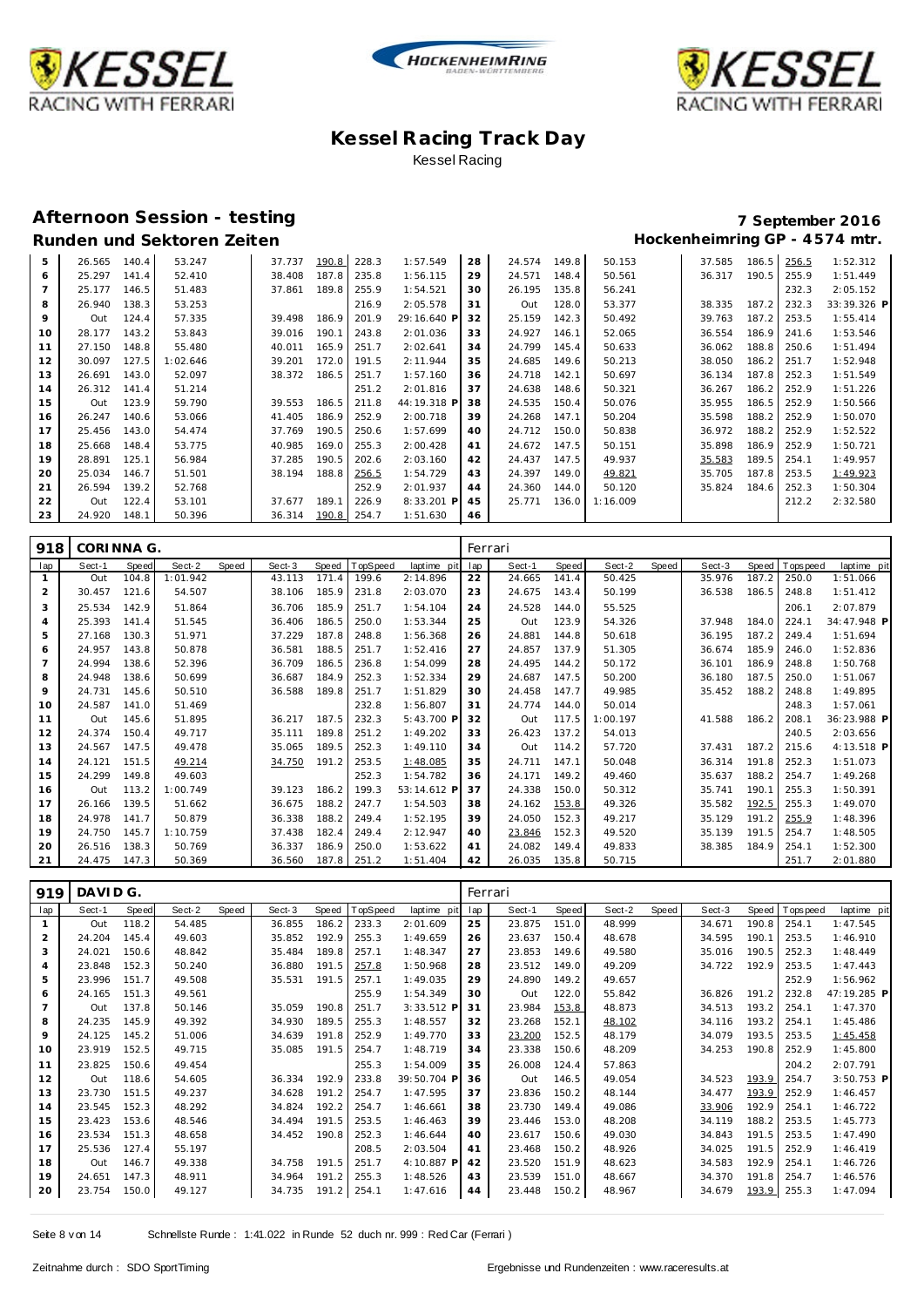# Kessel Racing Track Day

Kessel Racing

## Afternoon Session - testing

**7 September 2016**

**Runden und Sektoren Zeiten**

**Hockenheimring GP - 4574 mtr.**

| lap | Sect-1 | Speed | Sect-2 | Speed | Sect-3 | Speed | TopSpeed | laptime pit | lap | Sect-1 | Speed | Sect-2 | Speed | Sect-3 | Speed | Topspeed | laptime pit |
|---|---|---|---|---|---|---|---|---|---|---|---|---|---|---|---|---|---|
| 5 | 26.565 | 140.4 | 53.247 | | 37.737 | 190.8 | 228.3 | 1:57.549 | 28 | 24.574 | 149.8 | 50.153 | | 37.585 | 186.5 | 256.5 | 1:52.312 |
| 6 | 25.297 | 141.4 | 52.410 | | 38.408 | 187.8 | 235.8 | 1:56.115 | 29 | 24.571 | 148.4 | 50.561 | | 36.317 | 190.5 | 255.9 | 1:51.449 |
| 7 | 25.177 | 146.5 | 51.483 | | 37.861 | 189.8 | 255.9 | 1:54.521 | 30 | 26.195 | 135.8 | 56.241 | | | | 232.3 | 2:05.152 |
| 8 | 26.940 | 138.3 | 53.253 | | | | 216.9 | 2:05.578 | 31 | Out | 128.0 | 53.377 | | 38.335 | 187.2 | 232.3 | 33:39.326 P |
| 9 | Out | 124.4 | 57.335 | | 39.498 | 186.9 | 201.9 | 29:16.640 P | 32 | 25.159 | 142.3 | 50.492 | | 39.763 | 187.2 | 253.5 | 1:55.414 |
| 10 | 28.177 | 143.2 | 53.843 | | 39.016 | 190.1 | 243.8 | 2:01.036 | 33 | 24.927 | 146.1 | 52.065 | | 36.554 | 186.9 | 241.6 | 1:53.546 |
| 11 | 27.150 | 148.8 | 55.480 | | 40.011 | 165.9 | 251.7 | 2:02.641 | 34 | 24.799 | 145.4 | 50.633 | | 36.062 | 188.8 | 250.6 | 1:51.494 |
| 12 | 30.097 | 127.5 | 1:02.646 | | 39.201 | 172.0 | 191.5 | 2:11.944 | 35 | 24.685 | 149.6 | 50.213 | | 38.050 | 186.2 | 251.7 | 1:52.948 |
| 13 | 26.691 | 143.0 | 52.097 | | 38.372 | 186.5 | 251.7 | 1:57.160 | 36 | 24.718 | 142.1 | 50.697 | | 36.134 | 187.8 | 252.3 | 1:51.549 |
| 14 | 26.312 | 141.4 | 51.214 | | | | 251.2 | 2:01.816 | 37 | 24.638 | 148.6 | 50.321 | | 36.267 | 186.2 | 252.9 | 1:51.226 |
| 15 | Out | 123.9 | 59.790 | | 39.553 | 186.5 | 211.8 | 44:19.318 P | 38 | 24.535 | 150.4 | 50.076 | | 35.955 | 186.5 | 252.9 | 1:50.566 |
| 16 | 26.247 | 140.6 | 53.066 | | 41.405 | 186.9 | 252.9 | 2:00.718 | 39 | 24.268 | 147.1 | 50.204 | | 35.598 | 188.2 | 252.9 | 1:50.070 |
| 17 | 25.456 | 143.0 | 54.474 | | 37.769 | 190.5 | 250.6 | 1:57.699 | 40 | 24.712 | 150.0 | 50.838 | | 36.972 | 188.2 | 252.9 | 1:52.522 |
| 18 | 25.668 | 148.4 | 53.775 | | 40.985 | 169.0 | 255.3 | 2:00.428 | 41 | 24.672 | 147.5 | 50.151 | | 35.898 | 186.9 | 252.9 | 1:50.721 |
| 19 | 28.891 | 125.1 | 56.984 | | 37.285 | 190.5 | 202.6 | 2:03.160 | 42 | 24.437 | 147.5 | 49.937 | | 35.583 | 189.5 | 254.1 | 1:49.957 |
| 20 | 25.034 | 146.7 | 51.501 | | 38.194 | 188.8 | 256.5 | 1:54.729 | 43 | 24.397 | 149.0 | 49.821 | | 35.705 | 187.8 | 253.5 | 1:49.923 |
| 21 | 26.594 | 139.2 | 52.768 | | | | 252.9 | 2:01.937 | 44 | 24.360 | 144.0 | 50.120 | | 35.824 | 184.6 | 252.3 | 1:50.304 |
| 22 | Out | 122.4 | 53.101 | | 37.677 | 189.1 | 226.9 | 8:33.201 P | 45 | 25.771 | 136.0 | 1:16.009 | | | | 212.2 | 2:32.580 |
| 23 | 24.920 | 148.1 | 50.396 | | 36.314 | 190.8 | 254.7 | 1:51.630 | 46 | | | | | | | | |

**918 CORINNA G.** — Ferrari

| lap | Sect-1 | Speed | Sect-2 | Speed | Sect-3 | Speed | TopSpeed | laptime pit | lap | Sect-1 | Speed | Sect-2 | Speed | Sect-3 | Speed | Topspeed | laptime pit |
|---|---|---|---|---|---|---|---|---|---|---|---|---|---|---|---|---|---|
| 1 | Out | 104.8 | 1:01.942 | | 43.113 | 171.4 | 199.6 | 2:14.896 | 22 | 24.665 | 141.4 | 50.425 | | 35.976 | 187.2 | 250.0 | 1:51.066 |
| 2 | 30.457 | 121.6 | 54.507 | | 38.106 | 185.9 | 231.8 | 2:03.070 | 23 | 24.675 | 143.4 | 50.199 | | 36.538 | 186.5 | 248.8 | 1:51.412 |
| 3 | 25.534 | 142.9 | 51.864 | | 36.706 | 185.9 | 251.7 | 1:54.104 | 24 | 24.528 | 144.0 | 55.525 | | | | 206.1 | 2:07.879 |
| 4 | 25.393 | 141.4 | 51.545 | | 36.406 | 186.5 | 250.0 | 1:53.344 | 25 | Out | 123.9 | 54.326 | | 37.948 | 184.0 | 224.1 | 34:47.948 P |
| 5 | 27.168 | 130.3 | 51.971 | | 37.229 | 187.8 | 248.8 | 1:56.368 | 26 | 24.881 | 144.8 | 50.618 | | 36.195 | 187.2 | 249.4 | 1:51.694 |
| 6 | 24.957 | 143.8 | 50.878 | | 36.581 | 188.5 | 251.7 | 1:52.416 | 27 | 24.857 | 137.9 | 51.305 | | 36.674 | 185.9 | 246.0 | 1:52.836 |
| 7 | 24.994 | 138.6 | 52.396 | | 36.709 | 186.5 | 236.8 | 1:54.099 | 28 | 24.495 | 144.2 | 50.172 | | 36.101 | 186.9 | 248.8 | 1:50.768 |
| 8 | 24.948 | 138.6 | 50.699 | | 36.687 | 184.9 | 252.3 | 1:52.334 | 29 | 24.687 | 147.5 | 50.200 | | 36.180 | 187.5 | 250.0 | 1:51.067 |
| 9 | 24.731 | 145.6 | 50.510 | | 36.588 | 189.8 | 251.7 | 1:51.829 | 30 | 24.458 | 147.7 | 49.985 | | 35.452 | 188.2 | 248.8 | 1:49.895 |
| 10 | 24.587 | 141.0 | 51.469 | | | | 232.8 | 1:56.807 | 31 | 24.774 | 144.0 | 50.014 | | | | 248.3 | 1:57.061 |
| 11 | Out | 145.6 | 51.895 | | 36.217 | 187.5 | 232.3 | 5:43.700 P | 32 | Out | 117.5 | 1:00.197 | | 41.588 | 186.2 | 208.1 | 36:23.988 P |
| 12 | 24.374 | 150.4 | 49.717 | | 35.111 | 189.8 | 251.2 | 1:49.202 | 33 | 26.423 | 137.2 | 54.013 | | | | 240.5 | 2:03.656 |
| 13 | 24.567 | 147.5 | 49.478 | | 35.065 | 189.5 | 252.3 | 1:49.110 | 34 | Out | 114.2 | 57.720 | | 37.431 | 187.2 | 215.6 | 4:13.518 P |
| 14 | 24.121 | 151.5 | 49.214 | | 34.750 | 191.2 | 253.5 | 1:48.085 | 35 | 24.711 | 147.1 | 50.048 | | 36.314 | 191.8 | 252.3 | 1:51.073 |
| 15 | 24.299 | 149.8 | 49.603 | | | | 252.3 | 1:54.782 | 36 | 24.171 | 149.2 | 49.460 | | 35.637 | 188.2 | 254.7 | 1:49.268 |
| 16 | Out | 113.2 | 1:00.749 | | 39.123 | 186.2 | 199.3 | 53:14.612 P | 37 | 24.338 | 150.0 | 50.312 | | 35.741 | 190.1 | 255.3 | 1:50.391 |
| 17 | 26.166 | 139.5 | 51.662 | | 36.675 | 188.2 | 247.7 | 1:54.503 | 38 | 24.162 | 153.8 | 49.326 | | 35.582 | 192.5 | 255.3 | 1:49.070 |
| 18 | 24.978 | 141.7 | 50.879 | | 36.338 | 188.2 | 249.4 | 1:52.195 | 39 | 24.050 | 152.3 | 49.217 | | 35.129 | 191.2 | 255.9 | 1:48.396 |
| 19 | 24.750 | 145.7 | 1:10.759 | | 37.438 | 182.4 | 249.4 | 2:12.947 | 40 | 23.846 | 152.3 | 49.520 | | 35.139 | 191.5 | 254.7 | 1:48.505 |
| 20 | 26.516 | 138.3 | 50.769 | | 36.337 | 186.9 | 250.0 | 1:53.622 | 41 | 24.082 | 149.4 | 49.833 | | 38.385 | 184.9 | 254.1 | 1:52.300 |
| 21 | 24.475 | 147.3 | 50.369 | | 36.560 | 187.8 | 251.2 | 1:51.404 | 42 | 26.035 | 135.8 | 50.715 | | | | 251.7 | 2:01.880 |

**919 DAVID G.** — Ferrari

| lap | Sect-1 | Speed | Sect-2 | Speed | Sect-3 | Speed | TopSpeed | laptime pit | lap | Sect-1 | Speed | Sect-2 | Speed | Sect-3 | Speed | Topspeed | laptime pit |
|---|---|---|---|---|---|---|---|---|---|---|---|---|---|---|---|---|---|
| 1 | Out | 118.2 | 54.485 | | 36.855 | 186.2 | 233.3 | 2:01.609 | 25 | 23.875 | 151.0 | 48.999 | | 34.671 | 190.8 | 254.1 | 1:47.545 |
| 2 | 24.204 | 145.4 | 49.603 | | 35.852 | 192.9 | 255.3 | 1:49.659 | 26 | 23.637 | 150.4 | 48.678 | | 34.595 | 190.1 | 253.5 | 1:46.910 |
| 3 | 24.021 | 150.6 | 48.842 | | 35.484 | 189.8 | 257.1 | 1:48.347 | 27 | 23.853 | 149.6 | 49.580 | | 35.016 | 190.5 | 252.3 | 1:48.449 |
| 4 | 23.848 | 152.3 | 50.240 | | 36.880 | 191.5 | 257.8 | 1:50.968 | 28 | 23.512 | 149.0 | 49.209 | | 34.722 | 192.9 | 253.5 | 1:47.443 |
| 5 | 23.996 | 151.7 | 49.508 | | 35.531 | 191.5 | 257.1 | 1:49.035 | 29 | 24.890 | 149.2 | 49.657 | | | | 252.9 | 1:56.962 |
| 6 | 24.165 | 151.3 | 49.561 | | | | 255.9 | 1:54.349 | 30 | Out | 122.0 | 55.842 | | 36.826 | 191.2 | 232.8 | 47:19.285 P |
| 7 | Out | 137.8 | 50.146 | | 35.059 | 190.8 | 251.7 | 3:33.512 P | 31 | 23.984 | 153.8 | 48.873 | | 34.513 | 193.2 | 254.1 | 1:47.370 |
| 8 | 24.235 | 145.9 | 49.392 | | 34.930 | 189.5 | 255.3 | 1:48.557 | 32 | 23.268 | 152.1 | 48.102 | | 34.116 | 193.2 | 254.1 | 1:45.486 |
| 9 | 24.125 | 145.2 | 51.006 | | 34.639 | 191.8 | 252.9 | 1:49.770 | 33 | 23.200 | 152.5 | 48.179 | | 34.079 | 193.5 | 253.5 | 1:45.458 |
| 10 | 23.919 | 152.5 | 49.715 | | 35.085 | 191.5 | 254.7 | 1:48.719 | 34 | 23.338 | 150.6 | 48.209 | | 34.253 | 190.8 | 252.9 | 1:45.800 |
| 11 | 23.825 | 150.6 | 49.454 | | | | 255.3 | 1:54.009 | 35 | 26.008 | 124.4 | 57.863 | | | | 204.2 | 2:07.791 |
| 12 | Out | 118.6 | 54.605 | | 36.334 | 192.9 | 233.8 | 39:50.704 P | 36 | Out | 146.5 | 49.054 | | 34.523 | 193.9 | 254.7 | 3:50.753 P |
| 13 | 23.730 | 151.5 | 49.237 | | 34.628 | 191.2 | 254.7 | 1:47.595 | 37 | 23.836 | 150.2 | 48.144 | | 34.477 | 193.9 | 252.9 | 1:46.457 |
| 14 | 23.545 | 152.3 | 48.292 | | 34.824 | 192.2 | 254.7 | 1:46.661 | 38 | 23.730 | 149.4 | 49.086 | | 33.906 | 192.9 | 254.1 | 1:46.722 |
| 15 | 23.423 | 153.6 | 48.546 | | 34.494 | 191.5 | 253.5 | 1:46.463 | 39 | 23.446 | 153.0 | 48.208 | | 34.119 | 188.2 | 253.5 | 1:45.773 |
| 16 | 23.534 | 151.3 | 48.658 | | 34.452 | 190.8 | 252.3 | 1:46.644 | 40 | 23.617 | 150.6 | 49.030 | | 34.843 | 191.5 | 253.5 | 1:47.490 |
| 17 | 25.536 | 127.4 | 55.197 | | | | 208.5 | 2:03.504 | 41 | 23.468 | 150.2 | 48.926 | | 34.025 | 191.5 | 252.9 | 1:46.419 |
| 18 | Out | 146.7 | 49.338 | | 34.758 | 191.5 | 251.7 | 4:10.887 P | 42 | 23.520 | 151.9 | 48.623 | | 34.583 | 192.9 | 254.1 | 1:46.726 |
| 19 | 24.651 | 147.3 | 48.911 | | 34.964 | 191.2 | 255.3 | 1:48.526 | 43 | 23.539 | 151.0 | 48.667 | | 34.370 | 191.8 | 254.7 | 1:46.576 |
| 20 | 23.754 | 150.0 | 49.127 | | 34.735 | 191.2 | 254.1 | 1:47.616 | 44 | 23.448 | 150.2 | 48.967 | | 34.679 | 193.9 | 255.3 | 1:47.094 |

Schnellste Runde : 1:41.022 in Runde 52 duch nr. 999 : Red Car (Ferrari)

Zeitnahme durch : SDO SportTiming

Ergebnisse und Rundenzeiten : www.raceresults.at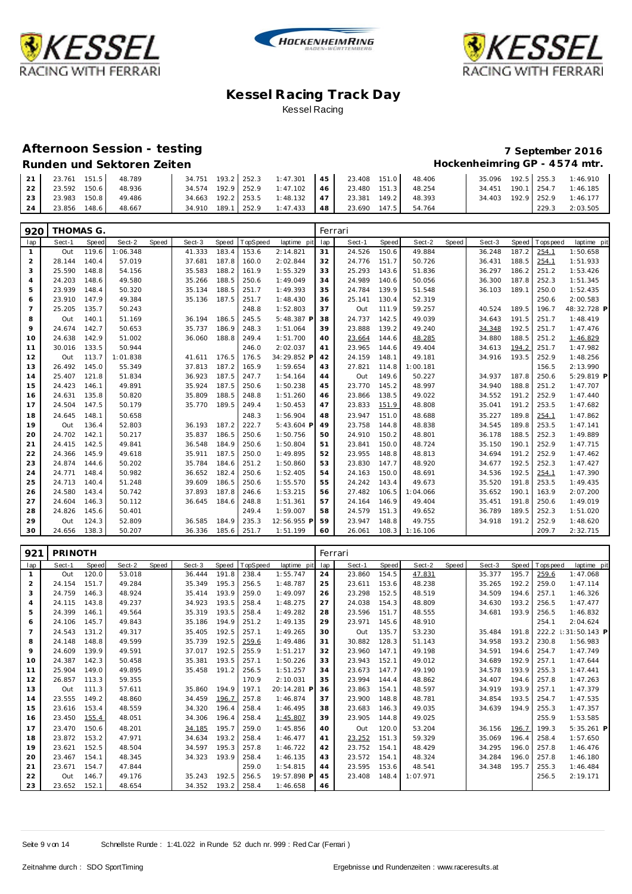# Kessel Racing Track Day

Kessel Racing

## Afternoon Session - testing

**7 September 2016**

**Runden und Sektoren Zeiten**

**Hockenheimring GP - 4574 mtr.**

| lap | Sect-1 | Speed | Sect-2 | Speed | Sect-3 | Speed | TopSpeed | laptime pit | lap | Sect-1 | Speed | Sect-2 | Speed | Sect-3 | Speed | Topspeed | laptime pit |
|---|---|---|---|---|---|---|---|---|---|---|---|---|---|---|---|---|---|
| 21 | 23.761 | 151.5 | 48.789 | | 34.751 | 193.2 | 252.3 | 1:47.301 | 45 | 23.408 | 151.0 | 48.406 | | 35.096 | 192.5 | 255.3 | 1:46.910 |
| 22 | 23.592 | 150.6 | 48.936 | | 34.574 | 192.9 | 252.9 | 1:47.102 | 46 | 23.480 | 151.3 | 48.254 | | 34.451 | 190.1 | 254.7 | 1:46.185 |
| 23 | 23.983 | 150.8 | 49.486 | | 34.663 | 192.2 | 253.5 | 1:48.132 | 47 | 23.381 | 149.2 | 48.393 | | 34.403 | 192.9 | 252.9 | 1:46.177 |
| 24 | 23.856 | 148.6 | 48.667 | | 34.910 | 189.1 | 252.9 | 1:47.433 | 48 | 23.690 | 147.5 | 54.764 | | | | 229.3 | 2:03.505 |

### 920 THOMAS G. — Ferrari

| lap | Sect-1 | Speed | Sect-2 | Speed | Sect-3 | Speed | TopSpeed | laptime pit | lap | Sect-1 | Speed | Sect-2 | Speed | Sect-3 | Speed | Topspeed | laptime pit |
|---|---|---|---|---|---|---|---|---|---|---|---|---|---|---|---|---|---|
| 1 | Out | 119.6 | 1:06.348 | | 41.333 | 183.4 | 153.6 | 2:14.821 | 31 | 24.526 | 150.6 | 49.884 | | 36.248 | 187.2 | 254.1 | 1:50.658 |
| 2 | 28.144 | 140.4 | 57.019 | | 37.681 | 187.8 | 160.0 | 2:02.844 | 32 | 24.776 | 151.7 | 50.726 | | 36.431 | 188.5 | 254.1 | 1:51.933 |
| 3 | 25.590 | 148.8 | 54.156 | | 35.583 | 188.2 | 161.9 | 1:55.329 | 33 | 25.293 | 143.6 | 51.836 | | 36.297 | 186.2 | 251.2 | 1:53.426 |
| 4 | 24.203 | 148.6 | 49.580 | | 35.266 | 188.5 | 250.6 | 1:49.049 | 34 | 24.989 | 140.6 | 50.056 | | 36.300 | 187.8 | 252.3 | 1:51.345 |
| 5 | 23.939 | 148.4 | 50.320 | | 35.134 | 188.5 | 251.7 | 1:49.393 | 35 | 24.784 | 139.9 | 51.548 | | 36.103 | 189.1 | 250.0 | 1:52.435 |
| 6 | 23.910 | 147.9 | 49.384 | | 35.136 | 187.5 | 251.7 | 1:48.430 | 36 | 25.141 | 130.4 | 52.319 | | | | 250.6 | 2:00.583 |
| 7 | 25.205 | 135.7 | 50.243 | | | | 248.8 | 1:52.803 | 37 | Out | 111.9 | 59.257 | | 40.524 | 189.5 | 196.7 | 48:32.728 P |
| 8 | Out | 140.1 | 51.169 | | 36.194 | 186.5 | 245.5 | 5:48.387 P | 38 | 24.737 | 142.5 | 49.039 | | 34.643 | 191.5 | 251.7 | 1:48.419 |
| 9 | 24.674 | 142.7 | 50.653 | | 35.737 | 186.9 | 248.3 | 1:51.064 | 39 | 23.888 | 139.2 | 49.240 | | 34.348 | 192.5 | 251.7 | 1:47.476 |
| 10 | 24.638 | 142.9 | 51.002 | | 36.060 | 188.8 | 249.4 | 1:51.700 | 40 | 23.664 | 144.6 | 48.285 | | 34.880 | 188.5 | 251.2 | 1:46.829 |
| 11 | 30.016 | 133.5 | 50.944 | | | | 246.0 | 2:02.037 | 41 | 23.965 | 144.6 | 49.404 | | 34.613 | 194.2 | 251.7 | 1:47.982 |
| 12 | Out | 113.7 | 1:01.838 | | 41.611 | 176.5 | 176.5 | 34:29.852 P | 42 | 24.159 | 148.1 | 49.181 | | 34.916 | 193.5 | 252.9 | 1:48.256 |
| 13 | 26.492 | 145.0 | 55.349 | | 37.813 | 187.2 | 165.9 | 1:59.654 | 43 | 27.821 | 114.8 | 1:00.181 | | | | 156.5 | 2:13.990 |
| 14 | 25.407 | 121.8 | 51.834 | | 36.923 | 187.5 | 247.7 | 1:54.164 | 44 | Out | 149.6 | 50.227 | | 34.937 | 187.8 | 250.6 | 5:29.819 P |
| 15 | 24.423 | 146.1 | 49.891 | | 35.924 | 187.5 | 250.6 | 1:50.238 | 45 | 23.770 | 145.2 | 48.997 | | 34.940 | 188.8 | 251.2 | 1:47.707 |
| 16 | 24.631 | 135.8 | 50.820 | | 35.809 | 188.5 | 248.8 | 1:51.260 | 46 | 23.866 | 138.5 | 49.022 | | 34.552 | 191.2 | 252.9 | 1:47.440 |
| 17 | 24.504 | 147.5 | 50.179 | | 35.770 | 189.5 | 249.4 | 1:50.453 | 47 | 23.833 | 151.9 | 48.808 | | 35.041 | 191.2 | 253.5 | 1:47.682 |
| 18 | 24.645 | 148.1 | 50.658 | | | | 248.3 | 1:56.904 | 48 | 23.947 | 151.0 | 48.688 | | 35.227 | 189.8 | 254.1 | 1:47.862 |
| 19 | Out | 136.4 | 52.803 | | 36.193 | 187.2 | 222.7 | 5:43.604 P | 49 | 23.758 | 144.8 | 48.838 | | 34.545 | 189.8 | 253.5 | 1:47.141 |
| 20 | 24.702 | 142.1 | 50.217 | | 35.837 | 186.5 | 250.6 | 1:50.756 | 50 | 24.910 | 150.2 | 48.801 | | 36.178 | 188.5 | 252.3 | 1:49.889 |
| 21 | 24.415 | 142.5 | 49.841 | | 36.548 | 184.9 | 250.6 | 1:50.804 | 51 | 23.841 | 150.0 | 48.724 | | 35.150 | 190.1 | 252.9 | 1:47.715 |
| 22 | 24.366 | 145.9 | 49.618 | | 35.911 | 187.5 | 250.0 | 1:49.895 | 52 | 23.955 | 148.8 | 48.813 | | 34.694 | 191.2 | 252.9 | 1:47.462 |
| 23 | 24.874 | 144.6 | 50.202 | | 35.784 | 184.6 | 251.2 | 1:50.860 | 53 | 23.830 | 147.7 | 48.920 | | 34.677 | 192.5 | 252.3 | 1:47.427 |
| 24 | 24.771 | 148.4 | 50.982 | | 36.652 | 182.4 | 250.6 | 1:52.405 | 54 | 24.163 | 150.0 | 48.691 | | 34.536 | 192.5 | 254.1 | 1:47.390 |
| 25 | 24.713 | 140.4 | 51.248 | | 39.609 | 186.5 | 250.6 | 1:55.570 | 55 | 24.242 | 143.4 | 49.673 | | 35.520 | 191.8 | 253.5 | 1:49.435 |
| 26 | 24.580 | 143.4 | 50.742 | | 37.893 | 187.8 | 246.6 | 1:53.215 | 56 | 27.482 | 106.5 | 1:04.066 | | 35.652 | 190.1 | 163.9 | 2:07.200 |
| 27 | 24.604 | 146.3 | 50.112 | | 36.645 | 184.6 | 248.8 | 1:51.361 | 57 | 24.164 | 146.9 | 49.404 | | 35.451 | 191.8 | 250.6 | 1:49.019 |
| 28 | 24.826 | 145.6 | 50.401 | | | | 249.4 | 1:59.007 | 58 | 24.579 | 151.3 | 49.652 | | 36.789 | 189.5 | 252.3 | 1:51.020 |
| 29 | Out | 124.3 | 52.809 | | 36.585 | 184.9 | 235.3 | 12:56.955 P | 59 | 23.947 | 148.8 | 49.755 | | 34.918 | 191.2 | 252.9 | 1:48.620 |
| 30 | 24.656 | 138.3 | 50.207 | | 36.336 | 185.6 | 251.7 | 1:51.199 | 60 | 26.061 | 108.3 | 1:16.106 | | | | 209.7 | 2:32.715 |

### 921 PRINOTH — Ferrari

| lap | Sect-1 | Speed | Sect-2 | Speed | Sect-3 | Speed | TopSpeed | laptime pit | lap | Sect-1 | Speed | Sect-2 | Speed | Sect-3 | Speed | Topspeed | laptime pit |
|---|---|---|---|---|---|---|---|---|---|---|---|---|---|---|---|---|---|
| 1 | Out | 120.0 | 53.018 | | 36.444 | 191.8 | 238.4 | 1:55.747 | 24 | 23.860 | 154.5 | 47.831 | | 35.377 | 195.7 | 259.6 | 1:47.068 |
| 2 | 24.154 | 151.7 | 49.284 | | 35.349 | 195.3 | 256.5 | 1:48.787 | 25 | 23.611 | 153.6 | 48.238 | | 35.265 | 192.2 | 259.0 | 1:47.114 |
| 3 | 24.759 | 146.3 | 48.924 | | 35.414 | 193.9 | 259.0 | 1:49.097 | 26 | 23.298 | 152.5 | 48.519 | | 34.509 | 194.6 | 257.1 | 1:46.326 |
| 4 | 24.115 | 143.8 | 49.237 | | 34.923 | 193.5 | 258.4 | 1:48.275 | 27 | 24.038 | 154.3 | 48.809 | | 34.630 | 193.2 | 256.5 | 1:47.477 |
| 5 | 24.399 | 146.1 | 49.564 | | 35.319 | 193.5 | 258.4 | 1:49.282 | 28 | 23.596 | 151.7 | 48.555 | | 34.681 | 193.9 | 256.5 | 1:46.832 |
| 6 | 24.106 | 145.7 | 49.843 | | 35.186 | 194.9 | 251.2 | 1:49.135 | 29 | 23.971 | 145.6 | 48.910 | | | | 254.1 | 2:04.624 |
| 7 | 24.543 | 131.2 | 49.317 | | 35.405 | 192.5 | 257.1 | 1:49.265 | 30 | Out | 135.7 | 53.230 | | 35.484 | 191.8 | 222.2 | 1:31:50.143 P |
| 8 | 24.148 | 148.8 | 49.599 | | 35.739 | 192.5 | 259.6 | 1:49.486 | 31 | 30.882 | 128.3 | 51.143 | | 34.958 | 193.2 | 230.8 | 1:56.983 |
| 9 | 24.609 | 139.9 | 49.591 | | 37.017 | 192.5 | 255.9 | 1:51.217 | 32 | 23.960 | 147.1 | 49.198 | | 34.591 | 194.6 | 254.7 | 1:47.749 |
| 10 | 24.387 | 142.3 | 50.458 | | 35.381 | 193.5 | 257.1 | 1:50.226 | 33 | 23.943 | 152.1 | 49.012 | | 34.689 | 192.9 | 257.1 | 1:47.644 |
| 11 | 25.904 | 149.0 | 49.895 | | 35.458 | 191.2 | 256.5 | 1:51.257 | 34 | 23.673 | 147.7 | 49.190 | | 34.578 | 193.9 | 255.3 | 1:47.441 |
| 12 | 26.857 | 113.3 | 59.355 | | | | 170.9 | 2:10.031 | 35 | 23.994 | 144.4 | 48.862 | | 34.407 | 194.6 | 257.8 | 1:47.263 |
| 13 | Out | 111.3 | 57.611 | | 35.860 | 194.9 | 197.1 | 20:14.281 P | 36 | 23.863 | 154.1 | 48.597 | | 34.919 | 193.9 | 257.1 | 1:47.379 |
| 14 | 23.555 | 149.2 | 48.860 | | 34.459 | 196.7 | 257.8 | 1:46.874 | 37 | 23.900 | 148.8 | 48.781 | | 34.854 | 193.5 | 254.7 | 1:47.535 |
| 15 | 23.616 | 153.4 | 48.559 | | 34.320 | 196.4 | 258.4 | 1:46.495 | 38 | 23.683 | 146.3 | 49.035 | | 34.639 | 194.9 | 255.3 | 1:47.357 |
| 16 | 23.450 | 155.4 | 48.051 | | 34.306 | 196.4 | 258.4 | 1:45.807 | 39 | 23.905 | 144.8 | 49.025 | | | | 255.9 | 1:53.585 |
| 17 | 23.470 | 150.6 | 48.201 | | 34.185 | 195.7 | 259.0 | 1:45.856 | 40 | Out | 120.0 | 53.204 | | 36.156 | 196.7 | 199.3 | 5:35.261 P |
| 18 | 23.872 | 153.2 | 47.971 | | 34.634 | 193.2 | 258.4 | 1:46.477 | 41 | 23.252 | 151.3 | 59.329 | | 35.069 | 196.4 | 258.4 | 1:57.650 |
| 19 | 23.621 | 152.5 | 48.504 | | 34.597 | 195.3 | 257.8 | 1:46.722 | 42 | 23.752 | 154.1 | 48.429 | | 34.295 | 196.0 | 257.8 | 1:46.476 |
| 20 | 23.467 | 154.1 | 48.345 | | 34.323 | 193.9 | 258.4 | 1:46.135 | 43 | 23.572 | 154.1 | 48.324 | | 34.284 | 196.0 | 257.8 | 1:46.180 |
| 21 | 23.671 | 154.7 | 47.844 | | | | 259.0 | 1:54.815 | 44 | 23.595 | 153.6 | 48.541 | | 34.348 | 195.7 | 255.3 | 1:46.484 |
| 22 | Out | 146.7 | 49.176 | | 35.243 | 192.5 | 256.5 | 19:57.898 P | 45 | 23.408 | 148.4 | 1:07.971 | | | | 256.5 | 2:19.171 |
| 23 | 23.652 | 152.1 | 48.654 | | 34.352 | 193.2 | 258.4 | 1:46.658 | 46 | | | | | | | | |

Schnellste Runde : 1:41.022 in Runde 52 duch nr. 999 : Red Car (Ferrari)

Zeitnahme durch : SDO SportTiming — Ergebnisse und Rundenzeiten : www.raceresults.at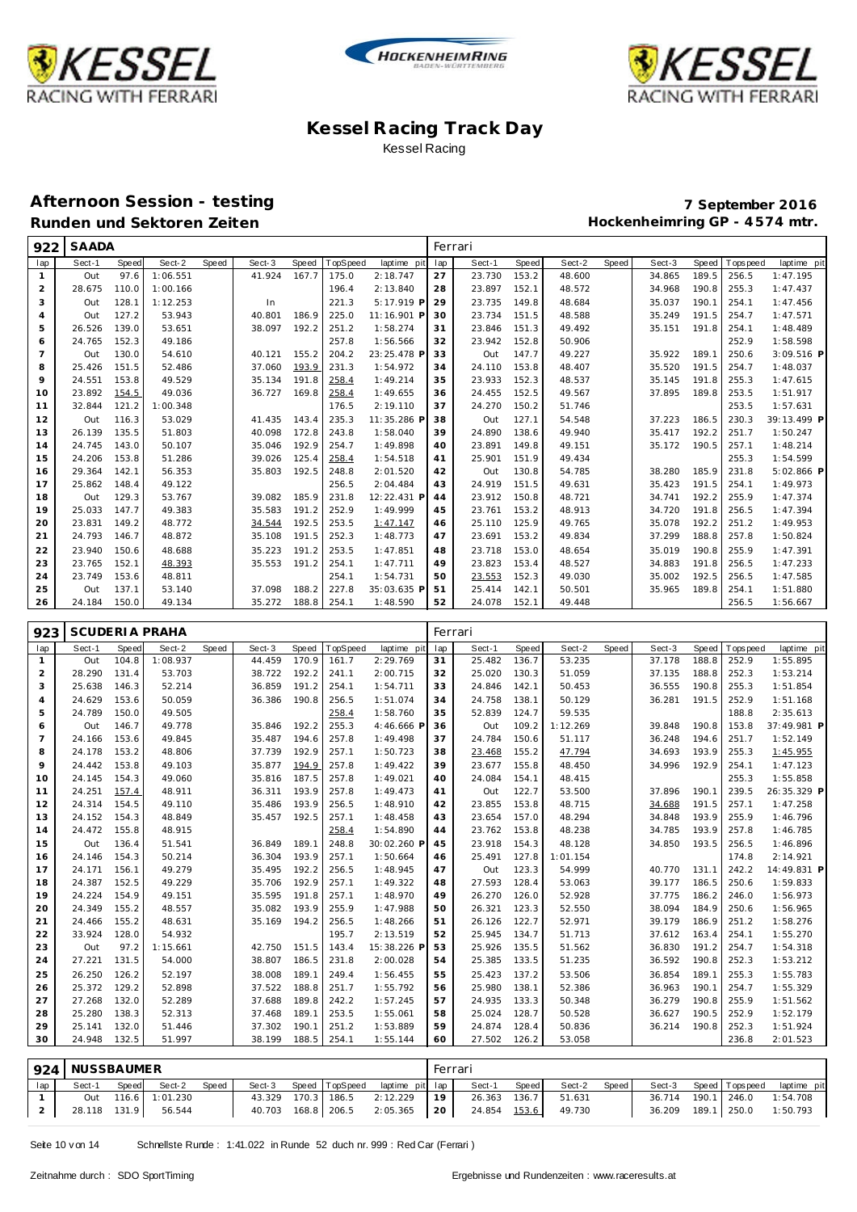# Kessel Racing Track Day

Kessel Racing

## Afternoon Session - testing

**7 September 2016**

### Runden und Sektoren Zeiten

**Hockenheimring GP - 4574 mtr.**

| 922 | SAADA | | | | | | | | | Ferrari | | | | | | | | | |
|---|---|---|---|---|---|---|---|---|---|---|---|---|---|---|---|---|---|---|---|
| lap | Sect-1 | Speed | Sect-2 | Speed | Sect-3 | Speed | TopSpeed | laptime pit | | lap | Sect-1 | Speed | Sect-2 | Speed | Sect-3 | Speed | Topspeed | laptime pit | |
| 1 | Out | 97.6 | 1:06.551 | | 41.924 | 167.7 | 175.0 | 2:18.747 | | 27 | 23.730 | 153.2 | 48.600 | | 34.865 | 189.5 | 256.5 | 1:47.195 | |
| 2 | 28.675 | 110.0 | 1:00.166 | | | | 196.4 | 2:13.840 | | 28 | 23.897 | 152.1 | 48.572 | | 34.968 | 190.8 | 255.3 | 1:47.437 | |
| 3 | Out | 128.1 | 1:12.253 | | In | | 221.3 | 5:17.919 | P | 29 | 23.735 | 149.8 | 48.684 | | 35.037 | 190.1 | 254.1 | 1:47.456 | |
| 4 | Out | 127.2 | 53.943 | | 40.801 | 186.9 | 225.0 | 11:16.901 | P | 30 | 23.734 | 151.5 | 48.588 | | 35.249 | 191.5 | 254.7 | 1:47.571 | |
| 5 | 26.526 | 139.0 | 53.651 | | 38.097 | 192.2 | 251.2 | 1:58.274 | | 31 | 23.846 | 151.3 | 49.492 | | 35.151 | 191.8 | 254.1 | 1:48.489 | |
| 6 | 24.765 | 152.3 | 49.186 | | | | 257.8 | 1:56.566 | | 32 | 23.942 | 152.8 | 50.906 | | | | 252.9 | 1:58.598 | |
| 7 | Out | 130.0 | 54.610 | | 40.121 | 155.2 | 204.2 | 23:25.478 | P | 33 | Out | 147.7 | 49.227 | | 35.922 | 189.1 | 250.6 | 3:09.516 | P |
| 8 | 25.426 | 151.5 | 52.486 | | 37.060 | 193.9 | 231.3 | 1:54.972 | | 34 | 24.110 | 153.8 | 48.407 | | 35.520 | 191.5 | 254.7 | 1:48.037 | |
| 9 | 24.551 | 153.8 | 49.529 | | 35.134 | 191.8 | 258.4 | 1:49.214 | | 35 | 23.933 | 152.3 | 48.537 | | 35.145 | 191.8 | 255.3 | 1:47.615 | |
| 10 | 23.892 | 154.5 | 49.036 | | 36.727 | 169.8 | 258.4 | 1:49.655 | | 36 | 24.455 | 152.5 | 49.567 | | 37.895 | 189.8 | 253.5 | 1:51.917 | |
| 11 | 32.844 | 121.2 | 1:00.348 | | | | 176.5 | 2:19.110 | | 37 | 24.270 | 150.2 | 51.746 | | | | 253.5 | 1:57.631 | |
| 12 | Out | 116.3 | 53.029 | | 41.435 | 143.4 | 235.3 | 11:35.286 | P | 38 | Out | 127.1 | 54.548 | | 37.223 | 186.5 | 230.3 | 39:13.499 | P |
| 13 | 26.139 | 135.5 | 51.803 | | 40.098 | 172.8 | 243.8 | 1:58.040 | | 39 | 24.890 | 138.6 | 49.940 | | 35.417 | 192.2 | 251.7 | 1:50.247 | |
| 14 | 24.745 | 143.0 | 50.107 | | 35.046 | 192.9 | 254.7 | 1:49.898 | | 40 | 23.891 | 149.8 | 49.151 | | 35.172 | 190.5 | 257.1 | 1:48.214 | |
| 15 | 24.206 | 153.8 | 51.286 | | 39.026 | 125.4 | 258.4 | 1:54.518 | | 41 | 25.901 | 151.9 | 49.434 | | | | 255.3 | 1:54.599 | |
| 16 | 29.364 | 142.1 | 56.353 | | 35.803 | 192.5 | 248.8 | 2:01.520 | | 42 | Out | 130.8 | 54.785 | | 38.280 | 185.9 | 231.8 | 5:02.866 | P |
| 17 | 25.862 | 148.4 | 49.122 | | | | 256.5 | 2:04.484 | | 43 | 24.919 | 151.5 | 49.631 | | 35.423 | 191.5 | 254.1 | 1:49.973 | |
| 18 | Out | 129.3 | 53.767 | | 39.082 | 185.9 | 231.8 | 12:22.431 | P | 44 | 23.912 | 150.8 | 48.721 | | 34.741 | 192.2 | 255.9 | 1:47.374 | |
| 19 | 25.033 | 147.7 | 49.383 | | 35.583 | 191.2 | 252.9 | 1:49.999 | | 45 | 23.761 | 153.2 | 48.913 | | 34.720 | 191.8 | 256.5 | 1:47.394 | |
| 20 | 23.831 | 149.2 | 48.772 | | 34.544 | 192.5 | 253.5 | 1:47.147 | | 46 | 25.110 | 125.9 | 49.765 | | 35.078 | 192.2 | 251.2 | 1:49.953 | |
| 21 | 24.793 | 146.7 | 48.872 | | 35.108 | 191.5 | 252.3 | 1:48.773 | | 47 | 23.691 | 153.2 | 49.834 | | 37.299 | 188.8 | 257.8 | 1:50.824 | |
| 22 | 23.940 | 150.6 | 48.688 | | 35.223 | 191.2 | 253.5 | 1:47.851 | | 48 | 23.718 | 153.0 | 48.654 | | 35.019 | 190.8 | 255.9 | 1:47.391 | |
| 23 | 23.765 | 152.1 | 48.393 | | 35.553 | 191.2 | 254.1 | 1:47.711 | | 49 | 23.823 | 153.4 | 48.527 | | 34.883 | 191.8 | 256.5 | 1:47.233 | |
| 24 | 23.749 | 153.6 | 48.811 | | | | 254.1 | 1:54.731 | | 50 | 23.553 | 152.3 | 49.030 | | 35.002 | 192.5 | 256.5 | 1:47.585 | |
| 25 | Out | 137.1 | 53.140 | | 37.098 | 188.2 | 227.8 | 35:03.635 | P | 51 | 25.414 | 142.1 | 50.501 | | 35.965 | 189.8 | 254.1 | 1:51.880 | |
| 26 | 24.184 | 150.0 | 49.134 | | 35.272 | 188.8 | 254.1 | 1:48.590 | | 52 | 24.078 | 152.1 | 49.448 | | | | 256.5 | 1:56.667 | |

| 923 | SCUDERIA PRAHA | | | | | | | | | Ferrari | | | | | | | | | |
|---|---|---|---|---|---|---|---|---|---|---|---|---|---|---|---|---|---|---|---|
| lap | Sect-1 | Speed | Sect-2 | Speed | Sect-3 | Speed | TopSpeed | laptime pit | | lap | Sect-1 | Speed | Sect-2 | Speed | Sect-3 | Speed | Topspeed | laptime pit | |
| 1 | Out | 104.8 | 1:08.937 | | 44.459 | 170.9 | 161.7 | 2:29.769 | | 31 | 25.482 | 136.7 | 53.235 | | 37.178 | 188.8 | 252.9 | 1:55.895 | |
| 2 | 28.290 | 131.4 | 53.703 | | 38.722 | 192.2 | 241.1 | 2:00.715 | | 32 | 25.020 | 130.3 | 51.059 | | 37.135 | 188.8 | 252.3 | 1:53.214 | |
| 3 | 25.638 | 146.3 | 52.214 | | 36.859 | 191.2 | 254.1 | 1:54.711 | | 33 | 24.846 | 142.1 | 50.453 | | 36.555 | 190.8 | 255.3 | 1:51.854 | |
| 4 | 24.629 | 153.6 | 50.059 | | 36.386 | 190.8 | 256.5 | 1:51.074 | | 34 | 24.758 | 138.1 | 50.129 | | 36.281 | 191.5 | 252.9 | 1:51.168 | |
| 5 | 24.789 | 150.0 | 49.505 | | | | 258.4 | 1:58.760 | | 35 | 52.839 | 124.7 | 59.535 | | | | 188.8 | 2:35.613 | |
| 6 | Out | 146.7 | 49.778 | | 35.846 | 192.2 | 255.3 | 4:46.666 | P | 36 | Out | 109.2 | 1:12.269 | | 39.848 | 190.8 | 153.8 | 37:49.981 | P |
| 7 | 24.166 | 153.6 | 49.845 | | 35.487 | 194.6 | 257.8 | 1:49.498 | | 37 | 24.784 | 150.6 | 51.117 | | 36.248 | 194.6 | 251.7 | 1:52.149 | |
| 8 | 24.178 | 153.2 | 48.806 | | 37.739 | 192.9 | 257.1 | 1:50.723 | | 38 | 23.468 | 155.2 | 47.794 | | 34.693 | 193.9 | 255.3 | 1:45.955 | |
| 9 | 24.442 | 153.8 | 49.103 | | 35.877 | 194.9 | 257.8 | 1:49.422 | | 39 | 23.677 | 155.8 | 48.450 | | 34.996 | 192.9 | 254.1 | 1:47.123 | |
| 10 | 24.145 | 154.3 | 49.060 | | 35.816 | 192.5 | 257.8 | 1:49.021 | | 40 | 24.084 | 154.1 | 48.415 | | | | 255.3 | 1:55.858 | |
| 11 | 24.251 | 157.4 | 48.911 | | 36.311 | 193.9 | 257.8 | 1:49.473 | | 41 | Out | 122.7 | 53.500 | | 37.896 | 190.1 | 239.5 | 26:35.329 | P |
| 12 | 24.314 | 154.5 | 49.110 | | 35.486 | 193.9 | 256.5 | 1:48.910 | | 42 | 23.855 | 153.8 | 48.715 | | 34.688 | 191.5 | 257.1 | 1:47.258 | |
| 13 | 24.152 | 154.3 | 48.849 | | 35.457 | 192.5 | 257.1 | 1:48.458 | | 43 | 23.654 | 157.0 | 48.294 | | 34.848 | 193.9 | 255.9 | 1:46.796 | |
| 14 | 24.472 | 155.8 | 48.915 | | | | 258.4 | 1:54.890 | | 44 | 23.762 | 153.8 | 48.238 | | 34.785 | 193.9 | 257.8 | 1:46.785 | |
| 15 | Out | 136.4 | 51.541 | | 36.849 | 189.1 | 248.8 | 30:02.260 | P | 45 | 23.918 | 154.3 | 48.128 | | 34.850 | 193.5 | 256.5 | 1:46.896 | |
| 16 | 24.146 | 154.3 | 50.214 | | 36.304 | 193.9 | 257.1 | 1:50.664 | | 46 | 25.491 | 127.8 | 1:01.154 | | | | 174.8 | 2:14.921 | |
| 17 | 24.171 | 156.1 | 49.279 | | 35.495 | 192.2 | 256.5 | 1:48.945 | | 47 | Out | 123.3 | 54.999 | | 40.770 | 131.1 | 242.2 | 14:49.881 | P |
| 18 | 24.387 | 152.5 | 49.229 | | 35.706 | 192.9 | 257.1 | 1:49.322 | | 48 | 27.593 | 128.4 | 53.063 | | 39.177 | 186.5 | 250.6 | 1:59.833 | |
| 19 | 24.224 | 154.9 | 49.151 | | 35.595 | 191.8 | 257.1 | 1:48.970 | | 49 | 26.270 | 126.0 | 52.928 | | 37.775 | 186.2 | 246.0 | 1:56.973 | |
| 20 | 24.349 | 155.2 | 48.557 | | 35.082 | 193.9 | 255.9 | 1:47.988 | | 50 | 26.321 | 123.3 | 52.550 | | 38.094 | 184.9 | 250.6 | 1:56.965 | |
| 21 | 24.466 | 155.2 | 48.631 | | 35.169 | 194.2 | 256.5 | 1:48.266 | | 51 | 26.126 | 122.7 | 52.971 | | 39.179 | 186.9 | 251.2 | 1:58.276 | |
| 22 | 33.924 | 128.0 | 54.932 | | | | 195.7 | 2:13.519 | | 52 | 25.945 | 134.7 | 51.713 | | 37.612 | 163.4 | 254.1 | 1:55.270 | |
| 23 | Out | 97.2 | 1:15.661 | | 42.750 | 151.5 | 143.4 | 15:38.226 | P | 53 | 25.926 | 135.5 | 51.562 | | 36.830 | 191.2 | 254.7 | 1:54.318 | |
| 24 | 27.221 | 131.5 | 54.000 | | 38.807 | 186.5 | 231.8 | 2:00.028 | | 54 | 25.385 | 133.5 | 51.235 | | 36.592 | 190.8 | 252.3 | 1:53.212 | |
| 25 | 26.250 | 126.2 | 52.197 | | 38.008 | 189.1 | 249.4 | 1:56.455 | | 55 | 25.423 | 137.2 | 53.506 | | 36.854 | 189.1 | 255.3 | 1:55.783 | |
| 26 | 25.372 | 129.2 | 52.898 | | 37.522 | 188.8 | 251.7 | 1:55.792 | | 56 | 25.980 | 138.1 | 52.386 | | 36.963 | 190.1 | 254.7 | 1:55.329 | |
| 27 | 27.268 | 132.0 | 52.289 | | 37.688 | 189.8 | 242.2 | 1:57.245 | | 57 | 24.935 | 133.3 | 50.348 | | 36.279 | 190.8 | 255.9 | 1:51.562 | |
| 28 | 25.280 | 138.3 | 52.313 | | 37.468 | 189.1 | 253.5 | 1:55.061 | | 58 | 25.024 | 128.7 | 50.528 | | 36.627 | 190.5 | 252.9 | 1:52.179 | |
| 29 | 25.141 | 132.0 | 51.446 | | 37.302 | 190.1 | 251.2 | 1:53.889 | | 59 | 24.874 | 128.4 | 50.836 | | 36.214 | 190.8 | 252.3 | 1:51.924 | |
| 30 | 24.948 | 132.5 | 51.997 | | 38.199 | 188.5 | 254.1 | 1:55.144 | | 60 | 27.502 | 126.2 | 53.058 | | | | 236.8 | 2:01.523 | |

| 924 | NUSSBAUMER | | | | | | | | | Ferrari | | | | | | | | | |
|---|---|---|---|---|---|---|---|---|---|---|---|---|---|---|---|---|---|---|---|
| lap | Sect-1 | Speed | Sect-2 | Speed | Sect-3 | Speed | TopSpeed | laptime pit | | lap | Sect-1 | Speed | Sect-2 | Speed | Sect-3 | Speed | Topspeed | laptime pit | |
| 1 | Out | 116.6 | 1:01.230 | | 43.329 | 170.3 | 186.5 | 2:12.229 | | 19 | 26.363 | 136.7 | 51.631 | | 36.714 | 190.1 | 246.0 | 1:54.708 | |
| 2 | 28.118 | 131.9 | 56.544 | | 40.703 | 168.8 | 206.5 | 2:05.365 | | 20 | 24.854 | 153.6 | 49.730 | | 36.209 | 189.1 | 250.0 | 1:50.793 | |

Schnellste Runde : 1:41.022 in Runde 52 duch nr. 999 : Red Car (Ferrari)

Zeitnahme durch : SDO SportTiming

Ergebnisse und Rundenzeiten : www.raceresults.at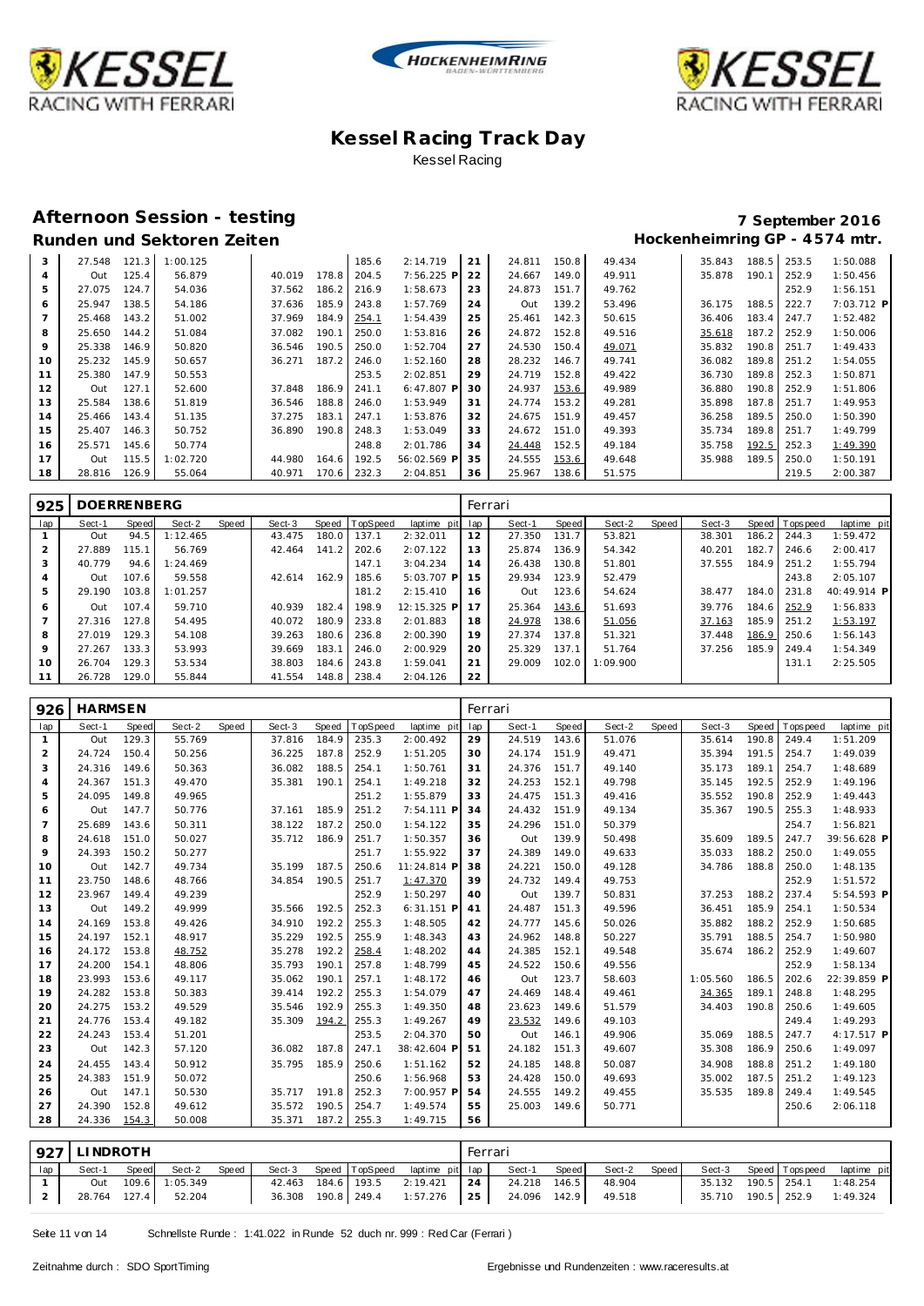# Kessel Racing Track Day

Kessel Racing

## Afternoon Session - testing

**Runden und Sektoren Zeiten**

**7 September 2016**

**Hockenheimring GP - 4574 mtr.**

| lap | Sect-1 | Speed | Sect-2 | Speed | Sect-3 | Speed | TopSpeed | laptime pit | lap | Sect-1 | Speed | Sect-2 | Speed | Sect-3 | Speed | Topspeed | laptime pit |
|---|---|---|---|---|---|---|---|---|---|---|---|---|---|---|---|---|---|
| 3 | 27.548 | 121.3 | 1:00.125 | | | | 185.6 | 2:14.719 | 21 | 24.811 | 150.8 | 49.434 | | 35.843 | 188.5 | 253.5 | 1:50.088 |
| 4 | Out | 125.4 | 56.879 | | 40.019 | 178.8 | 204.5 | 7:56.225 P | 22 | 24.667 | 149.0 | 49.911 | | 35.878 | 190.1 | 252.9 | 1:50.456 |
| 5 | 27.075 | 124.7 | 54.036 | | 37.562 | 186.2 | 216.9 | 1:58.673 | 23 | 24.873 | 151.7 | 49.762 | | | | 252.9 | 1:56.151 |
| 6 | 25.947 | 138.5 | 54.186 | | 37.636 | 185.9 | 243.8 | 1:57.769 | 24 | Out | 139.2 | 53.496 | | 36.175 | 188.5 | 222.7 | 7:03.712 P |
| 7 | 25.468 | 143.2 | 51.002 | | 37.969 | 184.9 | 254.1 | 1:54.439 | 25 | 25.461 | 142.3 | 50.615 | | 36.406 | 183.4 | 247.7 | 1:52.482 |
| 8 | 25.650 | 144.2 | 51.084 | | 37.082 | 190.1 | 250.0 | 1:53.816 | 26 | 24.872 | 152.8 | 49.516 | | 35.618 | 187.2 | 252.9 | 1:50.006 |
| 9 | 25.338 | 146.9 | 50.820 | | 36.546 | 190.5 | 250.0 | 1:52.704 | 27 | 24.530 | 150.4 | 49.071 | | 35.832 | 190.8 | 251.7 | 1:49.433 |
| 10 | 25.232 | 145.9 | 50.657 | | 36.271 | 187.2 | 246.0 | 1:52.160 | 28 | 28.232 | 146.7 | 49.741 | | 36.082 | 189.8 | 251.2 | 1:54.055 |
| 11 | 25.380 | 147.9 | 50.553 | | | | 253.5 | 2:02.851 | 29 | 24.719 | 152.8 | 49.422 | | 36.730 | 189.8 | 252.3 | 1:50.871 |
| 12 | Out | 127.1 | 52.600 | | 37.848 | 186.9 | 241.1 | 6:47.807 P | 30 | 24.937 | 153.6 | 49.989 | | 36.880 | 190.8 | 252.9 | 1:51.806 |
| 13 | 25.584 | 138.6 | 51.819 | | 36.546 | 188.8 | 246.0 | 1:53.949 | 31 | 24.774 | 153.2 | 49.281 | | 35.898 | 187.8 | 251.7 | 1:49.953 |
| 14 | 25.466 | 143.4 | 51.135 | | 37.275 | 183.1 | 247.1 | 1:53.876 | 32 | 24.675 | 151.9 | 49.457 | | 36.258 | 189.5 | 250.0 | 1:50.390 |
| 15 | 25.407 | 146.3 | 50.752 | | 36.890 | 190.8 | 248.3 | 1:53.049 | 33 | 24.672 | 151.0 | 49.393 | | 35.734 | 189.8 | 251.7 | 1:49.799 |
| 16 | 25.571 | 145.6 | 50.774 | | | | 248.8 | 2:01.786 | 34 | 24.448 | 152.5 | 49.184 | | 35.758 | 192.5 | 252.3 | 1:49.390 |
| 17 | Out | 115.5 | 1:02.720 | | 44.980 | 164.6 | 192.5 | 56:02.569 P | 35 | 24.555 | 153.6 | 49.648 | | 35.988 | 189.5 | 250.0 | 1:50.191 |
| 18 | 28.816 | 126.9 | 55.064 | | 40.971 | 170.6 | 232.3 | 2:04.851 | 36 | 25.967 | 138.6 | 51.575 | | | | 219.5 | 2:00.387 |

| 925 | DOERRENBERG | | | | | | | | Ferrari | | | | | | | | |
|---|---|---|---|---|---|---|---|---|---|---|---|---|---|---|---|---|---|
| lap | Sect-1 | Speed | Sect-2 | Speed | Sect-3 | Speed | TopSpeed | laptime pit | lap | Sect-1 | Speed | Sect-2 | Speed | Sect-3 | Speed | Topspeed | laptime pit |
| 1 | Out | 94.5 | 1:12.465 | | 43.475 | 180.0 | 137.1 | 2:32.011 | 12 | 27.350 | 131.7 | 53.821 | | 38.301 | 186.2 | 244.3 | 1:59.472 |
| 2 | 27.889 | 115.1 | 56.769 | | 42.464 | 141.2 | 202.6 | 2:07.122 | 13 | 25.874 | 136.9 | 54.342 | | 40.201 | 182.7 | 246.6 | 2:00.417 |
| 3 | 40.779 | 94.6 | 1:24.469 | | | | 147.1 | 3:04.234 | 14 | 26.438 | 130.8 | 51.801 | | 37.555 | 184.9 | 251.2 | 1:55.794 |
| 4 | Out | 107.6 | 59.558 | | 42.614 | 162.9 | 185.6 | 5:03.707 P | 15 | 29.934 | 123.9 | 52.479 | | | | 243.8 | 2:05.107 |
| 5 | 29.190 | 103.8 | 1:01.257 | | | | 181.2 | 2:15.410 | 16 | Out | 123.6 | 54.624 | | 38.477 | 184.0 | 231.8 | 40:49.914 P |
| 6 | Out | 107.4 | 59.710 | | 40.939 | 182.4 | 198.9 | 12:15.325 P | 17 | 25.364 | 143.6 | 51.693 | | 39.776 | 184.6 | 252.9 | 1:56.833 |
| 7 | 27.316 | 127.8 | 54.495 | | 40.072 | 180.9 | 233.8 | 2:01.883 | 18 | 24.978 | 138.6 | 51.056 | | 37.163 | 185.9 | 251.2 | 1:53.197 |
| 8 | 27.019 | 129.3 | 54.108 | | 39.263 | 180.6 | 236.8 | 2:00.390 | 19 | 27.374 | 137.8 | 51.321 | | 37.448 | 186.9 | 250.6 | 1:56.143 |
| 9 | 27.267 | 133.3 | 53.993 | | 39.669 | 183.1 | 246.0 | 2:00.929 | 20 | 25.329 | 137.1 | 51.764 | | 37.256 | 185.9 | 249.4 | 1:54.349 |
| 10 | 26.704 | 129.3 | 53.534 | | 38.803 | 184.6 | 243.8 | 1:59.041 | 21 | 29.009 | 102.0 | 1:09.900 | | | | 131.1 | 2:25.505 |
| 11 | 26.728 | 129.0 | 55.844 | | 41.554 | 148.8 | 238.4 | 2:04.126 | 22 | | | | | | | | |

| 926 | HARMSEN | | | | | | | | Ferrari | | | | | | | | |
|---|---|---|---|---|---|---|---|---|---|---|---|---|---|---|---|---|---|
| lap | Sect-1 | Speed | Sect-2 | Speed | Sect-3 | Speed | TopSpeed | laptime pit | lap | Sect-1 | Speed | Sect-2 | Speed | Sect-3 | Speed | Topspeed | laptime pit |
| 1 | Out | 129.3 | 55.769 | | 37.816 | 184.9 | 235.3 | 2:00.492 | 29 | 24.519 | 143.6 | 51.076 | | 35.614 | 190.8 | 249.4 | 1:51.209 |
| 2 | 24.724 | 150.4 | 50.256 | | 36.225 | 187.8 | 252.9 | 1:51.205 | 30 | 24.174 | 151.9 | 49.471 | | 35.394 | 191.5 | 254.7 | 1:49.039 |
| 3 | 24.316 | 149.6 | 50.363 | | 36.082 | 188.5 | 254.1 | 1:50.761 | 31 | 24.376 | 151.7 | 49.140 | | 35.173 | 189.1 | 254.7 | 1:48.689 |
| 4 | 24.367 | 151.3 | 49.470 | | 35.381 | 190.1 | 254.1 | 1:49.218 | 32 | 24.253 | 152.1 | 49.798 | | 35.145 | 192.5 | 252.9 | 1:49.196 |
| 5 | 24.095 | 149.8 | 49.965 | | | | 251.2 | 1:55.879 | 33 | 24.475 | 151.3 | 49.416 | | 35.552 | 190.8 | 252.9 | 1:49.443 |
| 6 | Out | 147.7 | 50.776 | | 37.161 | 185.9 | 251.2 | 7:54.111 P | 34 | 24.432 | 151.9 | 49.134 | | 35.367 | 190.5 | 255.3 | 1:48.933 |
| 7 | 25.689 | 143.6 | 50.311 | | 38.122 | 187.2 | 250.0 | 1:54.122 | 35 | 24.296 | 151.0 | 50.379 | | | | 254.7 | 1:56.821 |
| 8 | 24.618 | 151.0 | 50.027 | | 35.712 | 186.9 | 251.7 | 1:50.357 | 36 | Out | 139.9 | 50.498 | | 35.609 | 189.5 | 247.7 | 39:56.628 P |
| 9 | 24.393 | 150.2 | 50.277 | | | | 251.7 | 1:55.922 | 37 | 24.389 | 149.0 | 49.633 | | 35.033 | 188.2 | 250.0 | 1:49.055 |
| 10 | Out | 142.7 | 49.734 | | 35.199 | 187.5 | 250.6 | 11:24.814 P | 38 | 24.221 | 150.0 | 49.128 | | 34.786 | 188.8 | 250.0 | 1:48.135 |
| 11 | 23.750 | 148.6 | 48.766 | | 34.854 | 190.5 | 251.7 | 1:47.370 | 39 | 24.732 | 149.4 | 49.753 | | | | 252.9 | 1:51.572 |
| 12 | 23.967 | 149.4 | 49.239 | | | | 252.9 | 1:50.297 | 40 | Out | 139.7 | 50.831 | | 37.253 | 188.2 | 237.4 | 5:54.593 P |
| 13 | Out | 149.2 | 49.999 | | 35.566 | 192.5 | 252.3 | 6:31.151 P | 41 | 24.487 | 151.3 | 49.596 | | 36.451 | 185.9 | 254.1 | 1:50.534 |
| 14 | 24.169 | 153.8 | 49.426 | | 34.910 | 192.2 | 255.3 | 1:48.505 | 42 | 24.777 | 145.6 | 50.026 | | 35.882 | 188.2 | 252.9 | 1:50.685 |
| 15 | 24.197 | 152.1 | 48.917 | | 35.229 | 192.5 | 255.9 | 1:48.343 | 43 | 24.962 | 148.8 | 50.227 | | 35.791 | 188.5 | 254.7 | 1:50.980 |
| 16 | 24.172 | 153.8 | 48.752 | | 35.278 | 192.2 | 258.4 | 1:48.202 | 44 | 24.385 | 152.1 | 49.548 | | 35.674 | 186.2 | 252.9 | 1:49.607 |
| 17 | 24.200 | 154.1 | 48.806 | | 35.793 | 190.1 | 257.8 | 1:48.799 | 45 | 24.522 | 150.6 | 49.556 | | | | 252.9 | 1:58.134 |
| 18 | 23.993 | 153.6 | 49.117 | | 35.062 | 190.1 | 257.1 | 1:48.172 | 46 | Out | 123.7 | 58.603 | | 1:05.560 | 186.5 | 202.6 | 22:39.859 P |
| 19 | 24.282 | 153.8 | 50.383 | | 39.414 | 192.2 | 255.3 | 1:54.079 | 47 | 24.469 | 148.4 | 49.461 | | 34.365 | 189.1 | 248.8 | 1:48.295 |
| 20 | 24.275 | 153.2 | 49.529 | | 35.546 | 192.9 | 255.3 | 1:49.350 | 48 | 23.623 | 149.6 | 51.579 | | 34.403 | 190.8 | 250.6 | 1:49.605 |
| 21 | 24.776 | 153.4 | 49.182 | | 35.309 | 194.2 | 255.3 | 1:49.267 | 49 | 23.532 | 149.6 | 49.103 | | | | 249.4 | 1:49.293 |
| 22 | 24.243 | 153.4 | 51.201 | | | | 253.5 | 2:04.370 | 50 | Out | 146.1 | 49.906 | | 35.069 | 188.5 | 247.7 | 4:17.517 P |
| 23 | Out | 142.3 | 57.120 | | 36.082 | 187.8 | 247.1 | 38:42.604 P | 51 | 24.182 | 151.3 | 49.607 | | 35.308 | 186.9 | 250.6 | 1:49.097 |
| 24 | 24.455 | 143.4 | 50.912 | | 35.795 | 185.9 | 250.6 | 1:51.162 | 52 | 24.185 | 148.8 | 50.087 | | 34.908 | 188.8 | 251.2 | 1:49.180 |
| 25 | 24.383 | 151.9 | 50.072 | | | | 250.6 | 1:56.968 | 53 | 24.428 | 150.0 | 49.693 | | 35.002 | 187.5 | 251.2 | 1:49.123 |
| 26 | Out | 147.1 | 50.530 | | 35.717 | 191.8 | 252.3 | 7:00.957 P | 54 | 24.555 | 149.2 | 49.455 | | 35.535 | 189.8 | 249.4 | 1:49.545 |
| 27 | 24.390 | 152.8 | 49.612 | | 35.572 | 190.5 | 254.7 | 1:49.574 | 55 | 25.003 | 149.6 | 50.771 | | | | 250.6 | 2:06.118 |
| 28 | 24.336 | 154.3 | 50.008 | | 35.371 | 187.2 | 255.3 | 1:49.715 | 56 | | | | | | | | |

| 927 | LINDROTH | | | | | | | | Ferrari | | | | | | | | |
|---|---|---|---|---|---|---|---|---|---|---|---|---|---|---|---|---|---|
| lap | Sect-1 | Speed | Sect-2 | Speed | Sect-3 | Speed | TopSpeed | laptime pit | lap | Sect-1 | Speed | Sect-2 | Speed | Sect-3 | Speed | Topspeed | laptime pit |
| 1 | Out | 109.6 | 1:05.349 | | 42.463 | 184.6 | 193.5 | 2:19.421 | 24 | 24.218 | 146.5 | 48.904 | | 35.132 | 190.5 | 254.1 | 1:48.254 |
| 2 | 28.764 | 127.4 | 52.204 | | 36.308 | 190.8 | 249.4 | 1:57.276 | 25 | 24.096 | 142.9 | 49.518 | | 35.710 | 190.5 | 252.9 | 1:49.324 |

Schnellste Runde : 1:41.022 in Runde 52 duch nr. 999 : Red Car (Ferrari )

Zeitnahme durch : SDO SportTiming

Ergebnisse und Rundenzeiten : www.raceresults.at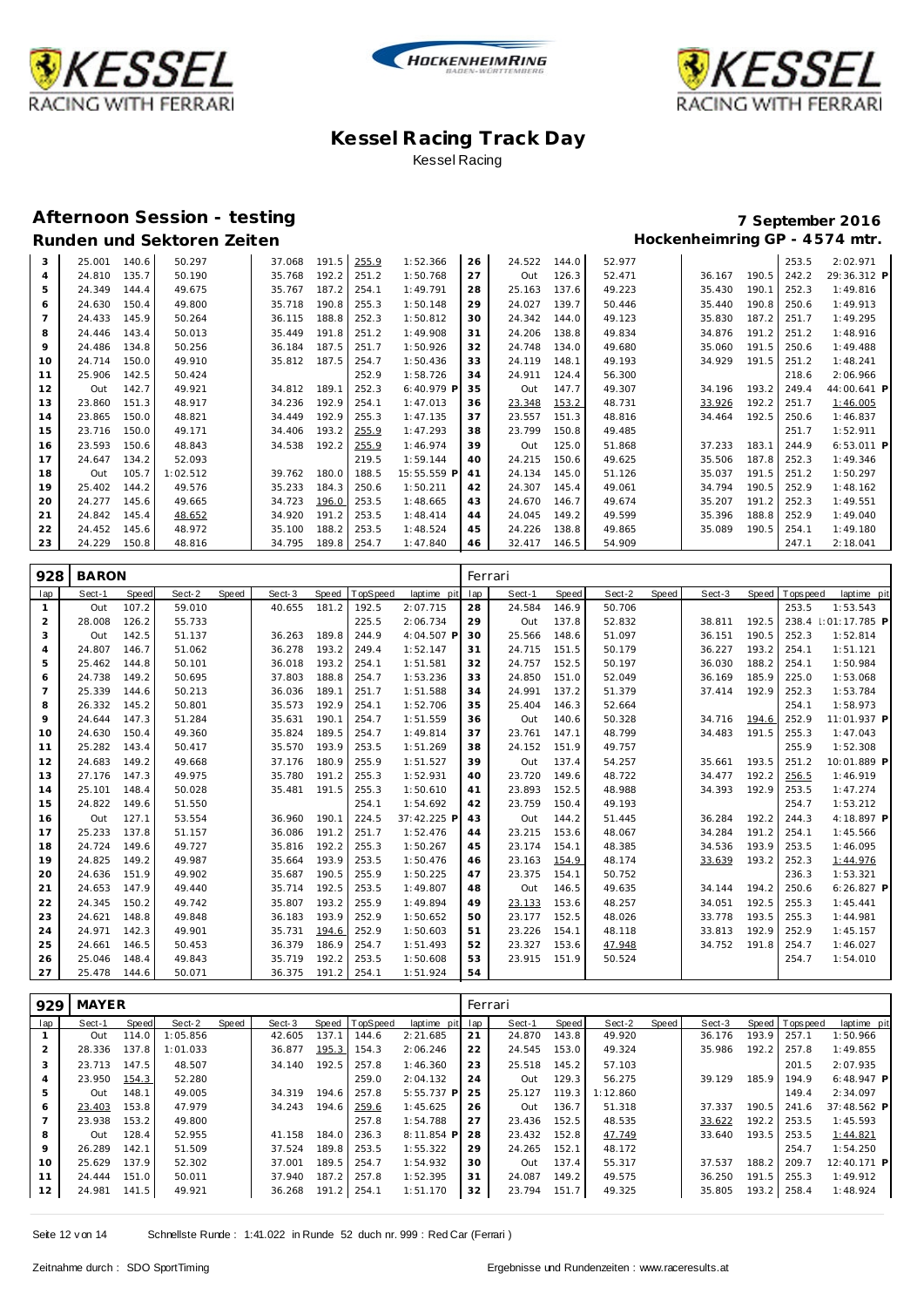# Kessel Racing Track Day

Kessel Racing

## Afternoon Session - testing

**7 September 2016**

### Runden und Sektoren Zeiten

**Hockenheimring GP - 4574 mtr.**

| lap | Sect-1 | Speed | Sect-2 | Speed | Sect-3 | Speed | TopSpeed | laptime pit | lap | Sect-1 | Speed | Sect-2 | Speed | Sect-3 | Speed | Topspeed | laptime pit |
|---|---|---|---|---|---|---|---|---|---|---|---|---|---|---|---|---|---|
| 3 | 25.001 | 140.6 | 50.297 | | 37.068 | 191.5 | 255.9 | 1:52.366 | 26 | 24.522 | 144.0 | 52.977 | | | | 253.5 | 2:02.971 |
| 4 | 24.810 | 135.7 | 50.190 | | 35.768 | 192.2 | 251.2 | 1:50.768 | 27 | Out | 126.3 | 52.471 | | 36.167 | 190.5 | 242.2 | 29:36.312 P |
| 5 | 24.349 | 144.4 | 49.675 | | 35.767 | 187.2 | 254.1 | 1:49.791 | 28 | 25.163 | 137.6 | 49.223 | | 35.430 | 190.1 | 252.3 | 1:49.816 |
| 6 | 24.630 | 150.4 | 49.800 | | 35.718 | 190.8 | 255.3 | 1:50.148 | 29 | 24.027 | 139.7 | 50.446 | | 35.440 | 190.8 | 250.6 | 1:49.913 |
| 7 | 24.433 | 145.9 | 50.264 | | 36.115 | 188.8 | 252.3 | 1:50.812 | 30 | 24.342 | 144.0 | 49.123 | | 35.830 | 187.2 | 251.7 | 1:49.295 |
| 8 | 24.446 | 143.4 | 50.013 | | 35.449 | 191.8 | 251.2 | 1:49.908 | 31 | 24.206 | 138.8 | 49.834 | | 34.876 | 191.2 | 251.2 | 1:48.916 |
| 9 | 24.486 | 134.8 | 50.256 | | 36.184 | 187.5 | 251.7 | 1:50.926 | 32 | 24.748 | 134.0 | 49.680 | | 35.060 | 191.5 | 250.6 | 1:49.488 |
| 10 | 24.714 | 150.0 | 49.910 | | 35.812 | 187.5 | 254.7 | 1:50.436 | 33 | 24.119 | 148.1 | 49.193 | | 34.929 | 191.5 | 251.2 | 1:48.241 |
| 11 | 25.906 | 142.5 | 50.424 | | | | 252.9 | 1:58.726 | 34 | 24.911 | 124.4 | 56.300 | | | | 218.6 | 2:06.966 |
| 12 | Out | 142.7 | 49.921 | | 34.812 | 189.1 | 252.3 | 6:40.979 P | 35 | Out | 147.7 | 49.307 | | 34.196 | 193.2 | 249.4 | 44:00.641 P |
| 13 | 23.860 | 151.3 | 48.917 | | 34.236 | 192.9 | 254.1 | 1:47.013 | 36 | 23.348 | 153.2 | 48.731 | | 33.926 | 192.2 | 251.7 | 1:46.005 |
| 14 | 23.865 | 150.0 | 48.821 | | 34.449 | 192.9 | 255.3 | 1:47.135 | 37 | 23.557 | 151.3 | 48.816 | | 34.464 | 192.5 | 250.6 | 1:46.837 |
| 15 | 23.716 | 150.0 | 49.171 | | 34.406 | 193.2 | 255.9 | 1:47.293 | 38 | 23.799 | 150.8 | 49.485 | | | | 251.7 | 1:52.911 |
| 16 | 23.593 | 150.6 | 48.843 | | 34.538 | 192.2 | 255.9 | 1:46.974 | 39 | Out | 125.0 | 51.868 | | 37.233 | 183.1 | 244.9 | 6:53.011 P |
| 17 | 24.647 | 134.2 | 52.093 | | | | 219.5 | 1:59.144 | 40 | 24.215 | 150.6 | 49.625 | | 35.506 | 187.8 | 252.3 | 1:49.346 |
| 18 | Out | 105.7 | 1:02.512 | | 39.762 | 180.0 | 188.5 | 15:55.559 P | 41 | 24.134 | 145.0 | 51.126 | | 35.037 | 191.5 | 251.2 | 1:50.297 |
| 19 | 25.402 | 144.2 | 49.576 | | 35.233 | 184.3 | 250.6 | 1:50.211 | 42 | 24.307 | 145.4 | 49.061 | | 34.794 | 190.5 | 252.9 | 1:48.162 |
| 20 | 24.277 | 145.6 | 49.665 | | 34.723 | 196.0 | 253.5 | 1:48.665 | 43 | 24.670 | 146.7 | 49.674 | | 35.207 | 191.2 | 252.3 | 1:49.551 |
| 21 | 24.842 | 145.4 | 48.652 | | 34.920 | 191.2 | 253.5 | 1:48.414 | 44 | 24.045 | 149.2 | 49.599 | | 35.396 | 188.8 | 252.9 | 1:49.040 |
| 22 | 24.452 | 145.6 | 48.972 | | 35.100 | 188.2 | 253.5 | 1:48.524 | 45 | 24.226 | 138.8 | 49.865 | | 35.089 | 190.5 | 254.1 | 1:49.180 |
| 23 | 24.229 | 150.8 | 48.816 | | 34.795 | 189.8 | 254.7 | 1:47.840 | 46 | 32.417 | 146.5 | 54.909 | | | | 247.1 | 2:18.041 |

**928 BARON** — Ferrari

| lap | Sect-1 | Speed | Sect-2 | Speed | Sect-3 | Speed | TopSpeed | laptime pit | lap | Sect-1 | Speed | Sect-2 | Speed | Sect-3 | Speed | Topspeed | laptime pit |
|---|---|---|---|---|---|---|---|---|---|---|---|---|---|---|---|---|---|
| 1 | Out | 107.2 | 59.010 | | 40.655 | 181.2 | 192.5 | 2:07.715 | 28 | 24.584 | 146.9 | 50.706 | | | | 253.5 | 1:53.543 |
| 2 | 28.008 | 126.2 | 55.733 | | | | 225.5 | 2:06.734 | 29 | Out | 137.8 | 52.832 | | 38.811 | 192.5 | 238.4 | 1:01:17.785 P |
| 3 | Out | 142.5 | 51.137 | | 36.263 | 189.8 | 244.9 | 4:04.507 P | 30 | 25.566 | 148.6 | 51.097 | | 36.151 | 190.5 | 252.3 | 1:52.814 |
| 4 | 24.807 | 146.7 | 51.062 | | 36.278 | 193.2 | 249.4 | 1:52.147 | 31 | 24.715 | 151.5 | 50.179 | | 36.227 | 193.2 | 254.1 | 1:51.121 |
| 5 | 25.462 | 144.8 | 50.101 | | 36.018 | 193.2 | 254.1 | 1:51.581 | 32 | 24.757 | 152.5 | 50.197 | | 36.030 | 188.2 | 254.1 | 1:50.984 |
| 6 | 24.738 | 149.2 | 50.695 | | 37.803 | 188.8 | 254.7 | 1:53.236 | 33 | 24.850 | 151.0 | 52.049 | | 36.169 | 185.9 | 225.0 | 1:53.068 |
| 7 | 25.339 | 144.6 | 50.213 | | 36.036 | 189.1 | 251.7 | 1:51.588 | 34 | 24.991 | 137.2 | 51.379 | | 37.414 | 192.9 | 252.3 | 1:53.784 |
| 8 | 26.332 | 145.2 | 50.801 | | 35.573 | 192.9 | 254.1 | 1:52.706 | 35 | 25.404 | 146.3 | 52.664 | | | | 254.1 | 1:58.973 |
| 9 | 24.644 | 147.3 | 51.284 | | 35.631 | 190.1 | 254.7 | 1:51.559 | 36 | Out | 140.6 | 50.328 | | 34.716 | 194.6 | 252.9 | 11:01.937 P |
| 10 | 24.630 | 150.4 | 49.360 | | 35.824 | 189.5 | 254.7 | 1:49.814 | 37 | 23.761 | 147.1 | 48.799 | | 34.483 | 191.5 | 255.3 | 1:47.043 |
| 11 | 25.282 | 143.4 | 50.417 | | 35.570 | 193.9 | 253.5 | 1:51.269 | 38 | 24.152 | 151.9 | 49.757 | | | | 255.9 | 1:52.308 |
| 12 | 24.683 | 149.2 | 49.668 | | 37.176 | 180.9 | 255.9 | 1:51.527 | 39 | Out | 137.4 | 54.257 | | 35.661 | 193.5 | 251.2 | 10:01.889 P |
| 13 | 27.176 | 147.3 | 49.975 | | 35.780 | 191.2 | 255.3 | 1:52.931 | 40 | 23.720 | 149.6 | 48.722 | | 34.477 | 192.2 | 256.5 | 1:46.919 |
| 14 | 25.101 | 148.4 | 50.028 | | 35.481 | 191.5 | 255.3 | 1:50.610 | 41 | 23.893 | 152.5 | 48.988 | | 34.393 | 192.9 | 253.5 | 1:47.274 |
| 15 | 24.822 | 149.6 | 51.550 | | | | 254.1 | 1:54.692 | 42 | 23.759 | 150.4 | 49.193 | | | | 254.7 | 1:53.212 |
| 16 | Out | 127.1 | 53.554 | | 36.960 | 190.1 | 224.5 | 37:42.225 P | 43 | Out | 144.2 | 51.445 | | 36.284 | 192.2 | 244.3 | 4:18.897 P |
| 17 | 25.233 | 137.8 | 51.157 | | 36.086 | 191.2 | 251.7 | 1:52.476 | 44 | 23.215 | 153.6 | 48.067 | | 34.284 | 191.2 | 254.1 | 1:45.566 |
| 18 | 24.724 | 149.6 | 49.727 | | 35.816 | 192.2 | 255.3 | 1:50.267 | 45 | 23.174 | 154.1 | 48.385 | | 34.536 | 193.9 | 253.5 | 1:46.095 |
| 19 | 24.825 | 149.2 | 49.987 | | 35.664 | 193.9 | 253.5 | 1:50.476 | 46 | 23.163 | 154.9 | 48.174 | | 33.639 | 193.2 | 252.3 | 1:44.976 |
| 20 | 24.636 | 151.9 | 49.902 | | 35.687 | 190.5 | 255.9 | 1:50.225 | 47 | 23.375 | 154.1 | 50.752 | | | | 236.3 | 1:53.321 |
| 21 | 24.653 | 147.9 | 49.440 | | 35.714 | 192.5 | 253.5 | 1:49.807 | 48 | Out | 146.5 | 49.635 | | 34.144 | 194.2 | 250.6 | 6:26.827 P |
| 22 | 24.345 | 150.2 | 49.742 | | 35.807 | 193.2 | 255.9 | 1:49.894 | 49 | 23.133 | 153.6 | 48.257 | | 34.051 | 192.5 | 255.3 | 1:45.441 |
| 23 | 24.621 | 148.8 | 49.848 | | 36.183 | 193.9 | 252.9 | 1:50.652 | 50 | 23.177 | 152.5 | 48.026 | | 33.778 | 193.5 | 255.3 | 1:44.981 |
| 24 | 24.971 | 142.3 | 49.901 | | 35.731 | 194.6 | 252.9 | 1:50.603 | 51 | 23.226 | 154.1 | 48.118 | | 33.813 | 192.9 | 252.9 | 1:45.157 |
| 25 | 24.661 | 146.5 | 50.453 | | 36.379 | 186.9 | 254.7 | 1:51.493 | 52 | 23.327 | 153.6 | 47.948 | | 34.752 | 191.8 | 254.7 | 1:46.027 |
| 26 | 25.046 | 148.4 | 49.843 | | 35.719 | 192.2 | 253.5 | 1:50.608 | 53 | 23.915 | 151.9 | 50.524 | | | | 254.7 | 1:54.010 |
| 27 | 25.478 | 144.6 | 50.071 | | 36.375 | 191.2 | 254.1 | 1:51.924 | 54 | | | | | | | | |

**929 MAYER** — Ferrari

| lap | Sect-1 | Speed | Sect-2 | Speed | Sect-3 | Speed | TopSpeed | laptime pit | lap | Sect-1 | Speed | Sect-2 | Speed | Sect-3 | Speed | Topspeed | laptime pit |
|---|---|---|---|---|---|---|---|---|---|---|---|---|---|---|---|---|---|
| 1 | Out | 114.0 | 1:05.856 | | 42.605 | 137.1 | 144.6 | 2:21.685 | 21 | 24.870 | 143.8 | 49.920 | | 36.176 | 193.9 | 257.1 | 1:50.966 |
| 2 | 28.336 | 137.8 | 1:01.033 | | 36.877 | 195.3 | 154.3 | 2:06.246 | 22 | 24.545 | 153.0 | 49.324 | | 35.986 | 192.2 | 257.8 | 1:49.855 |
| 3 | 23.713 | 147.5 | 48.507 | | 34.140 | 192.5 | 257.8 | 1:46.360 | 23 | 25.518 | 145.2 | 57.103 | | | | 201.5 | 2:07.935 |
| 4 | 23.950 | 154.3 | 52.280 | | | | 259.0 | 2:04.132 | 24 | Out | 129.3 | 56.275 | | 39.129 | 185.9 | 194.9 | 6:48.947 P |
| 5 | Out | 148.1 | 49.005 | | 34.319 | 194.6 | 257.8 | 5:55.737 P | 25 | 25.127 | 119.3 | 1:12.860 | | | | 149.4 | 2:34.097 |
| 6 | 23.403 | 153.8 | 47.979 | | 34.243 | 194.6 | 259.6 | 1:45.625 | 26 | Out | 136.7 | 51.318 | | 37.337 | 190.5 | 241.6 | 37:48.562 P |
| 7 | 23.938 | 153.2 | 49.800 | | | | 257.8 | 1:54.788 | 27 | 23.436 | 152.5 | 48.535 | | 33.622 | 192.2 | 253.5 | 1:45.593 |
| 8 | Out | 128.4 | 52.955 | | 41.158 | 184.0 | 236.3 | 8:11.854 P | 28 | 23.432 | 152.8 | 47.749 | | 33.640 | 193.5 | 253.5 | 1:44.821 |
| 9 | 26.289 | 142.1 | 51.509 | | 37.524 | 189.8 | 253.5 | 1:55.322 | 29 | 24.265 | 152.1 | 48.172 | | | | 254.7 | 1:54.250 |
| 10 | 25.629 | 137.9 | 52.302 | | 37.001 | 189.5 | 254.7 | 1:54.932 | 30 | Out | 137.4 | 55.317 | | 37.537 | 188.2 | 209.7 | 12:40.171 P |
| 11 | 24.444 | 151.0 | 50.011 | | 37.940 | 187.2 | 257.8 | 1:52.395 | 31 | 24.087 | 149.2 | 49.575 | | 36.250 | 191.5 | 255.3 | 1:49.912 |
| 12 | 24.981 | 141.5 | 49.921 | | 36.268 | 191.2 | 254.1 | 1:51.170 | 32 | 23.794 | 151.7 | 49.325 | | 35.805 | 193.2 | 258.4 | 1:48.924 |

Schnellste Runde : 1:41.022 in Runde 52 duch nr. 999 : Red Car (Ferrari)

Zeitnahme durch : SDO SportTiming

Ergebnisse und Rundenzeiten : www.raceresults.at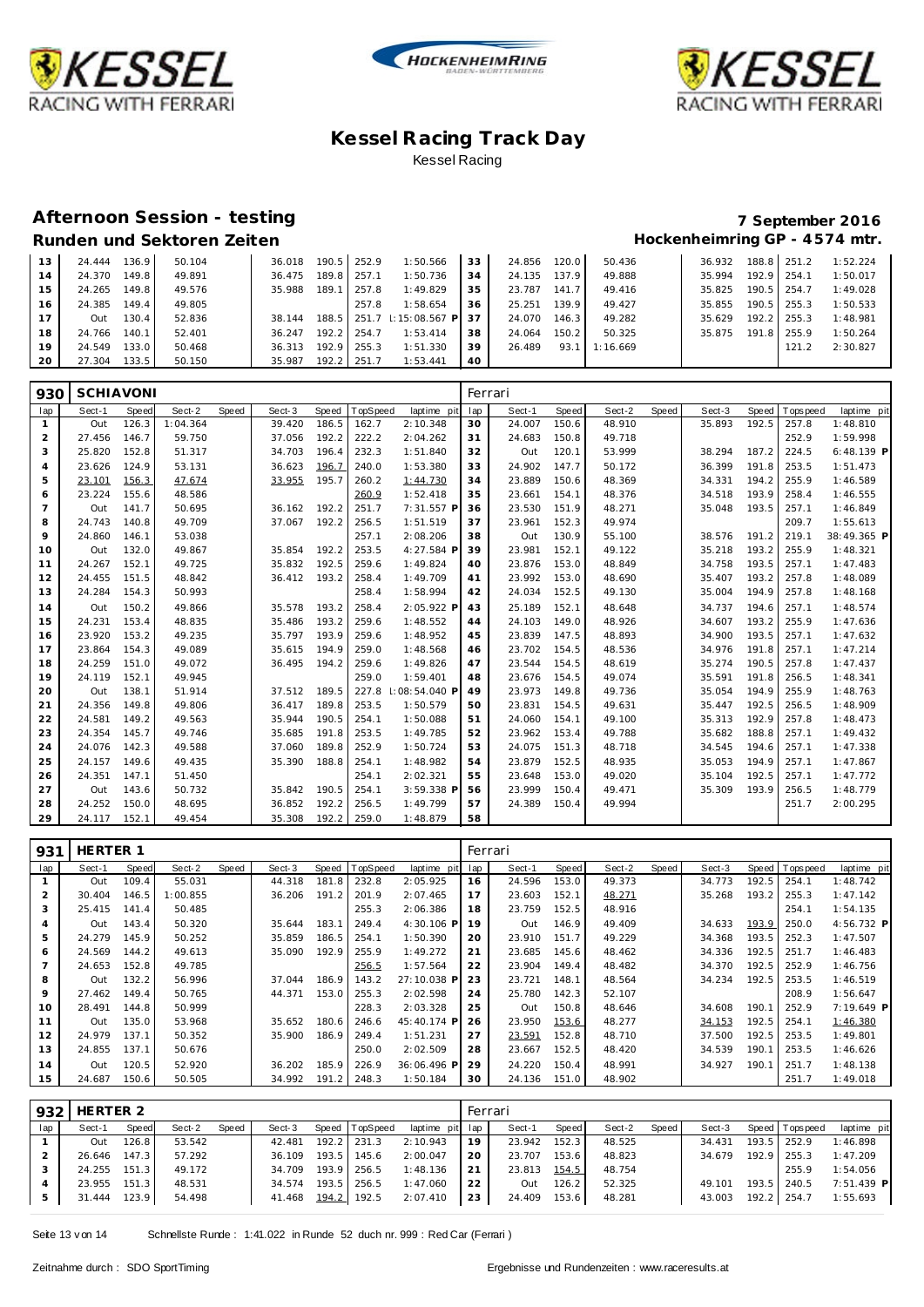# Kessel Racing Track Day

Kessel Racing

## Afternoon Session - testing

**7 September 2016**

### Runden und Sektoren Zeiten

**Hockenheimring GP - 4574 mtr.**

| lap | Sect-1 | Speed | Sect-2 | Speed | Sect-3 | Speed | TopSpeed | laptime pit | lap | Sect-1 | Speed | Sect-2 | Speed | Sect-3 | Speed | Topspeed | laptime pit |
|---|---|---|---|---|---|---|---|---|---|---|---|---|---|---|---|---|---|
| 13 | 24.444 | 136.9 | 50.104 | | 36.018 | 190.5 | 252.9 | 1:50.566 | 33 | 24.856 | 120.0 | 50.436 | | 36.932 | 188.8 | 251.2 | 1:52.224 |
| 14 | 24.370 | 149.8 | 49.891 | | 36.475 | 189.8 | 257.1 | 1:50.736 | 34 | 24.135 | 137.9 | 49.888 | | 35.994 | 192.9 | 254.1 | 1:50.017 |
| 15 | 24.265 | 149.8 | 49.576 | | 35.988 | 189.1 | 257.8 | 1:49.829 | 35 | 23.787 | 141.7 | 49.416 | | 35.825 | 190.5 | 254.7 | 1:49.028 |
| 16 | 24.385 | 149.4 | 49.805 | | | | 257.8 | 1:58.654 | 36 | 25.251 | 139.9 | 49.427 | | 35.855 | 190.5 | 255.3 | 1:50.533 |
| 17 | Out | 130.4 | 52.836 | | 38.144 | 188.5 | 251.7 | 1:15:08.567 P | 37 | 24.070 | 146.3 | 49.282 | | 35.629 | 192.2 | 255.3 | 1:48.981 |
| 18 | 24.766 | 140.1 | 52.401 | | 36.247 | 192.2 | 254.7 | 1:53.414 | 38 | 24.064 | 150.2 | 50.325 | | 35.875 | 191.8 | 255.9 | 1:50.264 |
| 19 | 24.549 | 133.0 | 50.468 | | 36.313 | 192.9 | 255.3 | 1:51.330 | 39 | 26.489 | 93.1 | 1:16.669 | | | | 121.2 | 2:30.827 |
| 20 | 27.304 | 133.5 | 50.150 | | 35.987 | 192.2 | 251.7 | 1:53.441 | 40 | | | | | | | | |

**930 SCHIAVONI** — Ferrari

| lap | Sect-1 | Speed | Sect-2 | Speed | Sect-3 | Speed | TopSpeed | laptime pit | lap | Sect-1 | Speed | Sect-2 | Speed | Sect-3 | Speed | Topspeed | laptime pit |
|---|---|---|---|---|---|---|---|---|---|---|---|---|---|---|---|---|---|
| 1 | Out | 126.3 | 1:04.364 | | 39.420 | 186.5 | 162.7 | 2:10.348 | 30 | 24.007 | 150.6 | 48.910 | | 35.893 | 192.5 | 257.8 | 1:48.810 |
| 2 | 27.456 | 146.7 | 59.750 | | 37.056 | 192.2 | 222.2 | 2:04.262 | 31 | 24.683 | 150.8 | 49.718 | | | | 252.9 | 1:59.998 |
| 3 | 25.820 | 152.8 | 51.317 | | 34.703 | 196.4 | 232.3 | 1:51.840 | 32 | Out | 120.1 | 53.999 | | 38.294 | 187.2 | 224.5 | 6:48.139 P |
| 4 | 23.626 | 124.9 | 53.131 | | 36.623 | 196.7 | 240.0 | 1:53.380 | 33 | 24.902 | 147.7 | 50.172 | | 36.399 | 191.8 | 253.5 | 1:51.473 |
| 5 | 23.101 | 156.3 | 47.674 | | 33.955 | 195.7 | 260.2 | 1:44.730 | 34 | 23.889 | 150.6 | 48.369 | | 34.331 | 194.2 | 255.9 | 1:46.589 |
| 6 | 23.224 | 155.6 | 48.586 | | | | 260.9 | 1:52.418 | 35 | 23.661 | 154.1 | 48.376 | | 34.518 | 193.9 | 258.4 | 1:46.555 |
| 7 | Out | 141.7 | 50.695 | | 36.162 | 192.2 | 251.7 | 7:31.557 P | 36 | 23.530 | 151.9 | 48.271 | | 35.048 | 193.5 | 257.1 | 1:46.849 |
| 8 | 24.743 | 140.8 | 49.709 | | 37.067 | 192.2 | 256.5 | 1:51.519 | 37 | 23.961 | 152.3 | 49.974 | | | | 209.7 | 1:55.613 |
| 9 | 24.860 | 146.1 | 53.038 | | | | 257.1 | 2:08.206 | 38 | Out | 130.9 | 55.100 | | 38.576 | 191.2 | 219.1 | 38:49.365 P |
| 10 | Out | 132.0 | 49.867 | | 35.854 | 192.2 | 253.5 | 4:27.584 P | 39 | 23.981 | 152.1 | 49.122 | | 35.218 | 193.2 | 255.9 | 1:48.321 |
| 11 | 24.267 | 152.1 | 49.725 | | 35.832 | 192.5 | 259.6 | 1:49.824 | 40 | 23.876 | 153.0 | 48.849 | | 34.758 | 193.5 | 257.1 | 1:47.483 |
| 12 | 24.455 | 151.5 | 48.842 | | 36.412 | 193.2 | 258.4 | 1:49.709 | 41 | 23.992 | 153.0 | 48.690 | | 35.407 | 193.2 | 257.8 | 1:48.089 |
| 13 | 24.284 | 154.3 | 50.993 | | | | 258.4 | 1:58.994 | 42 | 24.034 | 152.5 | 49.130 | | 35.004 | 194.9 | 257.8 | 1:48.168 |
| 14 | Out | 150.2 | 49.866 | | 35.578 | 193.2 | 258.4 | 2:05.922 P | 43 | 25.189 | 152.1 | 48.648 | | 34.737 | 194.6 | 257.1 | 1:48.574 |
| 15 | 24.231 | 153.4 | 48.835 | | 35.486 | 193.2 | 259.6 | 1:48.552 | 44 | 24.103 | 149.0 | 48.926 | | 34.607 | 193.2 | 255.9 | 1:47.636 |
| 16 | 23.920 | 153.2 | 49.235 | | 35.797 | 193.9 | 259.6 | 1:48.952 | 45 | 23.839 | 147.5 | 48.893 | | 34.900 | 193.5 | 257.1 | 1:47.632 |
| 17 | 23.864 | 154.3 | 49.089 | | 35.615 | 194.9 | 259.0 | 1:48.568 | 46 | 23.702 | 154.5 | 48.536 | | 34.976 | 191.8 | 257.1 | 1:47.214 |
| 18 | 24.259 | 151.0 | 49.072 | | 36.495 | 194.2 | 259.6 | 1:49.826 | 47 | 23.544 | 154.5 | 48.619 | | 35.274 | 190.5 | 257.8 | 1:47.437 |
| 19 | 24.119 | 152.1 | 49.945 | | | | 259.0 | 1:59.401 | 48 | 23.676 | 154.5 | 49.074 | | 35.591 | 191.8 | 256.5 | 1:48.341 |
| 20 | Out | 138.1 | 51.914 | | 37.512 | 189.5 | 227.8 | 1:08:54.040 P | 49 | 23.973 | 149.8 | 49.736 | | 35.054 | 194.9 | 255.9 | 1:48.763 |
| 21 | 24.356 | 149.8 | 49.806 | | 36.417 | 189.8 | 253.5 | 1:50.579 | 50 | 23.831 | 154.5 | 49.631 | | 35.447 | 192.5 | 256.5 | 1:48.909 |
| 22 | 24.581 | 149.2 | 49.563 | | 35.944 | 190.5 | 254.1 | 1:50.088 | 51 | 24.060 | 154.1 | 49.100 | | 35.313 | 192.9 | 257.8 | 1:48.473 |
| 23 | 24.354 | 145.7 | 49.746 | | 35.685 | 191.8 | 253.5 | 1:49.785 | 52 | 23.962 | 153.4 | 49.788 | | 35.682 | 188.8 | 257.1 | 1:49.432 |
| 24 | 24.076 | 142.3 | 49.588 | | 37.060 | 189.8 | 252.9 | 1:50.724 | 53 | 24.075 | 151.3 | 48.718 | | 34.545 | 194.6 | 257.1 | 1:47.338 |
| 25 | 24.157 | 149.6 | 49.435 | | 35.390 | 188.8 | 254.1 | 1:48.982 | 54 | 23.879 | 152.5 | 48.935 | | 35.053 | 194.9 | 257.1 | 1:47.867 |
| 26 | 24.351 | 147.1 | 51.450 | | | | 254.1 | 2:02.321 | 55 | 23.648 | 153.0 | 49.020 | | 35.104 | 192.5 | 257.1 | 1:47.772 |
| 27 | Out | 143.6 | 50.732 | | 35.842 | 190.5 | 254.1 | 3:59.338 P | 56 | 23.999 | 150.4 | 49.471 | | 35.309 | 193.9 | 256.5 | 1:48.779 |
| 28 | 24.252 | 150.0 | 48.695 | | 36.852 | 192.2 | 256.5 | 1:49.799 | 57 | 24.389 | 150.4 | 49.994 | | | | 251.7 | 2:00.295 |
| 29 | 24.117 | 152.1 | 49.454 | | 35.308 | 192.2 | 259.0 | 1:48.879 | 58 | | | | | | | | |

**931 HERTER 1** — Ferrari

| lap | Sect-1 | Speed | Sect-2 | Speed | Sect-3 | Speed | TopSpeed | laptime pit | lap | Sect-1 | Speed | Sect-2 | Speed | Sect-3 | Speed | Topspeed | laptime pit |
|---|---|---|---|---|---|---|---|---|---|---|---|---|---|---|---|---|---|
| 1 | Out | 109.4 | 55.031 | | 44.318 | 181.8 | 232.8 | 2:05.925 | 16 | 24.596 | 153.0 | 49.373 | | 34.773 | 192.5 | 254.1 | 1:48.742 |
| 2 | 30.404 | 146.5 | 1:00.855 | | 36.206 | 191.2 | 201.9 | 2:07.465 | 17 | 23.603 | 152.1 | 48.271 | | 35.268 | 193.2 | 255.3 | 1:47.142 |
| 3 | 25.415 | 141.4 | 50.485 | | | | 255.3 | 2:06.386 | 18 | 23.759 | 152.5 | 48.916 | | | | 254.1 | 1:54.135 |
| 4 | Out | 143.4 | 50.320 | | 35.644 | 183.1 | 249.4 | 4:30.106 P | 19 | Out | 146.9 | 49.409 | | 34.633 | 193.9 | 250.0 | 4:56.732 P |
| 5 | 24.279 | 145.9 | 50.252 | | 35.859 | 186.5 | 254.1 | 1:50.390 | 20 | 23.910 | 151.7 | 49.229 | | 34.368 | 193.5 | 252.3 | 1:47.507 |
| 6 | 24.569 | 144.2 | 49.613 | | 35.090 | 192.9 | 255.9 | 1:49.272 | 21 | 23.685 | 145.6 | 48.462 | | 34.336 | 192.5 | 251.7 | 1:46.483 |
| 7 | 24.653 | 152.8 | 49.785 | | | | 256.5 | 1:57.564 | 22 | 23.904 | 149.4 | 48.482 | | 34.370 | 192.5 | 252.9 | 1:46.756 |
| 8 | Out | 132.2 | 56.996 | | 37.044 | 186.9 | 143.2 | 27:10.038 P | 23 | 23.721 | 148.1 | 48.564 | | 34.234 | 192.5 | 253.5 | 1:46.519 |
| 9 | 27.462 | 149.4 | 50.765 | | 44.371 | 153.0 | 255.3 | 2:02.598 | 24 | 25.780 | 142.3 | 52.107 | | | | 208.9 | 1:56.647 |
| 10 | 28.491 | 144.8 | 50.999 | | | | 228.3 | 2:03.328 | 25 | Out | 150.8 | 48.646 | | 34.608 | 190.1 | 252.9 | 7:19.649 P |
| 11 | Out | 135.0 | 53.968 | | 35.652 | 180.6 | 246.6 | 45:40.174 P | 26 | 23.950 | 153.6 | 48.277 | | 34.153 | 192.5 | 254.1 | 1:46.380 |
| 12 | 24.979 | 137.1 | 50.352 | | 35.900 | 186.9 | 249.4 | 1:51.231 | 27 | 23.591 | 152.8 | 48.710 | | 37.500 | 192.5 | 253.5 | 1:49.801 |
| 13 | 24.855 | 137.1 | 50.676 | | | | 250.0 | 2:02.509 | 28 | 23.667 | 152.5 | 48.420 | | 34.539 | 190.1 | 253.5 | 1:46.626 |
| 14 | Out | 120.5 | 52.920 | | 36.202 | 185.9 | 226.9 | 36:06.496 P | 29 | 24.220 | 150.4 | 48.991 | | 34.927 | 190.1 | 251.7 | 1:48.138 |
| 15 | 24.687 | 150.6 | 50.505 | | 34.992 | 191.2 | 248.3 | 1:50.184 | 30 | 24.136 | 151.0 | 48.902 | | | | 251.7 | 1:49.018 |

**932 HERTER 2** — Ferrari

| lap | Sect-1 | Speed | Sect-2 | Speed | Sect-3 | Speed | TopSpeed | laptime pit | lap | Sect-1 | Speed | Sect-2 | Speed | Sect-3 | Speed | Topspeed | laptime pit |
|---|---|---|---|---|---|---|---|---|---|---|---|---|---|---|---|---|---|
| 1 | Out | 126.8 | 53.542 | | 42.481 | 192.2 | 231.3 | 2:10.943 | 19 | 23.942 | 152.3 | 48.525 | | 34.431 | 193.5 | 252.9 | 1:46.898 |
| 2 | 26.646 | 147.3 | 57.292 | | 36.109 | 193.5 | 145.6 | 2:00.047 | 20 | 23.707 | 153.6 | 48.823 | | 34.679 | 192.9 | 255.3 | 1:47.209 |
| 3 | 24.255 | 151.3 | 49.172 | | 34.709 | 193.9 | 256.5 | 1:48.136 | 21 | 23.813 | 154.5 | 48.754 | | | | 255.9 | 1:54.056 |
| 4 | 23.955 | 151.3 | 48.531 | | 34.574 | 193.5 | 256.5 | 1:47.060 | 22 | Out | 126.2 | 52.325 | | 49.101 | 193.5 | 240.5 | 7:51.439 P |
| 5 | 31.444 | 123.9 | 54.498 | | 41.468 | 194.2 | 192.5 | 2:07.410 | 23 | 24.409 | 153.6 | 48.281 | | 43.003 | 192.2 | 254.7 | 1:55.693 |

Schnellste Runde : 1:41.022 in Runde 52 duch nr. 999 : Red Car (Ferrari)

Zeitnahme durch : SDO SportTiming

Ergebnisse und Rundenzeiten : www.raceresults.at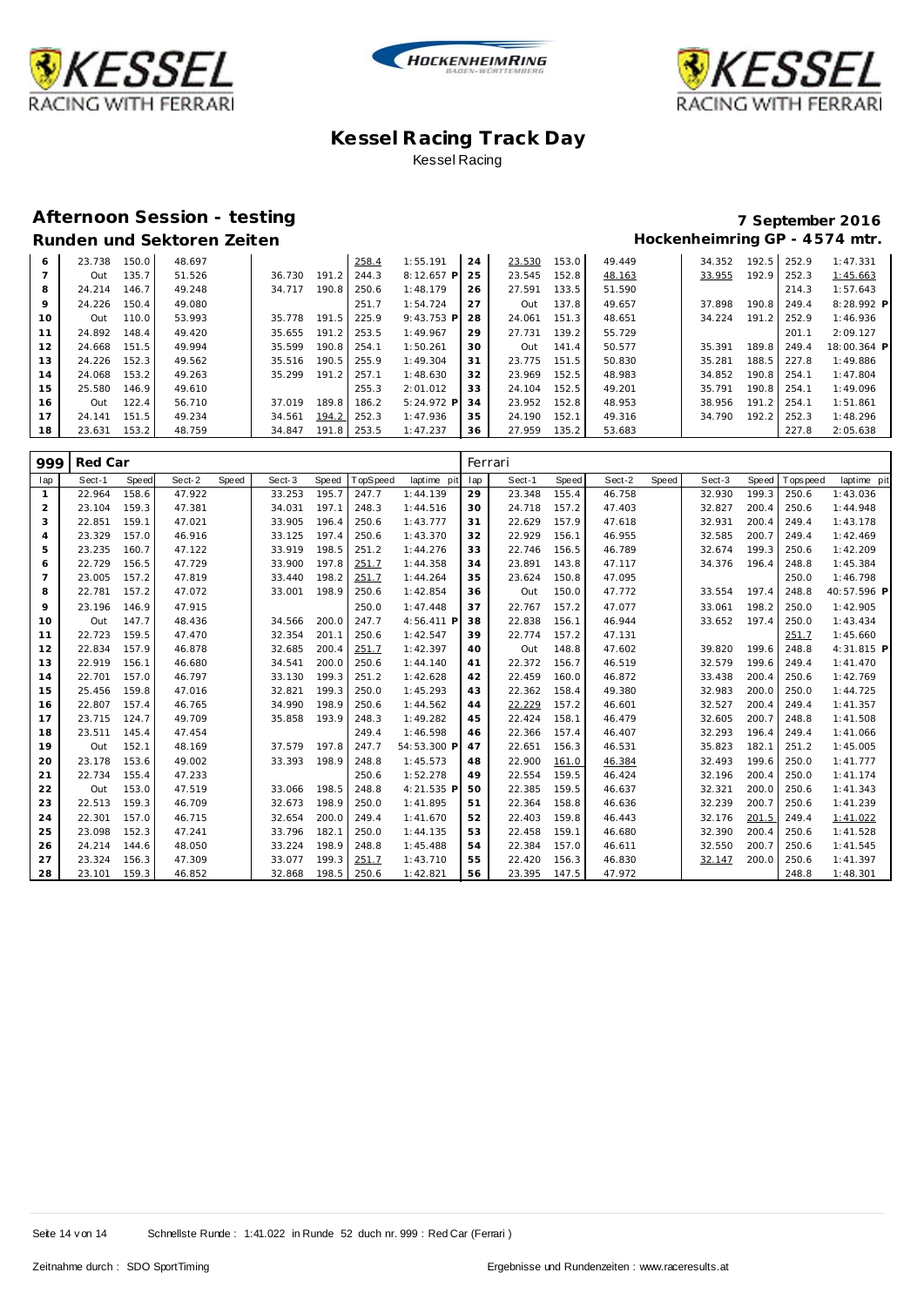# Kessel Racing Track Day

Kessel Racing

## Afternoon Session - testing

**7 September 2016**

### Runden und Sektoren Zeiten

**Hockenheimring GP - 4574 mtr.**

| lap | Sect-1 | Speed | Sect-2 | Speed | Sect-3 | Speed | TopSpeed | laptime pit | lap | Sect-1 | Speed | Sect-2 | Speed | Sect-3 | Speed | Topspeed | laptime pit |
|---|---|---|---|---|---|---|---|---|---|---|---|---|---|---|---|---|---|
| 6 | 23.738 | 150.0 | 48.697 | | | | 258.4 | 1:55.191 | 24 | 23.530 | 153.0 | 49.449 | | 34.352 | 192.5 | 252.9 | 1:47.331 |
| 7 | Out | 135.7 | 51.526 | | 36.730 | 191.2 | 244.3 | 8:12.657 P | 25 | 23.545 | 152.8 | 48.163 | | 33.955 | 192.9 | 252.3 | 1:45.663 |
| 8 | 24.214 | 146.7 | 49.248 | | 34.717 | 190.8 | 250.6 | 1:48.179 | 26 | 27.591 | 133.5 | 51.590 | | | | 214.3 | 1:57.643 |
| 9 | 24.226 | 150.4 | 49.080 | | | | 251.7 | 1:54.724 | 27 | Out | 137.8 | 49.657 | | 37.898 | 190.8 | 249.4 | 8:28.992 P |
| 10 | Out | 110.0 | 53.993 | | 35.778 | 191.5 | 225.9 | 9:43.753 P | 28 | 24.061 | 151.3 | 48.651 | | 34.224 | 191.2 | 252.9 | 1:46.936 |
| 11 | 24.892 | 148.4 | 49.420 | | 35.655 | 191.2 | 253.5 | 1:49.967 | 29 | 27.731 | 139.2 | 55.729 | | | | 201.1 | 2:09.127 |
| 12 | 24.668 | 151.5 | 49.994 | | 35.599 | 190.8 | 254.1 | 1:50.261 | 30 | Out | 141.4 | 50.577 | | 35.391 | 189.8 | 249.4 | 18:00.364 P |
| 13 | 24.226 | 152.3 | 49.562 | | 35.516 | 190.5 | 255.9 | 1:49.304 | 31 | 23.775 | 151.5 | 50.830 | | 35.281 | 188.5 | 227.8 | 1:49.886 |
| 14 | 24.068 | 153.2 | 49.263 | | 35.299 | 191.2 | 257.1 | 1:48.630 | 32 | 23.969 | 152.5 | 48.983 | | 34.852 | 190.8 | 254.1 | 1:47.804 |
| 15 | 25.580 | 146.9 | 49.610 | | | | 255.3 | 2:01.012 | 33 | 24.104 | 152.5 | 49.201 | | 35.791 | 190.8 | 254.1 | 1:49.096 |
| 16 | Out | 122.4 | 56.710 | | 37.019 | 189.8 | 186.2 | 5:24.972 P | 34 | 23.952 | 152.8 | 48.953 | | 38.956 | 191.2 | 254.1 | 1:51.861 |
| 17 | 24.141 | 151.5 | 49.234 | | 34.561 | 194.2 | 252.3 | 1:47.936 | 35 | 24.190 | 152.1 | 49.316 | | 34.790 | 192.2 | 252.3 | 1:48.296 |
| 18 | 23.631 | 153.2 | 48.759 | | 34.847 | 191.8 | 253.5 | 1:47.237 | 36 | 27.959 | 135.2 | 53.683 | | | | 227.8 | 2:05.638 |

**999 Red Car** — Ferrari

| lap | Sect-1 | Speed | Sect-2 | Speed | Sect-3 | Speed | TopSpeed | laptime pit | lap | Sect-1 | Speed | Sect-2 | Speed | Sect-3 | Speed | Topspeed | laptime pit |
|---|---|---|---|---|---|---|---|---|---|---|---|---|---|---|---|---|---|
| 1 | 22.964 | 158.6 | 47.922 | | 33.253 | 195.7 | 247.7 | 1:44.139 | 29 | 23.348 | 155.4 | 46.758 | | 32.930 | 199.3 | 250.6 | 1:43.036 |
| 2 | 23.104 | 159.3 | 47.381 | | 34.031 | 197.1 | 248.3 | 1:44.516 | 30 | 24.718 | 157.2 | 47.403 | | 32.827 | 200.4 | 250.6 | 1:44.948 |
| 3 | 22.851 | 159.1 | 47.021 | | 33.905 | 196.4 | 250.6 | 1:43.777 | 31 | 22.629 | 157.9 | 47.618 | | 32.931 | 200.4 | 249.4 | 1:43.178 |
| 4 | 23.329 | 157.0 | 46.916 | | 33.125 | 197.4 | 250.6 | 1:43.370 | 32 | 22.929 | 156.1 | 46.955 | | 32.585 | 200.7 | 249.4 | 1:42.469 |
| 5 | 23.235 | 160.7 | 47.122 | | 33.919 | 198.5 | 251.2 | 1:44.276 | 33 | 22.746 | 156.5 | 46.789 | | 32.674 | 199.3 | 250.6 | 1:42.209 |
| 6 | 22.729 | 156.5 | 47.729 | | 33.900 | 197.8 | 251.7 | 1:44.358 | 34 | 23.891 | 143.8 | 47.117 | | 34.376 | 196.4 | 248.8 | 1:45.384 |
| 7 | 23.005 | 157.2 | 47.819 | | 33.440 | 198.2 | 251.7 | 1:44.264 | 35 | 23.624 | 150.8 | 47.095 | | | | 250.0 | 1:46.798 |
| 8 | 22.781 | 157.2 | 47.072 | | 33.001 | 198.9 | 250.6 | 1:42.854 | 36 | Out | 150.0 | 47.772 | | 33.554 | 197.4 | 248.8 | 40:57.596 P |
| 9 | 23.196 | 146.9 | 47.915 | | | | 250.0 | 1:47.448 | 37 | 22.767 | 157.2 | 47.077 | | 33.061 | 198.2 | 250.0 | 1:42.905 |
| 10 | Out | 147.7 | 48.436 | | 34.566 | 200.0 | 247.7 | 4:56.411 P | 38 | 22.838 | 156.1 | 46.944 | | 33.652 | 197.4 | 250.0 | 1:43.434 |
| 11 | 22.723 | 159.5 | 47.470 | | 32.354 | 201.1 | 250.6 | 1:42.547 | 39 | 22.774 | 157.2 | 47.131 | | | | 251.7 | 1:45.660 |
| 12 | 22.834 | 157.9 | 46.878 | | 32.685 | 200.4 | 251.7 | 1:42.397 | 40 | Out | 148.8 | 47.602 | | 39.820 | 199.6 | 248.8 | 4:31.815 P |
| 13 | 22.919 | 156.1 | 46.680 | | 34.541 | 200.0 | 250.6 | 1:44.140 | 41 | 22.372 | 156.7 | 46.519 | | 32.579 | 199.6 | 249.4 | 1:41.470 |
| 14 | 22.701 | 157.0 | 46.797 | | 33.130 | 199.3 | 251.2 | 1:42.628 | 42 | 22.459 | 160.0 | 46.872 | | 33.438 | 200.4 | 250.6 | 1:42.769 |
| 15 | 25.456 | 159.8 | 47.016 | | 32.821 | 199.3 | 250.0 | 1:45.293 | 43 | 22.362 | 158.4 | 49.380 | | 32.983 | 200.0 | 250.0 | 1:44.725 |
| 16 | 22.807 | 157.4 | 46.765 | | 34.990 | 198.9 | 250.6 | 1:44.562 | 44 | 22.229 | 157.2 | 46.601 | | 32.527 | 200.4 | 249.4 | 1:41.357 |
| 17 | 23.715 | 124.7 | 49.709 | | 35.858 | 193.9 | 248.3 | 1:49.282 | 45 | 22.424 | 158.1 | 46.479 | | 32.605 | 200.7 | 248.8 | 1:41.508 |
| 18 | 23.511 | 145.4 | 47.454 | | | | 249.4 | 1:46.598 | 46 | 22.366 | 157.4 | 46.407 | | 32.293 | 196.4 | 249.4 | 1:41.066 |
| 19 | Out | 152.1 | 48.169 | | 37.579 | 197.8 | 247.7 | 54:53.300 P | 47 | 22.651 | 156.3 | 46.531 | | 35.823 | 182.1 | 251.2 | 1:45.005 |
| 20 | 23.178 | 153.6 | 49.002 | | 33.393 | 198.9 | 248.8 | 1:45.573 | 48 | 22.900 | 161.0 | 46.384 | | 32.493 | 199.6 | 250.0 | 1:41.777 |
| 21 | 22.734 | 155.4 | 47.233 | | | | 250.6 | 1:52.278 | 49 | 22.554 | 159.5 | 46.424 | | 32.196 | 200.4 | 250.0 | 1:41.174 |
| 22 | Out | 153.0 | 47.519 | | 33.066 | 198.5 | 248.8 | 4:21.535 P | 50 | 22.385 | 159.5 | 46.637 | | 32.321 | 200.0 | 250.6 | 1:41.343 |
| 23 | 22.513 | 159.3 | 46.709 | | 32.673 | 198.9 | 250.0 | 1:41.895 | 51 | 22.364 | 158.8 | 46.636 | | 32.239 | 200.7 | 250.6 | 1:41.239 |
| 24 | 22.301 | 157.0 | 46.715 | | 32.654 | 200.0 | 249.4 | 1:41.670 | 52 | 22.403 | 159.8 | 46.443 | | 32.176 | 201.5 | 249.4 | 1:41.022 |
| 25 | 23.098 | 152.3 | 47.241 | | 33.796 | 182.1 | 250.0 | 1:44.135 | 53 | 22.458 | 159.1 | 46.680 | | 32.390 | 200.4 | 250.6 | 1:41.528 |
| 26 | 24.214 | 144.6 | 48.050 | | 33.224 | 198.9 | 248.8 | 1:45.488 | 54 | 22.384 | 157.0 | 46.611 | | 32.550 | 200.7 | 250.6 | 1:41.545 |
| 27 | 23.324 | 156.3 | 47.309 | | 33.077 | 199.3 | 251.7 | 1:43.710 | 55 | 22.420 | 156.3 | 46.830 | | 32.147 | 200.0 | 250.6 | 1:41.397 |
| 28 | 23.101 | 159.3 | 46.852 | | 32.868 | 198.5 | 250.6 | 1:42.821 | 56 | 23.395 | 147.5 | 47.972 | | | | 248.8 | 1:48.301 |

Schnellste Runde : 1:41.022 in Runde 52 duch nr. 999 : Red Car (Ferrari)

Zeitnahme durch : SDO SportTiming

Ergebnisse und Rundenzeiten : www.raceresults.at